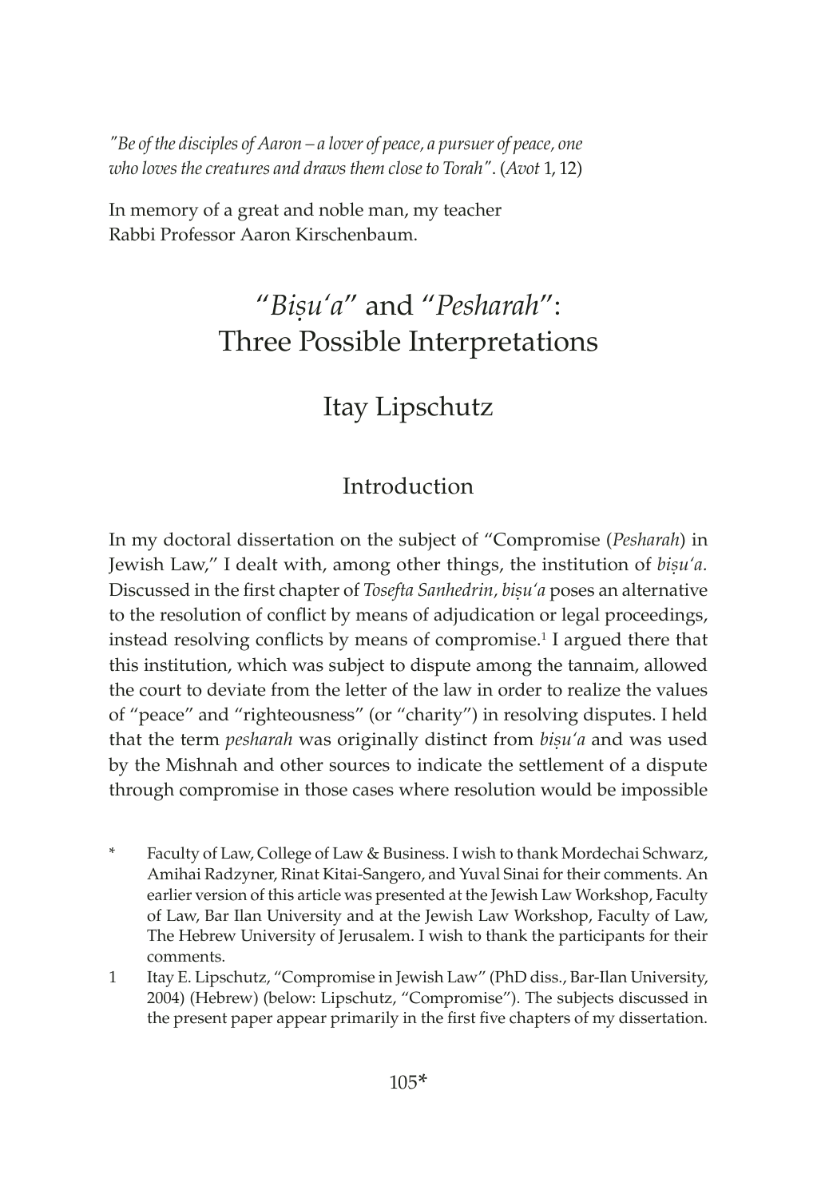*"Be of the disciples of Aaron – a lover of peace, a pursuer of peace, one who loves the creatures and draws them close to Torah"*. (*Avot* 1, 12)

In memory of a great and noble man, my teacher Rabbi Professor Aaron Kirschenbaum.

# "*Biṣu'a*" and "*Pesharah*": Three Possible Interpretations

## Itay Lipschutz

### Introduction

In my doctoral dissertation on the subject of "Compromise (*Pesharah*) in Jewish Law," I dealt with, among other things, the institution of *biṣu'a.* Discussed in the first chapter of *Tosefta Sanhedrin*, *biṣu'a* poses an alternative to the resolution of conflict by means of adjudication or legal proceedings, instead resolving conflicts by means of compromise.[1] I argued there that this institution, which was subject to dispute among the tannaim, allowed the court to deviate from the letter of the law in order to realize the values of "peace" and "righteousness" (or "charity") in resolving disputes. I held that the term *pesharah* was originally distinct from *biṣu'a* and was used by the Mishnah and other sources to indicate the settlement of a dispute through compromise in those cases where resolution would be impossible

\* Faculty of Law, College of Law & Business. I wish to thank Mordechai Schwarz, Amihai Radzyner, Rinat Kitai-Sangero, and Yuval Sinai for their comments. An earlier version of this article was presented at the Jewish Law Workshop, Faculty of Law, Bar Ilan University and at the Jewish Law Workshop, Faculty of Law, The Hebrew University of Jerusalem. I wish to thank the participants for their comments.

1 Itay E. Lipschutz, "Compromise in Jewish Law" (PhD diss., Bar-Ilan University, 2004) (Hebrew) (below: Lipschutz, "Compromise"). The subjects discussed in the present paper appear primarily in the first five chapters of my dissertation.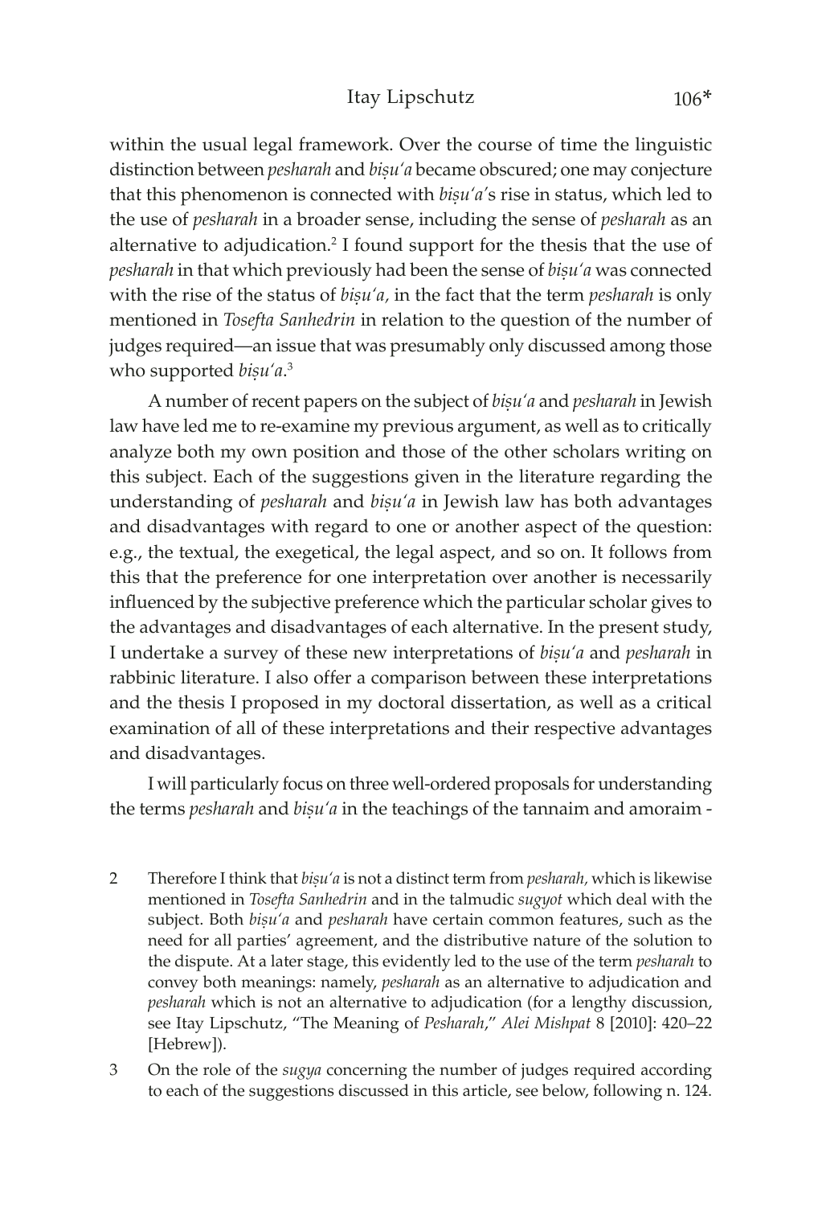within the usual legal framework. Over the course of time the linguistic distinction between *pesharah* and *biṣu'a* became obscured; one may conjecture that this phenomenon is connected with *biṣu'a*'s rise in status, which led to the use of *pesharah* in a broader sense, including the sense of *pesharah* as an alternative to adjudication.[2] I found support for the thesis that the use of *pesharah* in that which previously had been the sense of *biṣu'a* was connected with the rise of the status of *biṣu'a,* in the fact that the term *pesharah* is only mentioned in *Tosefta Sanhedrin* in relation to the question of the number of judges required—an issue that was presumably only discussed among those who supported *biṣu'a*.[3]

A number of recent papers on the subject of *biṣu'a* and *pesharah* in Jewish law have led me to re-examine my previous argument, as well as to critically analyze both my own position and those of the other scholars writing on this subject. Each of the suggestions given in the literature regarding the understanding of *pesharah* and *biṣu'a* in Jewish law has both advantages and disadvantages with regard to one or another aspect of the question: e.g., the textual, the exegetical, the legal aspect, and so on. It follows from this that the preference for one interpretation over another is necessarily influenced by the subjective preference which the particular scholar gives to the advantages and disadvantages of each alternative. In the present study, I undertake a survey of these new interpretations of *biṣu'a* and *pesharah* in rabbinic literature. I also offer a comparison between these interpretations and the thesis I proposed in my doctoral dissertation, as well as a critical examination of all of these interpretations and their respective advantages and disadvantages.

I will particularly focus on three well-ordered proposals for understanding the terms *pesharah* and *biṣu'a* in the teachings of the tannaim and amoraim -

---

2 Therefore I think that *biṣu'a* is not a distinct term from *pesharah,* which is likewise mentioned in *Tosefta Sanhedrin* and in the talmudic *sugyot* which deal with the subject. Both *biṣu'a* and *pesharah* have certain common features, such as the need for all parties' agreement, and the distributive nature of the solution to the dispute. At a later stage, this evidently led to the use of the term *pesharah* to convey both meanings: namely, *pesharah* as an alternative to adjudication and *pesharah* which is not an alternative to adjudication (for a lengthy discussion, see Itay Lipschutz, "The Meaning of *Pesharah*," *Alei Mishpat* 8 [2010]: 420–22 [Hebrew]).

3 On the role of the *sugya* concerning the number of judges required according to each of the suggestions discussed in this article, see below, following n. 124.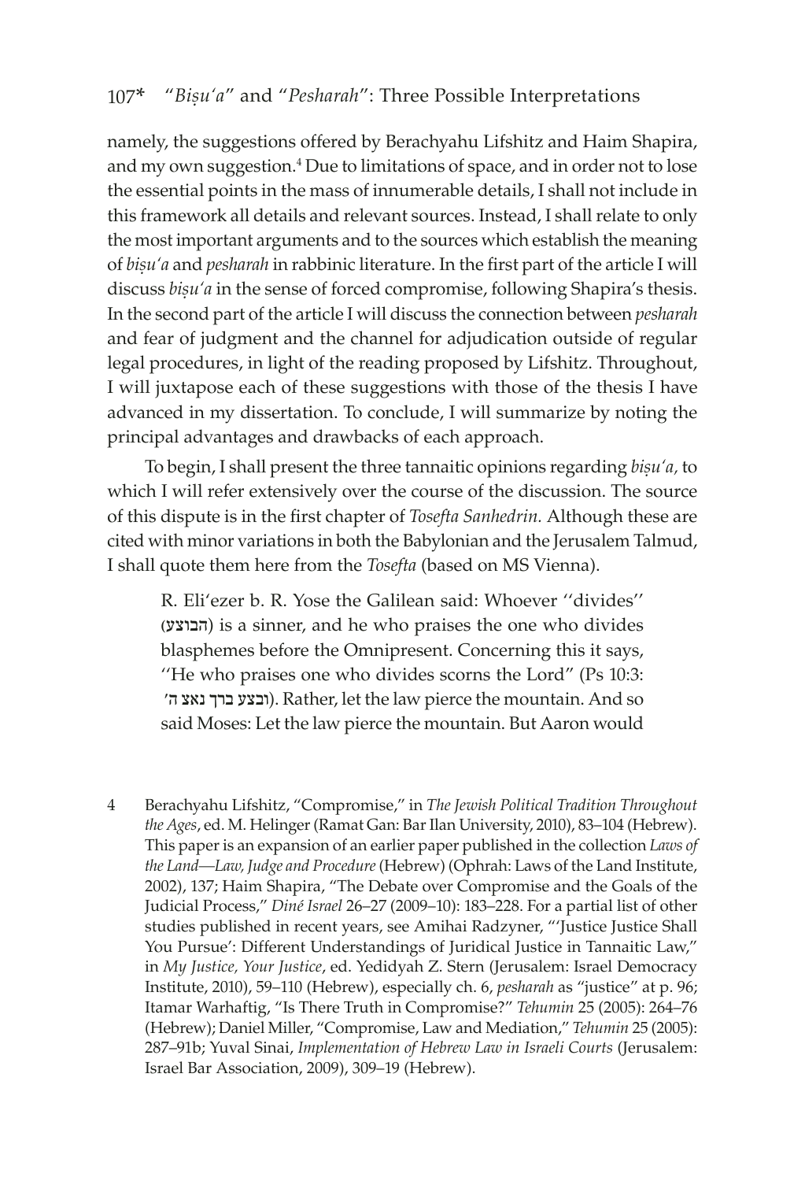namely, the suggestions offered by Berachyahu Lifshitz and Haim Shapira, and my own suggestion.[4] Due to limitations of space, and in order not to lose the essential points in the mass of innumerable details, I shall not include in this framework all details and relevant sources. Instead, I shall relate to only the most important arguments and to the sources which establish the meaning of *biṣu'a* and *pesharah* in rabbinic literature. In the first part of the article I will discuss *biṣu'a* in the sense of forced compromise, following Shapira's thesis. In the second part of the article I will discuss the connection between *pesharah* and fear of judgment and the channel for adjudication outside of regular legal procedures, in light of the reading proposed by Lifshitz. Throughout, I will juxtapose each of these suggestions with those of the thesis I have advanced in my dissertation. To conclude, I will summarize by noting the principal advantages and drawbacks of each approach.

To begin, I shall present the three tannaitic opinions regarding *biṣu'a,* to which I will refer extensively over the course of the discussion. The source of this dispute is in the first chapter of *Tosefta Sanhedrin.* Although these are cited with minor variations in both the Babylonian and the Jerusalem Talmud, I shall quote them here from the *Tosefta* (based on MS Vienna).

> R. Eli'ezer b. R. Yose the Galilean said: Whoever ''divides'' (הבוצע) is a sinner, and he who praises the one who divides blasphemes before the Omnipresent. Concerning this it says, ''He who praises one who divides scorns the Lord'' (Ps 10:3: ובצע ברך נאצ ה'). Rather, let the law pierce the mountain. And so said Moses: Let the law pierce the mountain. But Aaron would

4 Berachyahu Lifshitz, "Compromise," in *The Jewish Political Tradition Throughout the Ages*, ed. M. Helinger (Ramat Gan: Bar Ilan University, 2010), 83–104 (Hebrew). This paper is an expansion of an earlier paper published in the collection *Laws of the Land—Law, Judge and Procedure* (Hebrew) (Ophrah: Laws of the Land Institute, 2002), 137; Haim Shapira, "The Debate over Compromise and the Goals of the Judicial Process," *Diné Israel* 26–27 (2009–10): 183–228. For a partial list of other studies published in recent years, see Amihai Radzyner, "'Justice Justice Shall You Pursue': Different Understandings of Juridical Justice in Tannaitic Law," in *My Justice, Your Justice*, ed. Yedidyah Z. Stern (Jerusalem: Israel Democracy Institute, 2010), 59–110 (Hebrew), especially ch. 6, *pesharah* as "justice" at p. 96; Itamar Warhaftig, "Is There Truth in Compromise?" *Tehumin* 25 (2005): 264–76 (Hebrew); Daniel Miller, "Compromise, Law and Mediation," *Tehumin* 25 (2005): 287–91b; Yuval Sinai, *Implementation of Hebrew Law in Israeli Courts* (Jerusalem: Israel Bar Association, 2009), 309–19 (Hebrew).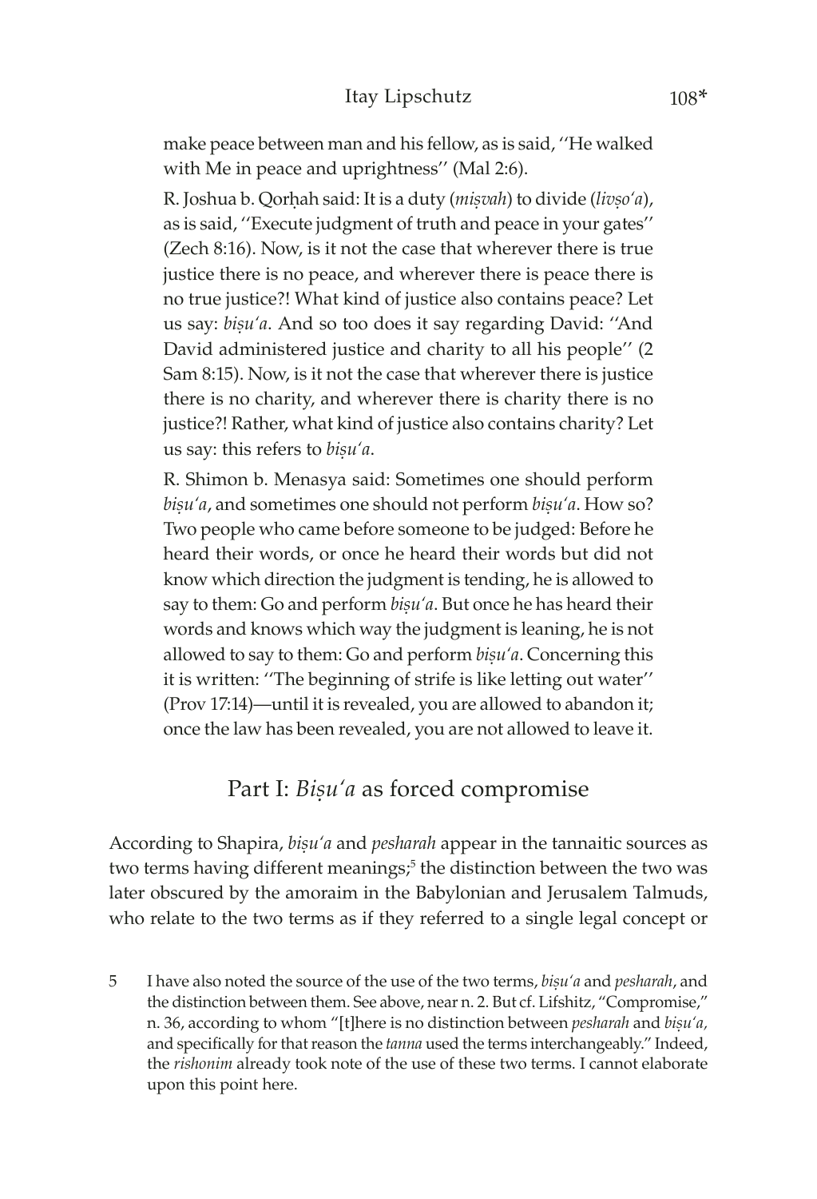make peace between man and his fellow, as is said, ''He walked with Me in peace and uprightness'' (Mal 2:6).

R. Joshua b. Qorḥah said: It is a duty (*miṣvah*) to divide (*livṣoʿa*), as is said, ''Execute judgment of truth and peace in your gates'' (Zech 8:16). Now, is it not the case that wherever there is true justice there is no peace, and wherever there is peace there is no true justice?! What kind of justice also contains peace? Let us say: *biṣuʿa*. And so too does it say regarding David: ''And David administered justice and charity to all his people'' (2 Sam 8:15). Now, is it not the case that wherever there is justice there is no charity, and wherever there is charity there is no justice?! Rather, what kind of justice also contains charity? Let us say: this refers to *biṣuʿa*.

R. Shimon b. Menasya said: Sometimes one should perform *biṣuʿa*, and sometimes one should not perform *biṣuʿa*. How so? Two people who came before someone to be judged: Before he heard their words, or once he heard their words but did not know which direction the judgment is tending, he is allowed to say to them: Go and perform *biṣuʿa*. But once he has heard their words and knows which way the judgment is leaning, he is not allowed to say to them: Go and perform *biṣuʿa*. Concerning this it is written: ''The beginning of strife is like letting out water'' (Prov 17:14)—until it is revealed, you are allowed to abandon it; once the law has been revealed, you are not allowed to leave it.

## Part I: *Biṣuʿa* as forced compromise

According to Shapira, *biṣuʿa* and *pesharah* appear in the tannaitic sources as two terms having different meanings;[5] the distinction between the two was later obscured by the amoraim in the Babylonian and Jerusalem Talmuds, who relate to the two terms as if they referred to a single legal concept or

5 I have also noted the source of the use of the two terms, *biṣuʿa* and *pesharah*, and the distinction between them. See above, near n. 2. But cf. Lifshitz, "Compromise," n. 36, according to whom "[t]here is no distinction between *pesharah* and *biṣuʿa*, and specifically for that reason the *tanna* used the terms interchangeably." Indeed, the *rishonim* already took note of the use of these two terms. I cannot elaborate upon this point here.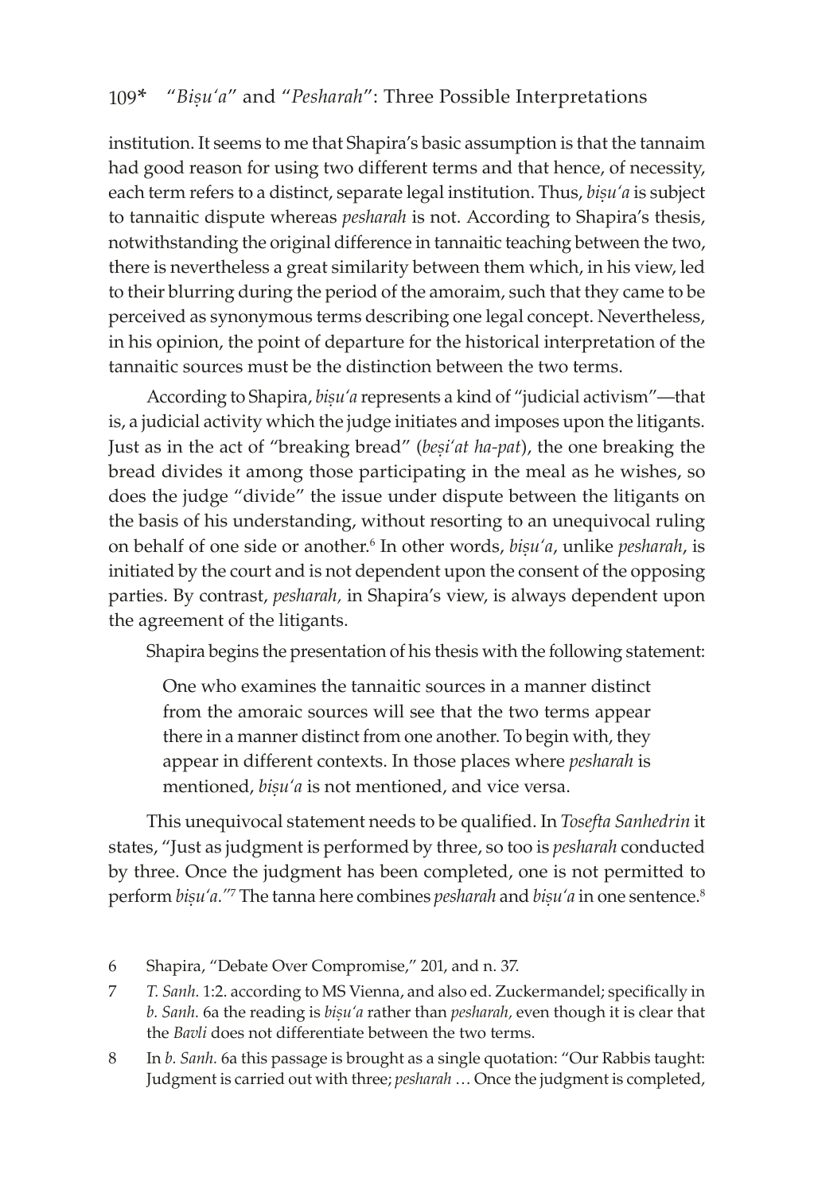institution. It seems to me that Shapira's basic assumption is that the tannaim had good reason for using two different terms and that hence, of necessity, each term refers to a distinct, separate legal institution. Thus, *biṣu'a* is subject to tannaitic dispute whereas *pesharah* is not. According to Shapira's thesis, notwithstanding the original difference in tannaitic teaching between the two, there is nevertheless a great similarity between them which, in his view, led to their blurring during the period of the amoraim, such that they came to be perceived as synonymous terms describing one legal concept. Nevertheless, in his opinion, the point of departure for the historical interpretation of the tannaitic sources must be the distinction between the two terms.

According to Shapira, *biṣu'a* represents a kind of "judicial activism"—that is, a judicial activity which the judge initiates and imposes upon the litigants. Just as in the act of "breaking bread" (*beṣi'at ha-pat*), the one breaking the bread divides it among those participating in the meal as he wishes, so does the judge "divide" the issue under dispute between the litigants on the basis of his understanding, without resorting to an unequivocal ruling on behalf of one side or another.[6] In other words, *biṣu'a*, unlike *pesharah*, is initiated by the court and is not dependent upon the consent of the opposing parties. By contrast, *pesharah,* in Shapira's view, is always dependent upon the agreement of the litigants.

Shapira begins the presentation of his thesis with the following statement:

> One who examines the tannaitic sources in a manner distinct from the amoraic sources will see that the two terms appear there in a manner distinct from one another. To begin with, they appear in different contexts. In those places where *pesharah* is mentioned, *biṣu'a* is not mentioned, and vice versa.

This unequivocal statement needs to be qualified. In *Tosefta Sanhedrin* it states, "Just as judgment is performed by three, so too is *pesharah* conducted by three. Once the judgment has been completed, one is not permitted to perform *biṣu'a."*[7] The tanna here combines *pesharah* and *biṣu'a* in one sentence.[8]

6 Shapira, "Debate Over Compromise," 201, and n. 37.

7 *T. Sanh.* 1:2. according to MS Vienna, and also ed. Zuckermandel; specifically in *b. Sanh.* 6a the reading is *biṣu'a* rather than *pesharah,* even though it is clear that the *Bavli* does not differentiate between the two terms.

8 In *b. Sanh.* 6a this passage is brought as a single quotation: "Our Rabbis taught: Judgment is carried out with three; *pesharah* … Once the judgment is completed,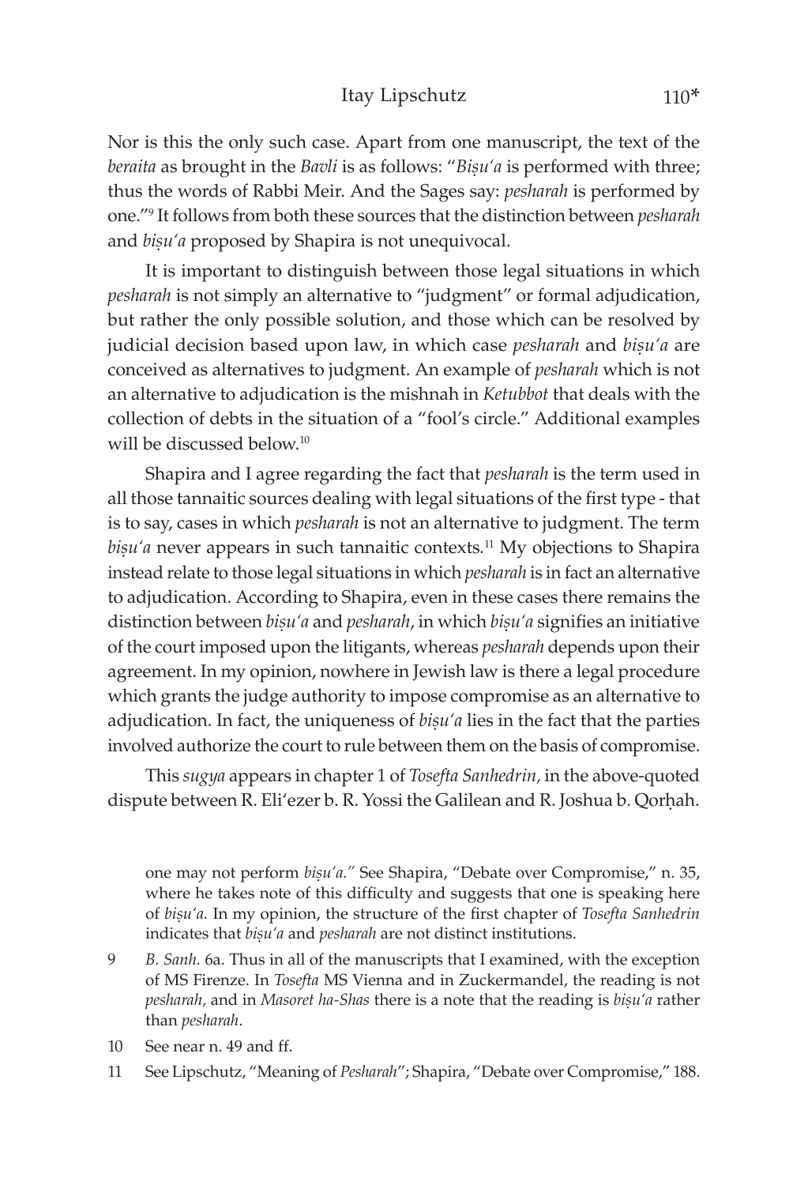Nor is this the only such case. Apart from one manuscript, the text of the *beraita* as brought in the *Bavli* is as follows: "*Biṣu'a* is performed with three; thus the words of Rabbi Meir. And the Sages say: *pesharah* is performed by one."[9] It follows from both these sources that the distinction between *pesharah* and *biṣu'a* proposed by Shapira is not unequivocal.

It is important to distinguish between those legal situations in which *pesharah* is not simply an alternative to "judgment" or formal adjudication, but rather the only possible solution, and those which can be resolved by judicial decision based upon law, in which case *pesharah* and *biṣu'a* are conceived as alternatives to judgment. An example of *pesharah* which is not an alternative to adjudication is the mishnah in *Ketubbot* that deals with the collection of debts in the situation of a "fool's circle." Additional examples will be discussed below.[10]

Shapira and I agree regarding the fact that *pesharah* is the term used in all those tannaitic sources dealing with legal situations of the first type - that is to say, cases in which *pesharah* is not an alternative to judgment. The term *biṣu'a* never appears in such tannaitic contexts.[11] My objections to Shapira instead relate to those legal situations in which *pesharah* is in fact an alternative to adjudication. According to Shapira, even in these cases there remains the distinction between *biṣu'a* and *pesharah*, in which *biṣu'a* signifies an initiative of the court imposed upon the litigants, whereas *pesharah* depends upon their agreement. In my opinion, nowhere in Jewish law is there a legal procedure which grants the judge authority to impose compromise as an alternative to adjudication. In fact, the uniqueness of *biṣu'a* lies in the fact that the parties involved authorize the court to rule between them on the basis of compromise.

This *sugya* appears in chapter 1 of *Tosefta Sanhedrin,* in the above-quoted dispute between R. Eli'ezer b. R. Yossi the Galilean and R. Joshua b. Qorḥah.

---

one may not perform *biṣu'a."* See Shapira, "Debate over Compromise," n. 35, where he takes note of this difficulty and suggests that one is speaking here of *biṣu'a.* In my opinion, the structure of the first chapter of *Tosefta Sanhedrin* indicates that *biṣu'a* and *pesharah* are not distinct institutions.

9 *B. Sanh.* 6a. Thus in all of the manuscripts that I examined, with the exception of MS Firenze. In *Tosefta* MS Vienna and in Zuckermandel, the reading is not *pesharah,* and in *Masoret ha-Shas* there is a note that the reading is *biṣu'a* rather than *pesharah*.

10 See near n. 49 and ff.

11 See Lipschutz, "Meaning of *Pesharah*"; Shapira, "Debate over Compromise," 188.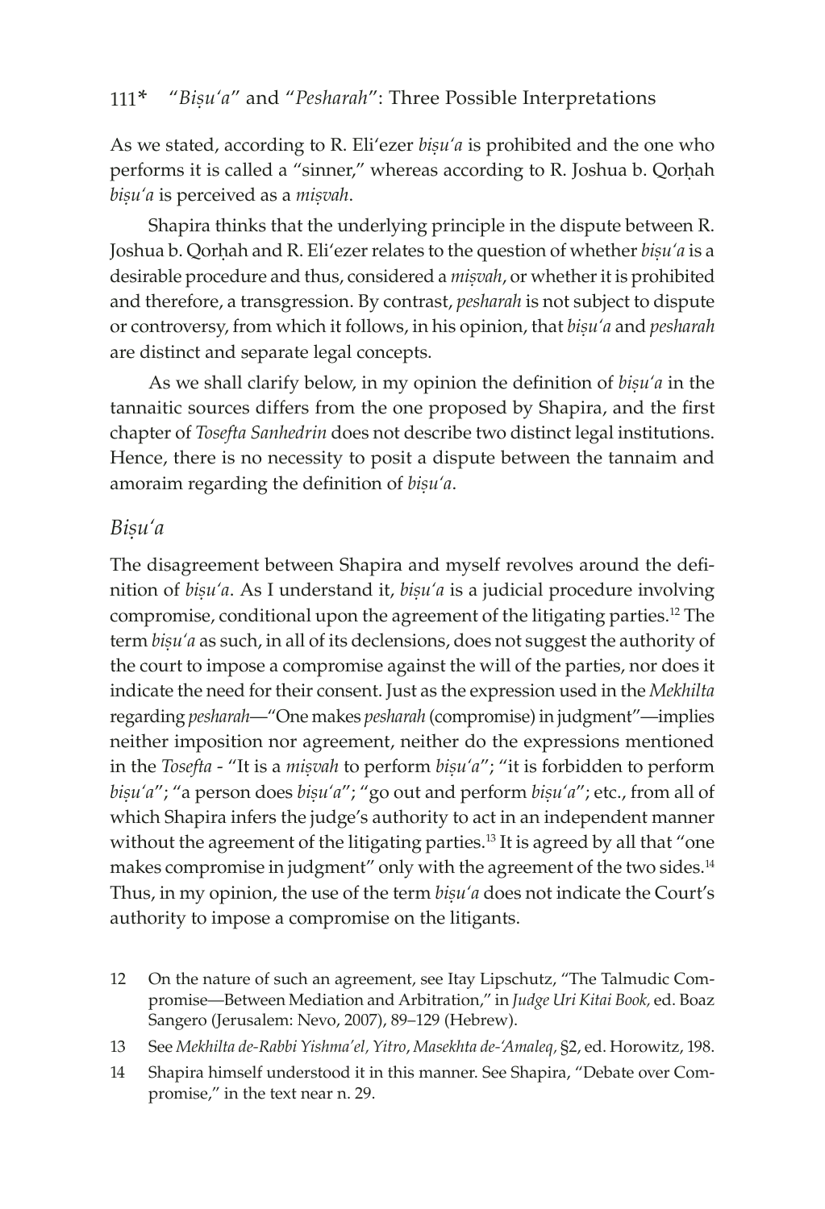As we stated, according to R. Eli'ezer *biṣu'a* is prohibited and the one who performs it is called a "sinner," whereas according to R. Joshua b. Qorḥah *biṣu'a* is perceived as a *miṣvah*.

Shapira thinks that the underlying principle in the dispute between R. Joshua b. Qorḥah and R. Eli'ezer relates to the question of whether *biṣu'a* is a desirable procedure and thus, considered a *miṣvah*, or whether it is prohibited and therefore, a transgression. By contrast, *pesharah* is not subject to dispute or controversy, from which it follows, in his opinion, that *biṣu'a* and *pesharah* are distinct and separate legal concepts.

As we shall clarify below, in my opinion the definition of *biṣu'a* in the tannaitic sources differs from the one proposed by Shapira, and the first chapter of *Tosefta Sanhedrin* does not describe two distinct legal institutions. Hence, there is no necessity to posit a dispute between the tannaim and amoraim regarding the definition of *biṣu'a*.

## *Biṣu'a*

The disagreement between Shapira and myself revolves around the definition of *biṣu'a*. As I understand it, *biṣu'a* is a judicial procedure involving compromise, conditional upon the agreement of the litigating parties.[12] The term *biṣu'a* as such, in all of its declensions, does not suggest the authority of the court to impose a compromise against the will of the parties, nor does it indicate the need for their consent. Just as the expression used in the *Mekhilta* regarding *pesharah*—"One makes *pesharah* (compromise) in judgment"—implies neither imposition nor agreement, neither do the expressions mentioned in the *Tosefta* - "It is a *miṣvah* to perform *biṣu'a*"; "it is forbidden to perform *biṣu'a*"; "a person does *biṣu'a*"; "go out and perform *biṣu'a*"; etc., from all of which Shapira infers the judge's authority to act in an independent manner without the agreement of the litigating parties.[13] It is agreed by all that "one makes compromise in judgment" only with the agreement of the two sides.[14] Thus, in my opinion, the use of the term *biṣu'a* does not indicate the Court's authority to impose a compromise on the litigants.

12 On the nature of such an agreement, see Itay Lipschutz, "The Talmudic Compromise—Between Mediation and Arbitration," in *Judge Uri Kitai Book,* ed. Boaz Sangero (Jerusalem: Nevo, 2007), 89–129 (Hebrew).

13 See *Mekhilta de-Rabbi Yishma'el, Yitro*, *Masekhta de-'Amaleq,* §2, ed. Horowitz, 198.

14 Shapira himself understood it in this manner. See Shapira, "Debate over Compromise," in the text near n. 29.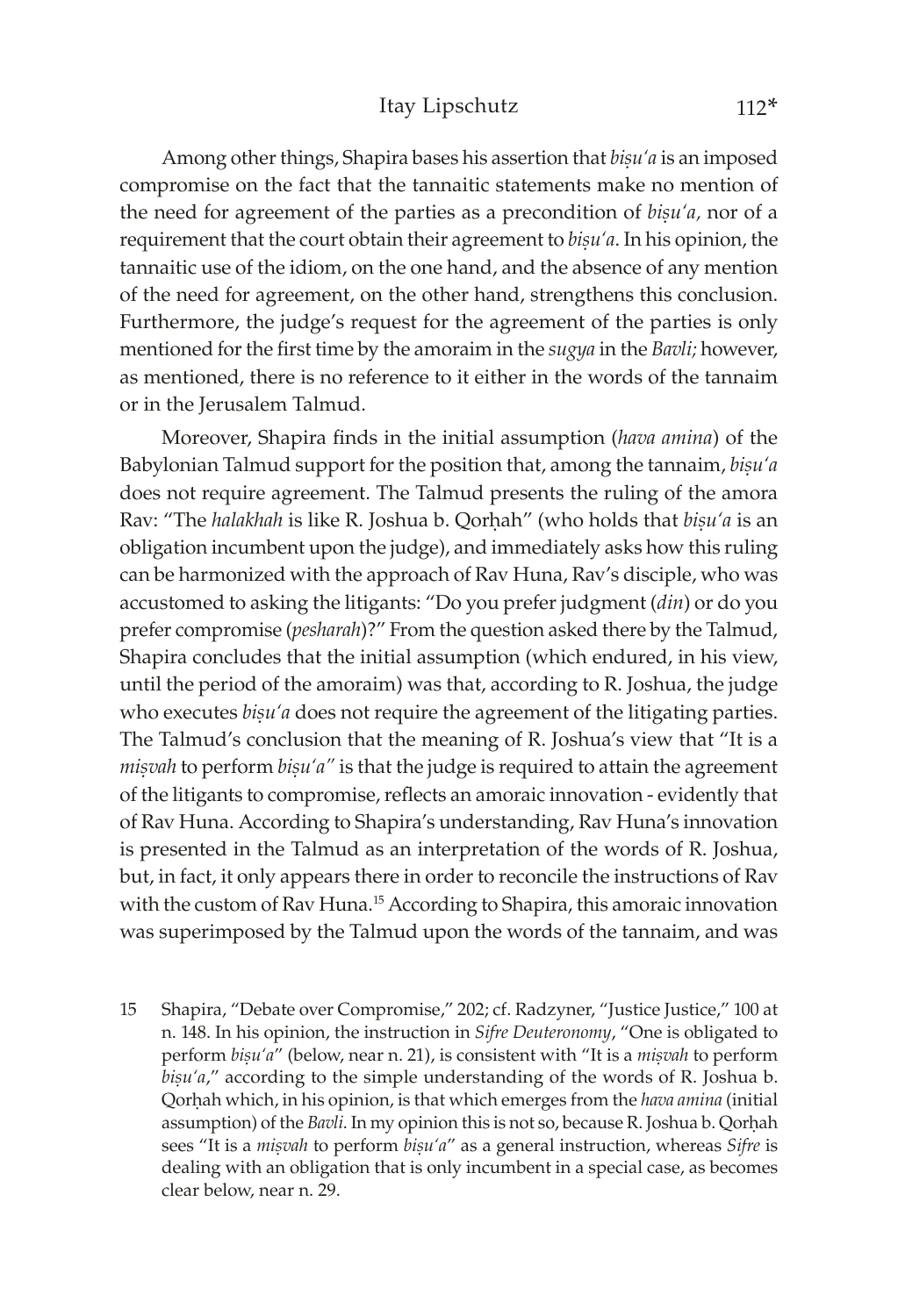Among other things, Shapira bases his assertion that *biṣu'a* is an imposed compromise on the fact that the tannaitic statements make no mention of the need for agreement of the parties as a precondition of *biṣu'a,* nor of a requirement that the court obtain their agreement to *biṣu'a*. In his opinion, the tannaitic use of the idiom, on the one hand, and the absence of any mention of the need for agreement, on the other hand, strengthens this conclusion. Furthermore, the judge's request for the agreement of the parties is only mentioned for the first time by the amoraim in the *sugya* in the *Bavli;* however, as mentioned, there is no reference to it either in the words of the tannaim or in the Jerusalem Talmud.

Moreover, Shapira finds in the initial assumption (*hava amina*) of the Babylonian Talmud support for the position that, among the tannaim, *biṣu'a* does not require agreement. The Talmud presents the ruling of the amora Rav: "The *halakhah* is like R. Joshua b. Qorḥah" (who holds that *biṣu'a* is an obligation incumbent upon the judge), and immediately asks how this ruling can be harmonized with the approach of Rav Huna, Rav's disciple, who was accustomed to asking the litigants: "Do you prefer judgment (*din*) or do you prefer compromise (*pesharah*)?" From the question asked there by the Talmud, Shapira concludes that the initial assumption (which endured, in his view, until the period of the amoraim) was that, according to R. Joshua, the judge who executes *biṣu'a* does not require the agreement of the litigating parties. The Talmud's conclusion that the meaning of R. Joshua's view that "It is a *miṣvah* to perform *biṣu'a"* is that the judge is required to attain the agreement of the litigants to compromise, reflects an amoraic innovation - evidently that of Rav Huna. According to Shapira's understanding, Rav Huna's innovation is presented in the Talmud as an interpretation of the words of R. Joshua, but, in fact, it only appears there in order to reconcile the instructions of Rav with the custom of Rav Huna.[15] According to Shapira, this amoraic innovation was superimposed by the Talmud upon the words of the tannaim, and was

15 Shapira, "Debate over Compromise," 202; cf. Radzyner, "Justice Justice," 100 at n. 148. In his opinion, the instruction in *Sifre Deuteronomy*, "One is obligated to perform *biṣu'a*" (below, near n. 21), is consistent with "It is a *miṣvah* to perform *biṣu'a*," according to the simple understanding of the words of R. Joshua b. Qorḥah which, in his opinion, is that which emerges from the *hava amina* (initial assumption) of the *Bavli*. In my opinion this is not so, because R. Joshua b. Qorḥah sees "It is a *miṣvah* to perform *biṣu'a*" as a general instruction, whereas *Sifre* is dealing with an obligation that is only incumbent in a special case, as becomes clear below, near n. 29.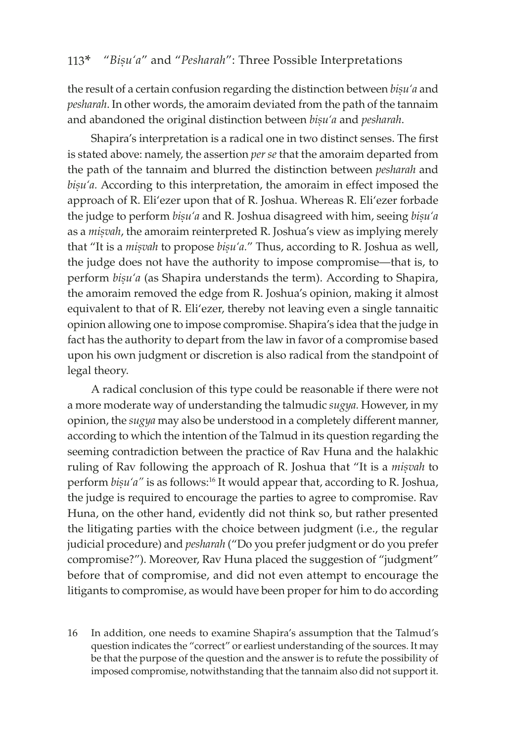the result of a certain confusion regarding the distinction between *biṣu'a* and *pesharah*. In other words, the amoraim deviated from the path of the tannaim and abandoned the original distinction between *biṣu'a* and *pesharah*.

Shapira's interpretation is a radical one in two distinct senses. The first is stated above: namely, the assertion *per se* that the amoraim departed from the path of the tannaim and blurred the distinction between *pesharah* and *biṣu'a.* According to this interpretation, the amoraim in effect imposed the approach of R. Eli'ezer upon that of R. Joshua. Whereas R. Eli'ezer forbade the judge to perform *biṣu'a* and R. Joshua disagreed with him, seeing *biṣu'a* as a *miṣvah*, the amoraim reinterpreted R. Joshua's view as implying merely that "It is a *miṣvah* to propose *biṣu'a.*" Thus, according to R. Joshua as well, the judge does not have the authority to impose compromise—that is, to perform *biṣu'a* (as Shapira understands the term). According to Shapira, the amoraim removed the edge from R. Joshua's opinion, making it almost equivalent to that of R. Eli'ezer, thereby not leaving even a single tannaitic opinion allowing one to impose compromise. Shapira's idea that the judge in fact has the authority to depart from the law in favor of a compromise based upon his own judgment or discretion is also radical from the standpoint of legal theory.

A radical conclusion of this type could be reasonable if there were not a more moderate way of understanding the talmudic *sugya.* However, in my opinion, the *sugya* may also be understood in a completely different manner, according to which the intention of the Talmud in its question regarding the seeming contradiction between the practice of Rav Huna and the halakhic ruling of Rav following the approach of R. Joshua that "It is a *miṣvah* to perform *biṣu'a"* is as follows:[16] It would appear that, according to R. Joshua, the judge is required to encourage the parties to agree to compromise. Rav Huna, on the other hand, evidently did not think so, but rather presented the litigating parties with the choice between judgment (i.e., the regular judicial procedure) and *pesharah* ("Do you prefer judgment or do you prefer compromise?"). Moreover, Rav Huna placed the suggestion of "judgment" before that of compromise, and did not even attempt to encourage the litigants to compromise, as would have been proper for him to do according

16 In addition, one needs to examine Shapira's assumption that the Talmud's question indicates the "correct" or earliest understanding of the sources. It may be that the purpose of the question and the answer is to refute the possibility of imposed compromise, notwithstanding that the tannaim also did not support it.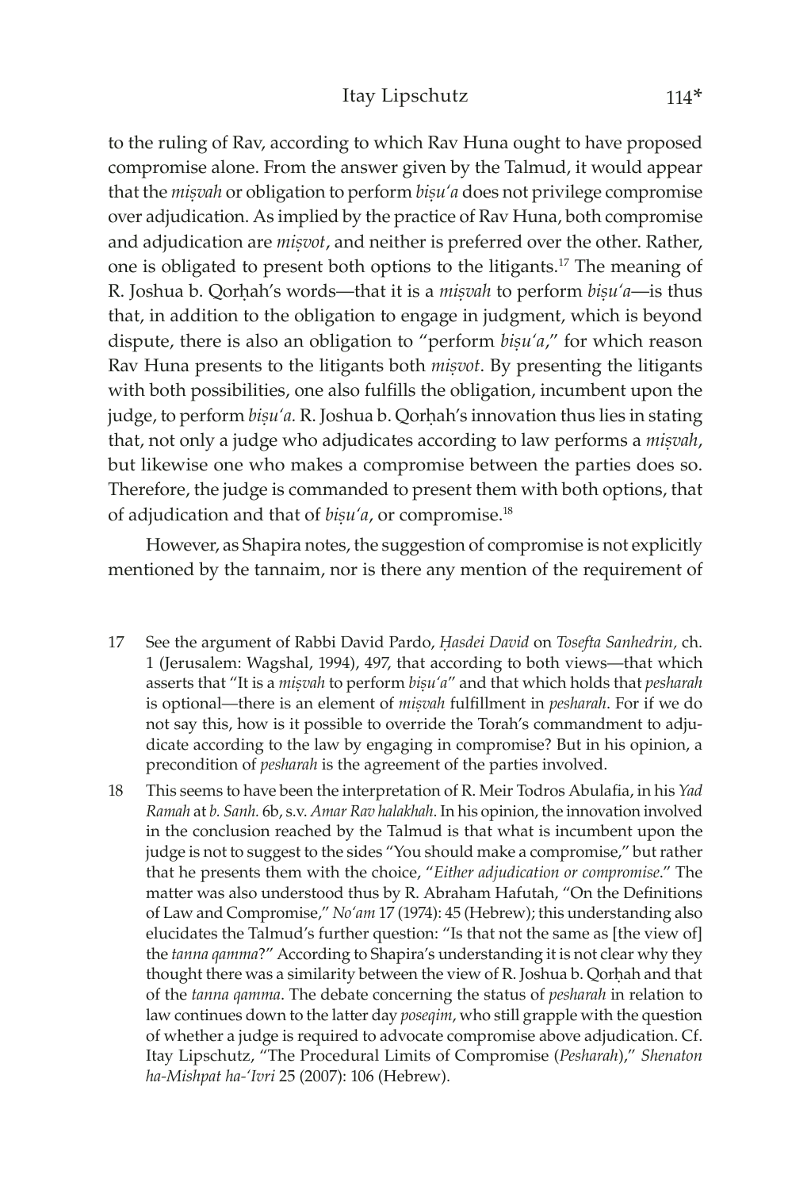to the ruling of Rav, according to which Rav Huna ought to have proposed compromise alone. From the answer given by the Talmud, it would appear that the *miṣvah* or obligation to perform *biṣu'a* does not privilege compromise over adjudication. As implied by the practice of Rav Huna, both compromise and adjudication are *miṣvot*, and neither is preferred over the other. Rather, one is obligated to present both options to the litigants.[17] The meaning of R. Joshua b. Qorḥah's words—that it is a *miṣvah* to perform *biṣu'a*—is thus that, in addition to the obligation to engage in judgment, which is beyond dispute, there is also an obligation to "perform *biṣu'a*," for which reason Rav Huna presents to the litigants both *miṣvot*. By presenting the litigants with both possibilities, one also fulfills the obligation, incumbent upon the judge, to perform *biṣu'a*. R. Joshua b. Qorḥah's innovation thus lies in stating that, not only a judge who adjudicates according to law performs a *miṣvah*, but likewise one who makes a compromise between the parties does so. Therefore, the judge is commanded to present them with both options, that of adjudication and that of *biṣu'a*, or compromise.[18]

However, as Shapira notes, the suggestion of compromise is not explicitly mentioned by the tannaim, nor is there any mention of the requirement of

17 See the argument of Rabbi David Pardo, *Ḥasdei David* on *Tosefta Sanhedrin*, ch. 1 (Jerusalem: Wagshal, 1994), 497, that according to both views—that which asserts that "It is a *miṣvah* to perform *biṣu'a*" and that which holds that *pesharah* is optional—there is an element of *miṣvah* fulfillment in *pesharah*. For if we do not say this, how is it possible to override the Torah's commandment to adjudicate according to the law by engaging in compromise? But in his opinion, a precondition of *pesharah* is the agreement of the parties involved.

18 This seems to have been the interpretation of R. Meir Todros Abulafia, in his *Yad Ramah* at *b. Sanh.* 6b, s.v. *Amar Rav halakhah*. In his opinion, the innovation involved in the conclusion reached by the Talmud is that what is incumbent upon the judge is not to suggest to the sides "You should make a compromise," but rather that he presents them with the choice, "*Either adjudication or compromise*." The matter was also understood thus by R. Abraham Hafutah, "On the Definitions of Law and Compromise," *No'am* 17 (1974): 45 (Hebrew); this understanding also elucidates the Talmud's further question: "Is that not the same as [the view of] the *tanna qamma*?" According to Shapira's understanding it is not clear why they thought there was a similarity between the view of R. Joshua b. Qorḥah and that of the *tanna qamma*. The debate concerning the status of *pesharah* in relation to law continues down to the latter day *poseqim*, who still grapple with the question of whether a judge is required to advocate compromise above adjudication. Cf. Itay Lipschutz, "The Procedural Limits of Compromise (*Pesharah*)," *Shenaton ha-Mishpat ha-'Ivri* 25 (2007): 106 (Hebrew).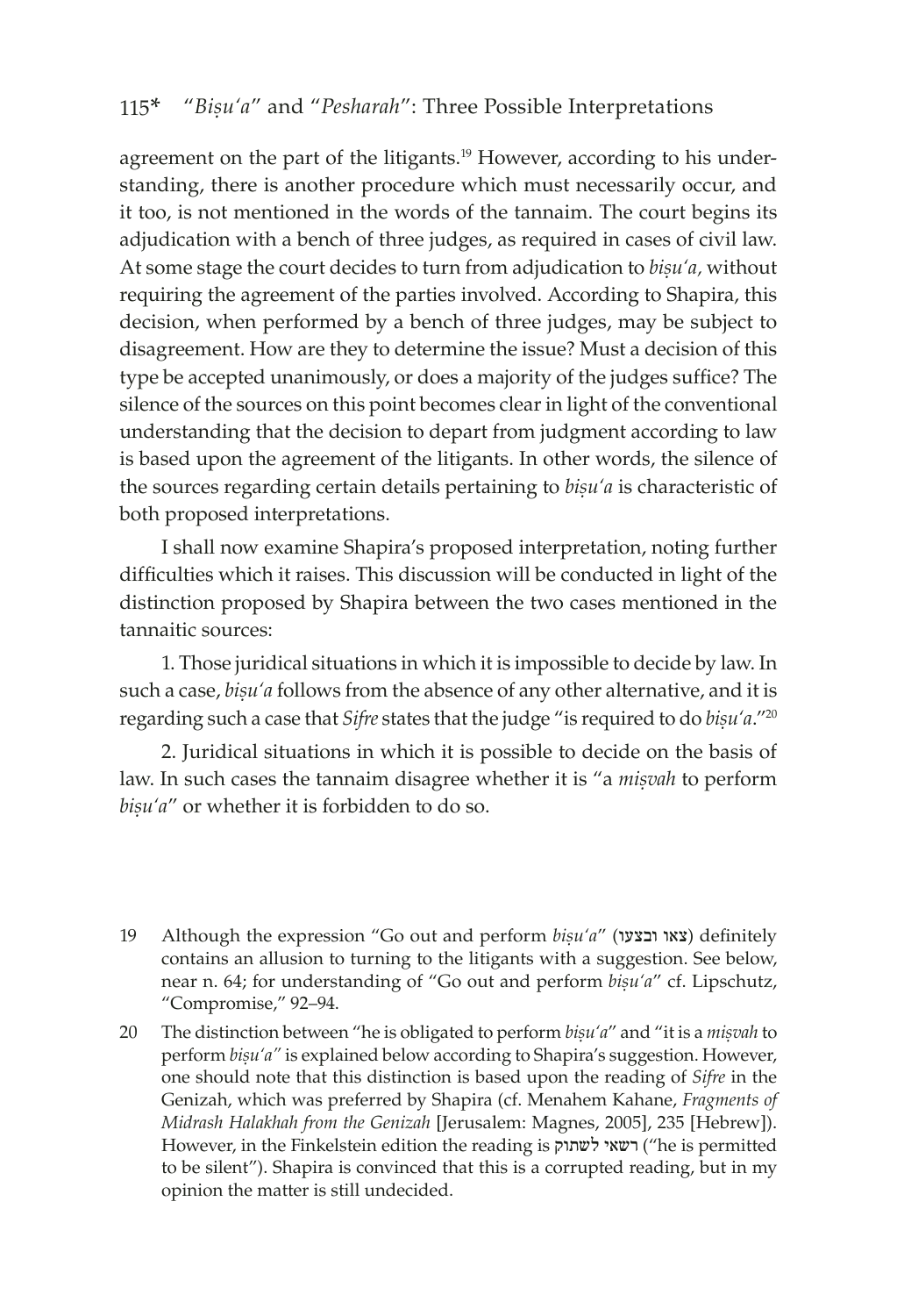agreement on the part of the litigants.[19] However, according to his understanding, there is another procedure which must necessarily occur, and it too, is not mentioned in the words of the tannaim. The court begins its adjudication with a bench of three judges, as required in cases of civil law. At some stage the court decides to turn from adjudication to *biṣu'a,* without requiring the agreement of the parties involved. According to Shapira, this decision, when performed by a bench of three judges, may be subject to disagreement. How are they to determine the issue? Must a decision of this type be accepted unanimously, or does a majority of the judges suffice? The silence of the sources on this point becomes clear in light of the conventional understanding that the decision to depart from judgment according to law is based upon the agreement of the litigants. In other words, the silence of the sources regarding certain details pertaining to *biṣu'a* is characteristic of both proposed interpretations.

I shall now examine Shapira's proposed interpretation, noting further difficulties which it raises. This discussion will be conducted in light of the distinction proposed by Shapira between the two cases mentioned in the tannaitic sources:

1. Those juridical situations in which it is impossible to decide by law. In such a case, *biṣu'a* follows from the absence of any other alternative, and it is regarding such a case that *Sifre* states that the judge "is required to do *biṣu'a*."[20]

2. Juridical situations in which it is possible to decide on the basis of law. In such cases the tannaim disagree whether it is "a *miṣvah* to perform *biṣu'a*" or whether it is forbidden to do so.

19 Although the expression "Go out and perform *biṣu'a*" (צאו ובצעו) definitely contains an allusion to turning to the litigants with a suggestion. See below, near n. 64; for understanding of "Go out and perform *biṣu'a*" cf. Lipschutz, "Compromise," 92–94.

20 The distinction between "he is obligated to perform *biṣu'a*" and "it is a *miṣvah* to perform *biṣu'a"* is explained below according to Shapira's suggestion. However, one should note that this distinction is based upon the reading of *Sifre* in the Genizah, which was preferred by Shapira (cf. Menahem Kahane, *Fragments of Midrash Halakhah from the Genizah* [Jerusalem: Magnes, 2005], 235 [Hebrew]). However, in the Finkelstein edition the reading is רשאי לשתוק ("he is permitted to be silent"). Shapira is convinced that this is a corrupted reading, but in my opinion the matter is still undecided.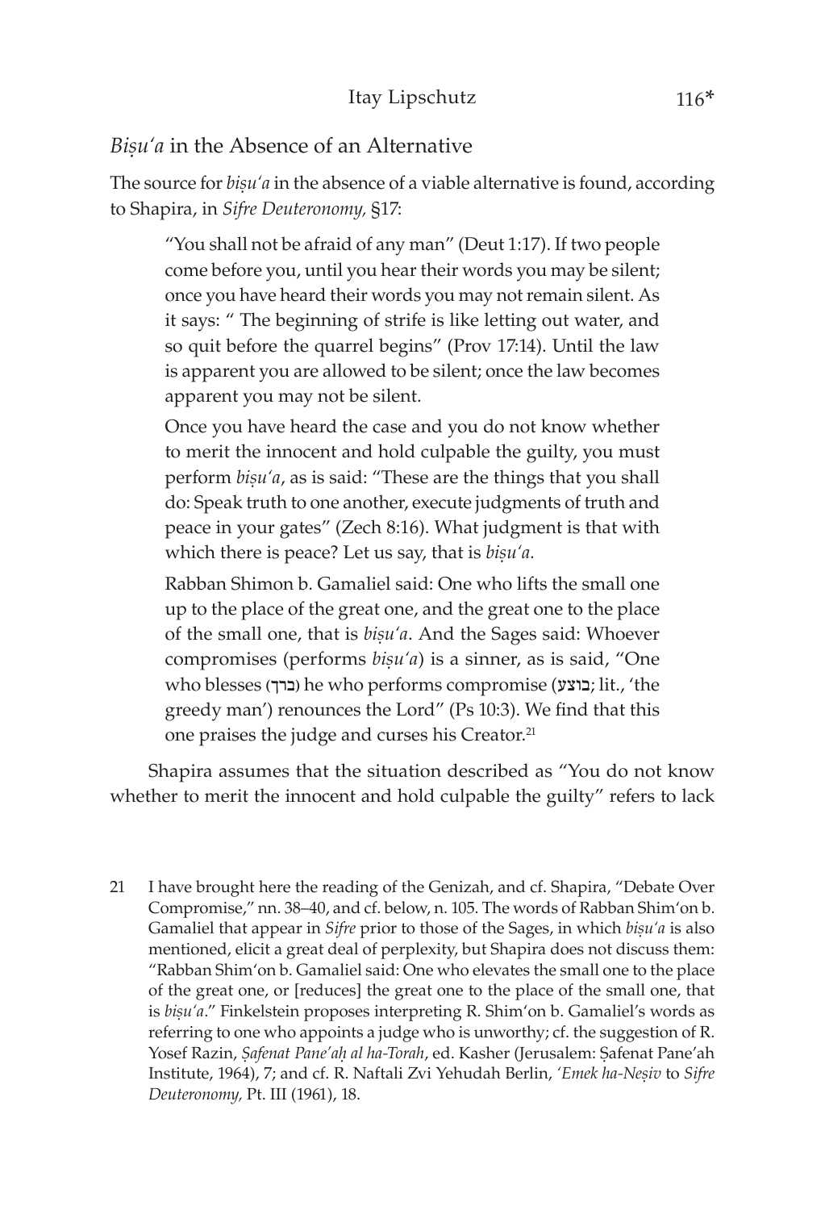## *Biṣu'a* in the Absence of an Alternative

The source for *biṣu'a* in the absence of a viable alternative is found, according to Shapira, in *Sifre Deuteronomy,* §17:

> "You shall not be afraid of any man" (Deut 1:17). If two people come before you, until you hear their words you may be silent; once you have heard their words you may not remain silent. As it says: " The beginning of strife is like letting out water, and so quit before the quarrel begins" (Prov 17:14). Until the law is apparent you are allowed to be silent; once the law becomes apparent you may not be silent.
>
> Once you have heard the case and you do not know whether to merit the innocent and hold culpable the guilty, you must perform *biṣu'a*, as is said: "These are the things that you shall do: Speak truth to one another, execute judgments of truth and peace in your gates" (Zech 8:16). What judgment is that with which there is peace? Let us say, that is *biṣu'a.*
>
> Rabban Shimon b. Gamaliel said: One who lifts the small one up to the place of the great one, and the great one to the place of the small one, that is *biṣu'a*. And the Sages said: Whoever compromises (performs *biṣu'a*) is a sinner, as is said, "One who blesses (ברך) he who performs compromise (בוצע; lit., 'the greedy man') renounces the Lord" (Ps 10:3). We find that this one praises the judge and curses his Creator.[21]

Shapira assumes that the situation described as "You do not know whether to merit the innocent and hold culpable the guilty" refers to lack

---

21 I have brought here the reading of the Genizah, and cf. Shapira, "Debate Over Compromise," nn. 38–40, and cf. below, n. 105. The words of Rabban Shim'on b. Gamaliel that appear in *Sifre* prior to those of the Sages, in which *biṣu'a* is also mentioned, elicit a great deal of perplexity, but Shapira does not discuss them: "Rabban Shim'on b. Gamaliel said: One who elevates the small one to the place of the great one, or [reduces] the great one to the place of the small one, that is *biṣu'a*." Finkelstein proposes interpreting R. Shim'on b. Gamaliel's words as referring to one who appoints a judge who is unworthy; cf. the suggestion of R. Yosef Razin, *Ṣafenat Pane'aḥ al ha-Torah*, ed. Kasher (Jerusalem: Ṣafenat Pane'ah Institute, 1964), 7; and cf. R. Naftali Zvi Yehudah Berlin, *'Emek ha-Neṣiv* to *Sifre Deuteronomy,* Pt. III (1961), 18.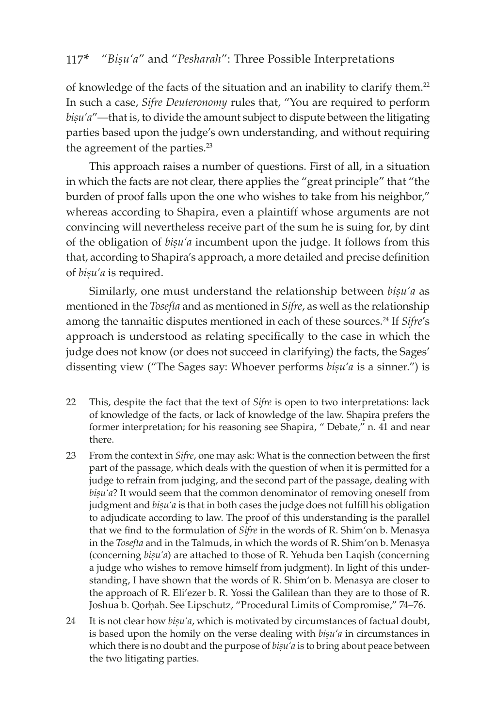of knowledge of the facts of the situation and an inability to clarify them.[22] In such a case, *Sifre Deuteronomy* rules that, "You are required to perform *biṣu'a*"—that is, to divide the amount subject to dispute between the litigating parties based upon the judge's own understanding, and without requiring the agreement of the parties.[23]

This approach raises a number of questions. First of all, in a situation in which the facts are not clear, there applies the "great principle" that "the burden of proof falls upon the one who wishes to take from his neighbor," whereas according to Shapira, even a plaintiff whose arguments are not convincing will nevertheless receive part of the sum he is suing for, by dint of the obligation of *biṣu'a* incumbent upon the judge. It follows from this that, according to Shapira's approach, a more detailed and precise definition of *biṣu'a* is required.

Similarly, one must understand the relationship between *biṣu'a* as mentioned in the *Tosefta* and as mentioned in *Sifre*, as well as the relationship among the tannaitic disputes mentioned in each of these sources.[24] If *Sifre*'s approach is understood as relating specifically to the case in which the judge does not know (or does not succeed in clarifying) the facts, the Sages' dissenting view ("The Sages say: Whoever performs *biṣu'a* is a sinner.") is

22 This, despite the fact that the text of *Sifre* is open to two interpretations: lack of knowledge of the facts, or lack of knowledge of the law. Shapira prefers the former interpretation; for his reasoning see Shapira, " Debate," n. 41 and near there.

23 From the context in *Sifre*, one may ask: What is the connection between the first part of the passage, which deals with the question of when it is permitted for a judge to refrain from judging, and the second part of the passage, dealing with *biṣu'a*? It would seem that the common denominator of removing oneself from judgment and *biṣu'a* is that in both cases the judge does not fulfill his obligation to adjudicate according to law. The proof of this understanding is the parallel that we find to the formulation of *Sifre* in the words of R. Shim'on b. Menasya in the *Tosefta* and in the Talmuds, in which the words of R. Shim'on b. Menasya (concerning *biṣu'a*) are attached to those of R. Yehuda ben Laqish (concerning a judge who wishes to remove himself from judgment). In light of this understanding, I have shown that the words of R. Shim'on b. Menasya are closer to the approach of R. Eli'ezer b. R. Yossi the Galilean than they are to those of R. Joshua b. Qorḥah. See Lipschutz, "Procedural Limits of Compromise," 74–76.

24 It is not clear how *biṣu'a*, which is motivated by circumstances of factual doubt, is based upon the homily on the verse dealing with *biṣu'a* in circumstances in which there is no doubt and the purpose of *biṣu'a* is to bring about peace between the two litigating parties.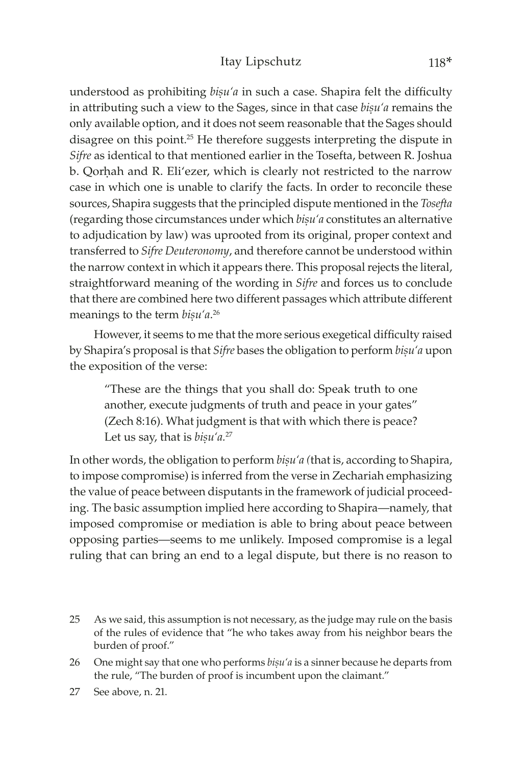understood as prohibiting *biṣu'a* in such a case. Shapira felt the difficulty in attributing such a view to the Sages, since in that case *biṣu'a* remains the only available option, and it does not seem reasonable that the Sages should disagree on this point.[25] He therefore suggests interpreting the dispute in *Sifre* as identical to that mentioned earlier in the Tosefta, between R. Joshua b. Qorḥah and R. Eli'ezer, which is clearly not restricted to the narrow case in which one is unable to clarify the facts. In order to reconcile these sources, Shapira suggests that the principled dispute mentioned in the *Tosefta* (regarding those circumstances under which *biṣu'a* constitutes an alternative to adjudication by law) was uprooted from its original, proper context and transferred to *Sifre Deuteronomy*, and therefore cannot be understood within the narrow context in which it appears there. This proposal rejects the literal, straightforward meaning of the wording in *Sifre* and forces us to conclude that there are combined here two different passages which attribute different meanings to the term *biṣu'a*.[26]

However, it seems to me that the more serious exegetical difficulty raised by Shapira's proposal is that *Sifre* bases the obligation to perform *biṣu'a* upon the exposition of the verse:

> "These are the things that you shall do: Speak truth to one another, execute judgments of truth and peace in your gates" (Zech 8:16). What judgment is that with which there is peace? Let us say, that is *biṣu'a*.[27]

In other words, the obligation to perform *biṣu'a (*that is, according to Shapira, to impose compromise) is inferred from the verse in Zechariah emphasizing the value of peace between disputants in the framework of judicial proceeding. The basic assumption implied here according to Shapira—namely, that imposed compromise or mediation is able to bring about peace between opposing parties—seems to me unlikely. Imposed compromise is a legal ruling that can bring an end to a legal dispute, but there is no reason to

25 As we said, this assumption is not necessary, as the judge may rule on the basis of the rules of evidence that "he who takes away from his neighbor bears the burden of proof."

26 One might say that one who performs *biṣu'a* is a sinner because he departs from the rule, "The burden of proof is incumbent upon the claimant."

27 See above, n. 21.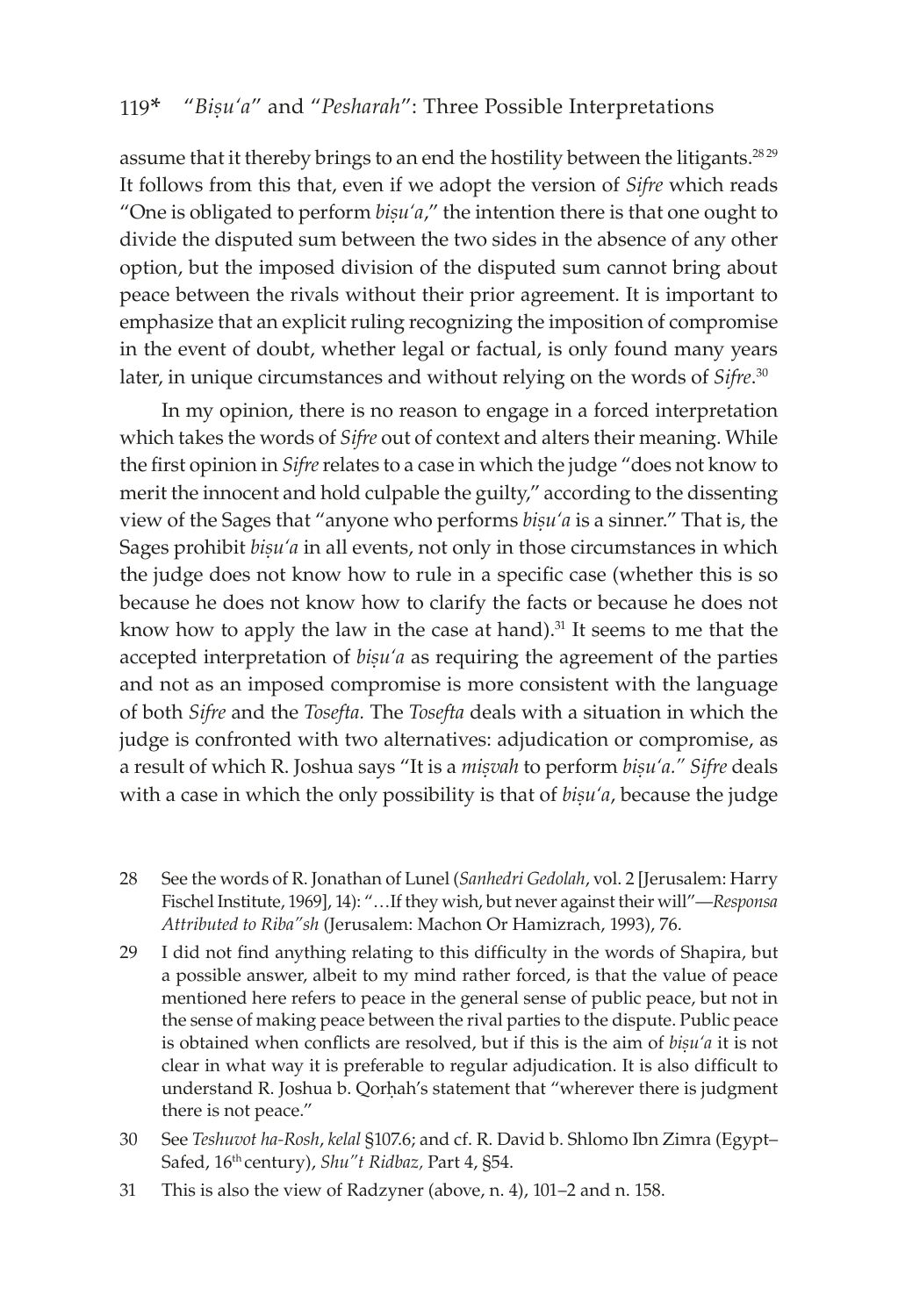assume that it thereby brings to an end the hostility between the litigants.[28 29] It follows from this that, even if we adopt the version of *Sifre* which reads "One is obligated to perform *biṣu'a*," the intention there is that one ought to divide the disputed sum between the two sides in the absence of any other option, but the imposed division of the disputed sum cannot bring about peace between the rivals without their prior agreement. It is important to emphasize that an explicit ruling recognizing the imposition of compromise in the event of doubt, whether legal or factual, is only found many years later, in unique circumstances and without relying on the words of *Sifre*.[30]

In my opinion, there is no reason to engage in a forced interpretation which takes the words of *Sifre* out of context and alters their meaning. While the first opinion in *Sifre* relates to a case in which the judge "does not know to merit the innocent and hold culpable the guilty," according to the dissenting view of the Sages that "anyone who performs *biṣu'a* is a sinner." That is, the Sages prohibit *biṣu'a* in all events, not only in those circumstances in which the judge does not know how to rule in a specific case (whether this is so because he does not know how to clarify the facts or because he does not know how to apply the law in the case at hand).[31] It seems to me that the accepted interpretation of *biṣu'a* as requiring the agreement of the parties and not as an imposed compromise is more consistent with the language of both *Sifre* and the *Tosefta*. The *Tosefta* deals with a situation in which the judge is confronted with two alternatives: adjudication or compromise, as a result of which R. Joshua says "It is a *miṣvah* to perform *biṣu'a*." *Sifre* deals with a case in which the only possibility is that of *biṣu'a*, because the judge

28 See the words of R. Jonathan of Lunel (*Sanhedri Gedolah*, vol. 2 [Jerusalem: Harry Fischel Institute, 1969], 14): "…If they wish, but never against their will"—*Responsa Attributed to Riba"sh* (Jerusalem: Machon Or Hamizrach, 1993), 76.

29 I did not find anything relating to this difficulty in the words of Shapira, but a possible answer, albeit to my mind rather forced, is that the value of peace mentioned here refers to peace in the general sense of public peace, but not in the sense of making peace between the rival parties to the dispute. Public peace is obtained when conflicts are resolved, but if this is the aim of *biṣu'a* it is not clear in what way it is preferable to regular adjudication. It is also difficult to understand R. Joshua b. Qorḥah's statement that "wherever there is judgment there is not peace."

30 See *Teshuvot ha-Rosh*, *kelal* §107.6; and cf. R. David b. Shlomo Ibn Zimra (Egypt–Safed, 16th century), *Shu"t Ridbaz,* Part 4, §54.

31 This is also the view of Radzyner (above, n. 4), 101–2 and n. 158.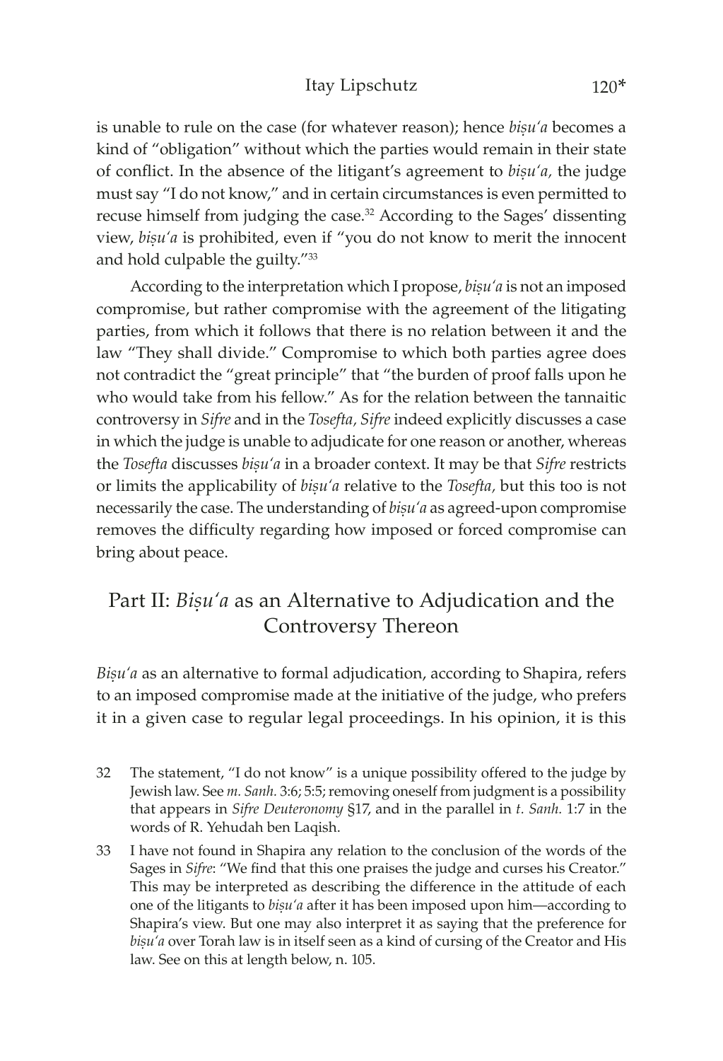is unable to rule on the case (for whatever reason); hence *biṣuʿa* becomes a kind of "obligation" without which the parties would remain in their state of conflict. In the absence of the litigant's agreement to *biṣuʿa,* the judge must say "I do not know," and in certain circumstances is even permitted to recuse himself from judging the case.[32] According to the Sages' dissenting view, *biṣuʿa* is prohibited, even if "you do not know to merit the innocent and hold culpable the guilty."[33]

According to the interpretation which I propose, *biṣuʿa* is not an imposed compromise, but rather compromise with the agreement of the litigating parties, from which it follows that there is no relation between it and the law "They shall divide." Compromise to which both parties agree does not contradict the "great principle" that "the burden of proof falls upon he who would take from his fellow." As for the relation between the tannaitic controversy in *Sifre* and in the *Tosefta, Sifre* indeed explicitly discusses a case in which the judge is unable to adjudicate for one reason or another, whereas the *Tosefta* discusses *biṣuʿa* in a broader context. It may be that *Sifre* restricts or limits the applicability of *biṣuʿa* relative to the *Tosefta,* but this too is not necessarily the case. The understanding of *biṣuʿa* as agreed-upon compromise removes the difficulty regarding how imposed or forced compromise can bring about peace.

## Part II: *Biṣuʿa* as an Alternative to Adjudication and the Controversy Thereon

*Biṣuʿa* as an alternative to formal adjudication, according to Shapira, refers to an imposed compromise made at the initiative of the judge, who prefers it in a given case to regular legal proceedings. In his opinion, it is this

---

32 The statement, "I do not know" is a unique possibility offered to the judge by Jewish law. See *m. Sanh.* 3:6; 5:5; removing oneself from judgment is a possibility that appears in *Sifre Deuteronomy* §17, and in the parallel in *t. Sanh.* 1:7 in the words of R. Yehudah ben Laqish.

33 I have not found in Shapira any relation to the conclusion of the words of the Sages in *Sifre*: "We find that this one praises the judge and curses his Creator." This may be interpreted as describing the difference in the attitude of each one of the litigants to *biṣuʿa* after it has been imposed upon him—according to Shapira's view. But one may also interpret it as saying that the preference for *biṣuʿa* over Torah law is in itself seen as a kind of cursing of the Creator and His law. See on this at length below, n. 105.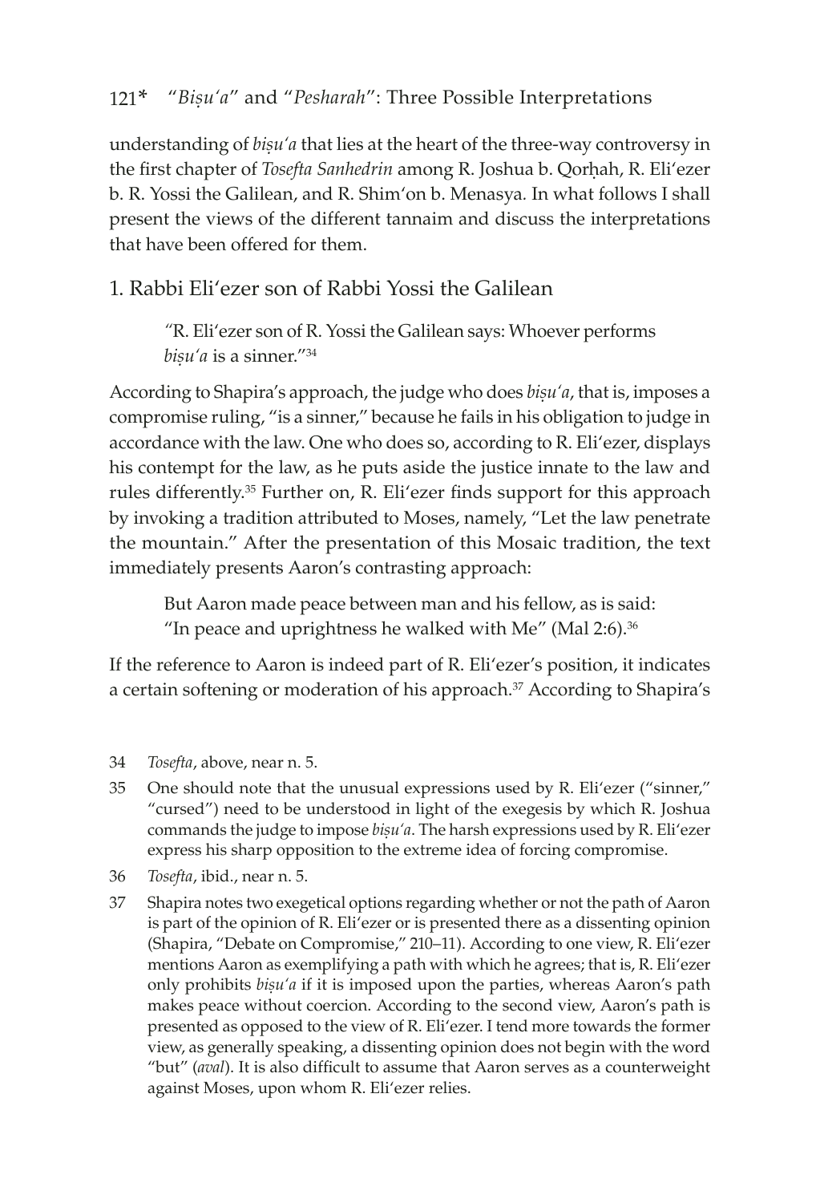understanding of *biṣu'a* that lies at the heart of the three-way controversy in the first chapter of *Tosefta Sanhedrin* among R. Joshua b. Qorḥah, R. Eli'ezer b. R. Yossi the Galilean, and R. Shim'on b. Menasya. In what follows I shall present the views of the different tannaim and discuss the interpretations that have been offered for them.

## 1. Rabbi Eli'ezer son of Rabbi Yossi the Galilean

> "R. Eli'ezer son of R. Yossi the Galilean says: Whoever performs *biṣu'a* is a sinner."[34]

According to Shapira's approach, the judge who does *biṣu'a*, that is, imposes a compromise ruling, "is a sinner," because he fails in his obligation to judge in accordance with the law. One who does so, according to R. Eli'ezer, displays his contempt for the law, as he puts aside the justice innate to the law and rules differently.[35] Further on, R. Eli'ezer finds support for this approach by invoking a tradition attributed to Moses, namely, "Let the law penetrate the mountain." After the presentation of this Mosaic tradition, the text immediately presents Aaron's contrasting approach:

> But Aaron made peace between man and his fellow, as is said: "In peace and uprightness he walked with Me" (Mal 2:6).[36]

If the reference to Aaron is indeed part of R. Eli'ezer's position, it indicates a certain softening or moderation of his approach.[37] According to Shapira's

---

34 *Tosefta*, above, near n. 5.

35 One should note that the unusual expressions used by R. Eli'ezer ("sinner," "cursed") need to be understood in light of the exegesis by which R. Joshua commands the judge to impose *biṣu'a*. The harsh expressions used by R. Eli'ezer express his sharp opposition to the extreme idea of forcing compromise.

36 *Tosefta*, ibid., near n. 5.

37 Shapira notes two exegetical options regarding whether or not the path of Aaron is part of the opinion of R. Eli'ezer or is presented there as a dissenting opinion (Shapira, "Debate on Compromise," 210–11). According to one view, R. Eli'ezer mentions Aaron as exemplifying a path with which he agrees; that is, R. Eli'ezer only prohibits *biṣu'a* if it is imposed upon the parties, whereas Aaron's path makes peace without coercion. According to the second view, Aaron's path is presented as opposed to the view of R. Eli'ezer. I tend more towards the former view, as generally speaking, a dissenting opinion does not begin with the word "but" (*aval*). It is also difficult to assume that Aaron serves as a counterweight against Moses, upon whom R. Eli'ezer relies.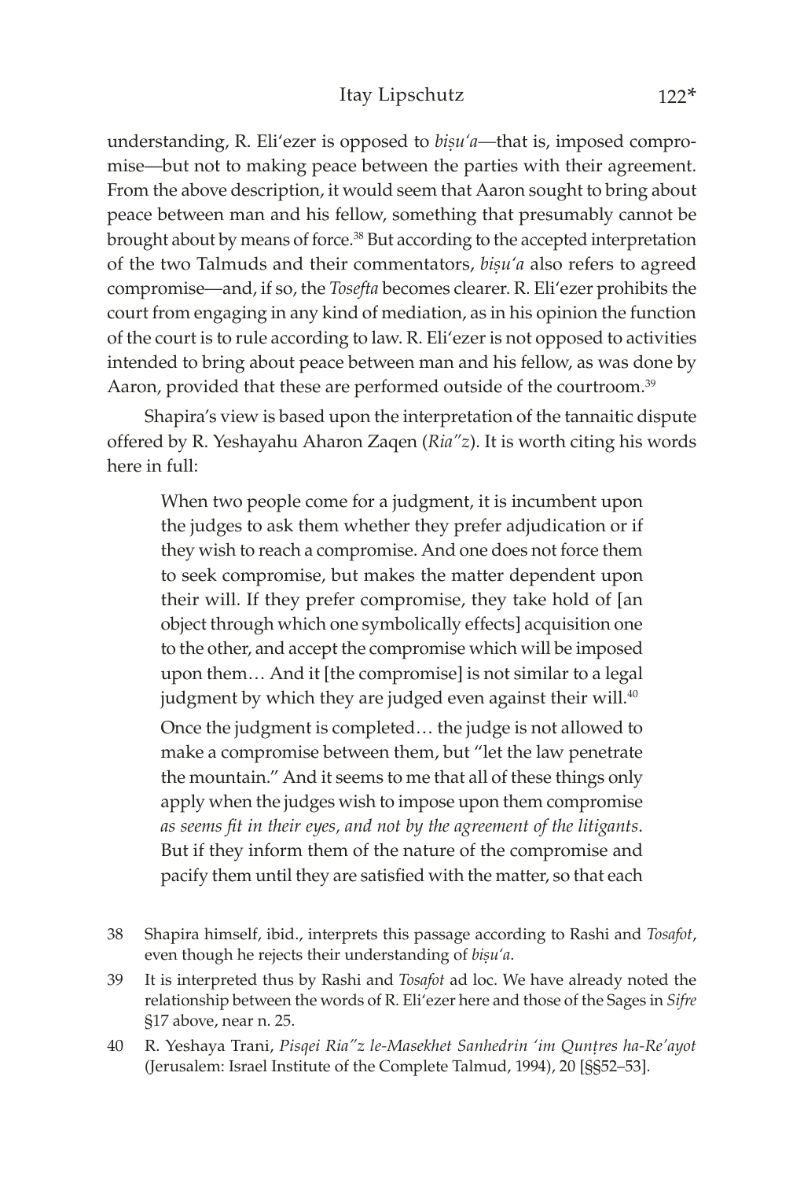understanding, R. Eli'ezer is opposed to *biṣu'a*—that is, imposed compromise—but not to making peace between the parties with their agreement. From the above description, it would seem that Aaron sought to bring about peace between man and his fellow, something that presumably cannot be brought about by means of force.[38] But according to the accepted interpretation of the two Talmuds and their commentators, *biṣu'a* also refers to agreed compromise—and, if so, the *Tosefta* becomes clearer. R. Eli'ezer prohibits the court from engaging in any kind of mediation, as in his opinion the function of the court is to rule according to law. R. Eli'ezer is not opposed to activities intended to bring about peace between man and his fellow, as was done by Aaron, provided that these are performed outside of the courtroom.[39]

Shapira's view is based upon the interpretation of the tannaitic dispute offered by R. Yeshayahu Aharon Zaqen (*Ria"z*). It is worth citing his words here in full:

> When two people come for a judgment, it is incumbent upon the judges to ask them whether they prefer adjudication or if they wish to reach a compromise. And one does not force them to seek compromise, but makes the matter dependent upon their will. If they prefer compromise, they take hold of [an object through which one symbolically effects] acquisition one to the other, and accept the compromise which will be imposed upon them… And it [the compromise] is not similar to a legal judgment by which they are judged even against their will.[40]
>
> Once the judgment is completed… the judge is not allowed to make a compromise between them, but "let the law penetrate the mountain." And it seems to me that all of these things only apply when the judges wish to impose upon them compromise *as seems fit in their eyes, and not by the agreement of the litigants*. But if they inform them of the nature of the compromise and pacify them until they are satisfied with the matter, so that each

38 Shapira himself, ibid., interprets this passage according to Rashi and *Tosafot*, even though he rejects their understanding of *biṣu'a*.

39 It is interpreted thus by Rashi and *Tosafot* ad loc. We have already noted the relationship between the words of R. Eli'ezer here and those of the Sages in *Sifre* §17 above, near n. 25.

40 R. Yeshaya Trani, *Pisqei Ria"z le-Masekhet Sanhedrin 'im Qunṭres ha-Re'ayot* (Jerusalem: Israel Institute of the Complete Talmud, 1994), 20 [§§52–53].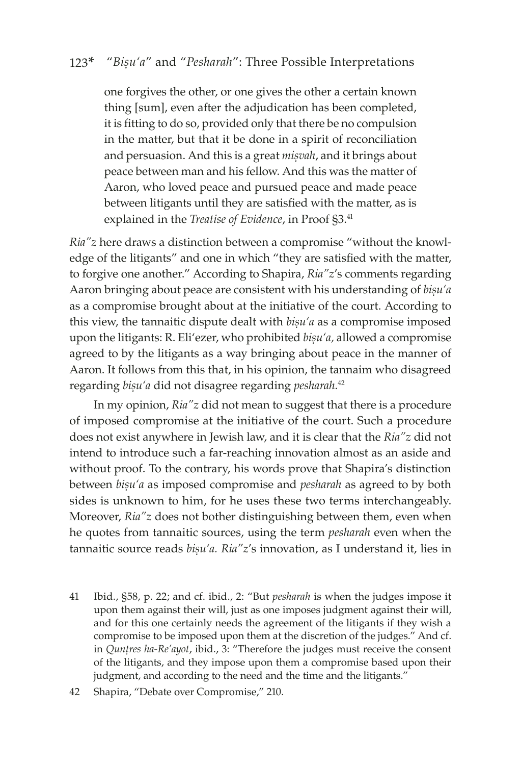> one forgives the other, or one gives the other a certain known thing [sum], even after the adjudication has been completed, it is fitting to do so, provided only that there be no compulsion in the matter, but that it be done in a spirit of reconciliation and persuasion. And this is a great *miṣvah*, and it brings about peace between man and his fellow. And this was the matter of Aaron, who loved peace and pursued peace and made peace between litigants until they are satisfied with the matter, as is explained in the *Treatise of Evidence*, in Proof §3.[41]

*Ria"z* here draws a distinction between a compromise "without the knowledge of the litigants" and one in which "they are satisfied with the matter, to forgive one another." According to Shapira, *Ria"z*'s comments regarding Aaron bringing about peace are consistent with his understanding of *biṣu'a* as a compromise brought about at the initiative of the court. According to this view, the tannaitic dispute dealt with *biṣu'a* as a compromise imposed upon the litigants: R. Eli'ezer, who prohibited *biṣu'a*, allowed a compromise agreed to by the litigants as a way bringing about peace in the manner of Aaron. It follows from this that, in his opinion, the tannaim who disagreed regarding *biṣu'a* did not disagree regarding *pesharah*.[42]

In my opinion, *Ria"z* did not mean to suggest that there is a procedure of imposed compromise at the initiative of the court. Such a procedure does not exist anywhere in Jewish law, and it is clear that the *Ria"z* did not intend to introduce such a far-reaching innovation almost as an aside and without proof. To the contrary, his words prove that Shapira's distinction between *biṣu'a* as imposed compromise and *pesharah* as agreed to by both sides is unknown to him, for he uses these two terms interchangeably. Moreover, *Ria"z* does not bother distinguishing between them, even when he quotes from tannaitic sources, using the term *pesharah* even when the tannaitic source reads *biṣu'a*. *Ria"z*'s innovation, as I understand it, lies in

---

41 Ibid., §58, p. 22; and cf. ibid., 2: "But *pesharah* is when the judges impose it upon them against their will, just as one imposes judgment against their will, and for this one certainly needs the agreement of the litigants if they wish a compromise to be imposed upon them at the discretion of the judges." And cf. in *Qunṭres ha-Re'ayot*, ibid., 3: "Therefore the judges must receive the consent of the litigants, and they impose upon them a compromise based upon their judgment, and according to the need and the time and the litigants."

42 Shapira, "Debate over Compromise," 210.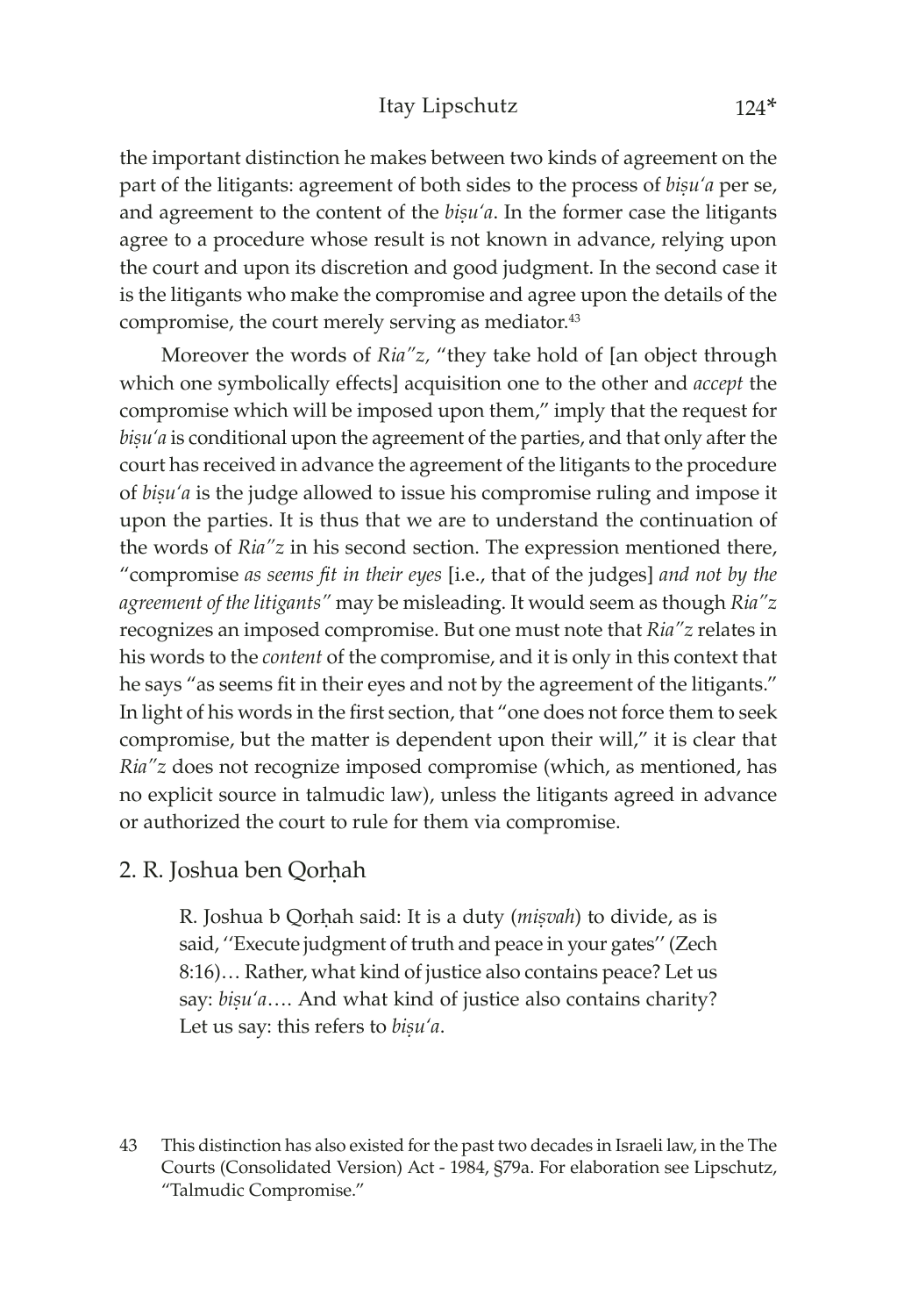the important distinction he makes between two kinds of agreement on the part of the litigants: agreement of both sides to the process of *biṣu'a* per se, and agreement to the content of the *biṣu'a*. In the former case the litigants agree to a procedure whose result is not known in advance, relying upon the court and upon its discretion and good judgment. In the second case it is the litigants who make the compromise and agree upon the details of the compromise, the court merely serving as mediator.[43]

Moreover the words of *Ria"z,* "they take hold of [an object through which one symbolically effects] acquisition one to the other and *accept* the compromise which will be imposed upon them," imply that the request for *biṣu'a* is conditional upon the agreement of the parties, and that only after the court has received in advance the agreement of the litigants to the procedure of *biṣu'a* is the judge allowed to issue his compromise ruling and impose it upon the parties. It is thus that we are to understand the continuation of the words of *Ria"z* in his second section. The expression mentioned there, "compromise *as seems fit in their eyes* [i.e., that of the judges] *and not by the agreement of the litigants"* may be misleading. It would seem as though *Ria"z* recognizes an imposed compromise. But one must note that *Ria"z* relates in his words to the *content* of the compromise, and it is only in this context that he says "as seems fit in their eyes and not by the agreement of the litigants." In light of his words in the first section, that "one does not force them to seek compromise, but the matter is dependent upon their will," it is clear that *Ria"z* does not recognize imposed compromise (which, as mentioned, has no explicit source in talmudic law), unless the litigants agreed in advance or authorized the court to rule for them via compromise.

## 2. R. Joshua ben Qorḥah

> R. Joshua b Qorḥah said: It is a duty (*miṣvah*) to divide, as is said, ''Execute judgment of truth and peace in your gates'' (Zech 8:16)… Rather, what kind of justice also contains peace? Let us say: *biṣu'a*…. And what kind of justice also contains charity? Let us say: this refers to *biṣu'a*.

43 This distinction has also existed for the past two decades in Israeli law, in the The Courts (Consolidated Version) Act - 1984, §79a. For elaboration see Lipschutz, "Talmudic Compromise."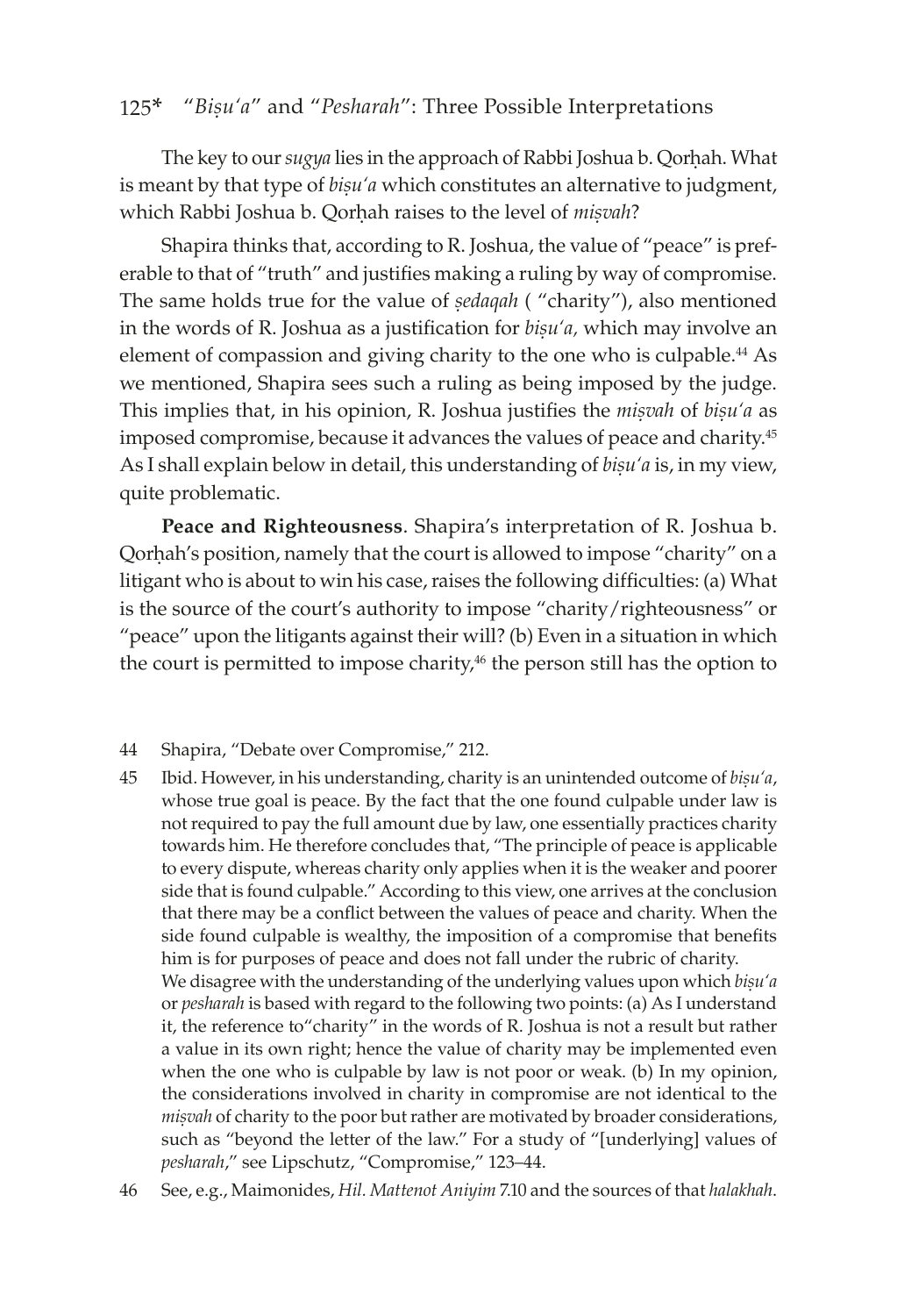The key to our *sugya* lies in the approach of Rabbi Joshua b. Qorḥah. What is meant by that type of *biṣu'a* which constitutes an alternative to judgment, which Rabbi Joshua b. Qorḥah raises to the level of *miṣvah*?

Shapira thinks that, according to R. Joshua, the value of "peace" is preferable to that of "truth" and justifies making a ruling by way of compromise. The same holds true for the value of *ṣedaqah* ( "charity"), also mentioned in the words of R. Joshua as a justification for *biṣu'a,* which may involve an element of compassion and giving charity to the one who is culpable.[44] As we mentioned, Shapira sees such a ruling as being imposed by the judge. This implies that, in his opinion, R. Joshua justifies the *miṣvah* of *biṣu'a* as imposed compromise, because it advances the values of peace and charity.[45] As I shall explain below in detail, this understanding of *biṣu'a* is, in my view, quite problematic.

**Peace and Righteousness**. Shapira's interpretation of R. Joshua b. Qorḥah's position, namely that the court is allowed to impose "charity" on a litigant who is about to win his case, raises the following difficulties: (a) What is the source of the court's authority to impose "charity/righteousness" or "peace" upon the litigants against their will? (b) Even in a situation in which the court is permitted to impose charity,[46] the person still has the option to

44 Shapira, "Debate over Compromise," 212.

45 Ibid. However, in his understanding, charity is an unintended outcome of *biṣu'a*, whose true goal is peace. By the fact that the one found culpable under law is not required to pay the full amount due by law, one essentially practices charity towards him. He therefore concludes that, "The principle of peace is applicable to every dispute, whereas charity only applies when it is the weaker and poorer side that is found culpable." According to this view, one arrives at the conclusion that there may be a conflict between the values of peace and charity. When the side found culpable is wealthy, the imposition of a compromise that benefits him is for purposes of peace and does not fall under the rubric of charity.
We disagree with the understanding of the underlying values upon which *biṣu'a* or *pesharah* is based with regard to the following two points: (a) As I understand it, the reference to"charity" in the words of R. Joshua is not a result but rather a value in its own right; hence the value of charity may be implemented even when the one who is culpable by law is not poor or weak. (b) In my opinion, the considerations involved in charity in compromise are not identical to the *miṣvah* of charity to the poor but rather are motivated by broader considerations, such as "beyond the letter of the law." For a study of "[underlying] values of *pesharah*," see Lipschutz, "Compromise," 123–44.

46 See, e.g., Maimonides, *Hil. Mattenot Aniyim* 7.10 and the sources of that *halakhah*.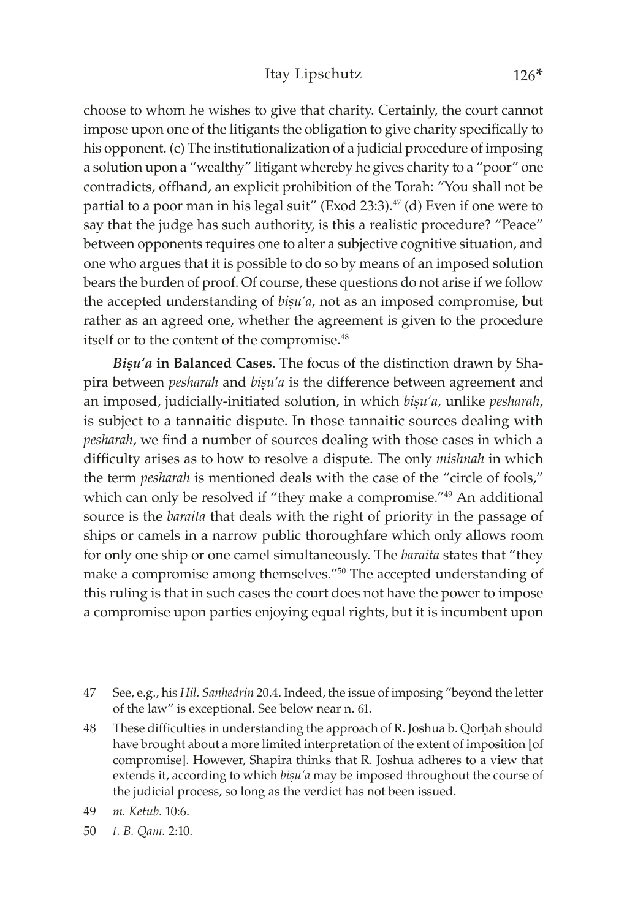choose to whom he wishes to give that charity. Certainly, the court cannot impose upon one of the litigants the obligation to give charity specifically to his opponent. (c) The institutionalization of a judicial procedure of imposing a solution upon a "wealthy" litigant whereby he gives charity to a "poor" one contradicts, offhand, an explicit prohibition of the Torah: "You shall not be partial to a poor man in his legal suit" (Exod 23:3).[47] (d) Even if one were to say that the judge has such authority, is this a realistic procedure? "Peace" between opponents requires one to alter a subjective cognitive situation, and one who argues that it is possible to do so by means of an imposed solution bears the burden of proof. Of course, these questions do not arise if we follow the accepted understanding of *biṣu'a*, not as an imposed compromise, but rather as an agreed one, whether the agreement is given to the procedure itself or to the content of the compromise.[48]

***Biṣu'a* in Balanced Cases**. The focus of the distinction drawn by Shapira between *pesharah* and *biṣu'a* is the difference between agreement and an imposed, judicially-initiated solution, in which *biṣu'a,* unlike *pesharah*, is subject to a tannaitic dispute. In those tannaitic sources dealing with *pesharah*, we find a number of sources dealing with those cases in which a difficulty arises as to how to resolve a dispute. The only *mishnah* in which the term *pesharah* is mentioned deals with the case of the "circle of fools," which can only be resolved if "they make a compromise."[49] An additional source is the *baraita* that deals with the right of priority in the passage of ships or camels in a narrow public thoroughfare which only allows room for only one ship or one camel simultaneously. The *baraita* states that "they make a compromise among themselves."[50] The accepted understanding of this ruling is that in such cases the court does not have the power to impose a compromise upon parties enjoying equal rights, but it is incumbent upon

47 See, e.g., his *Hil. Sanhedrin* 20.4. Indeed, the issue of imposing "beyond the letter of the law" is exceptional. See below near n. 61.

48 These difficulties in understanding the approach of R. Joshua b. Qorḥah should have brought about a more limited interpretation of the extent of imposition [of compromise]. However, Shapira thinks that R. Joshua adheres to a view that extends it, according to which *biṣu'a* may be imposed throughout the course of the judicial process, so long as the verdict has not been issued.

49 *m. Ketub.* 10:6.

50 *t. B. Qam.* 2:10.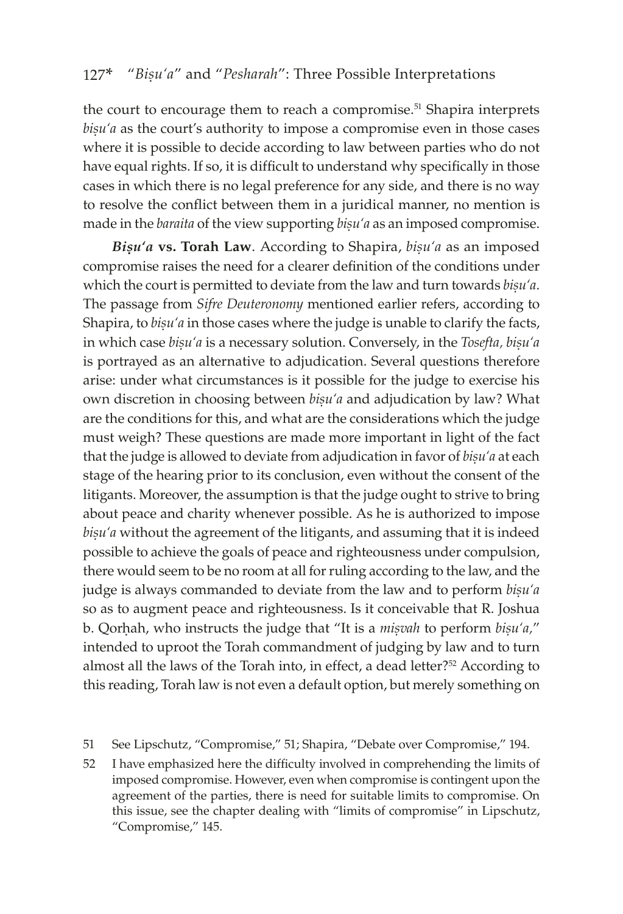the court to encourage them to reach a compromise.[51] Shapira interprets *biṣuʿa* as the court's authority to impose a compromise even in those cases where it is possible to decide according to law between parties who do not have equal rights. If so, it is difficult to understand why specifically in those cases in which there is no legal preference for any side, and there is no way to resolve the conflict between them in a juridical manner, no mention is made in the *baraita* of the view supporting *biṣuʿa* as an imposed compromise.

***Biṣuʿa* vs. Torah Law**. According to Shapira, *biṣuʿa* as an imposed compromise raises the need for a clearer definition of the conditions under which the court is permitted to deviate from the law and turn towards *biṣuʿa*. The passage from *Sifre Deuteronomy* mentioned earlier refers, according to Shapira, to *biṣuʿa* in those cases where the judge is unable to clarify the facts, in which case *biṣuʿa* is a necessary solution. Conversely, in the *Tosefta, biṣuʿa* is portrayed as an alternative to adjudication. Several questions therefore arise: under what circumstances is it possible for the judge to exercise his own discretion in choosing between *biṣuʿa* and adjudication by law? What are the conditions for this, and what are the considerations which the judge must weigh? These questions are made more important in light of the fact that the judge is allowed to deviate from adjudication in favor of *biṣuʿa* at each stage of the hearing prior to its conclusion, even without the consent of the litigants. Moreover, the assumption is that the judge ought to strive to bring about peace and charity whenever possible. As he is authorized to impose *biṣuʿa* without the agreement of the litigants, and assuming that it is indeed possible to achieve the goals of peace and righteousness under compulsion, there would seem to be no room at all for ruling according to the law, and the judge is always commanded to deviate from the law and to perform *biṣuʿa* so as to augment peace and righteousness. Is it conceivable that R. Joshua b. Qorḥah, who instructs the judge that "It is a *miṣvah* to perform *biṣuʿa*," intended to uproot the Torah commandment of judging by law and to turn almost all the laws of the Torah into, in effect, a dead letter?[52] According to this reading, Torah law is not even a default option, but merely something on

51 See Lipschutz, "Compromise," 51; Shapira, "Debate over Compromise," 194.

52 I have emphasized here the difficulty involved in comprehending the limits of imposed compromise. However, even when compromise is contingent upon the agreement of the parties, there is need for suitable limits to compromise. On this issue, see the chapter dealing with "limits of compromise" in Lipschutz, "Compromise," 145.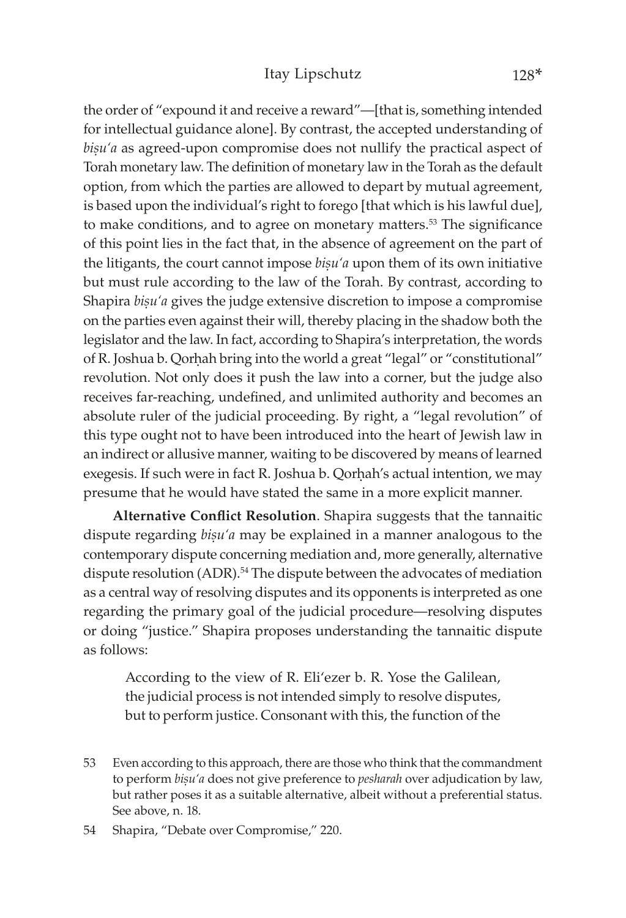the order of "expound it and receive a reward"—[that is, something intended for intellectual guidance alone]. By contrast, the accepted understanding of *biṣu'a* as agreed-upon compromise does not nullify the practical aspect of Torah monetary law. The definition of monetary law in the Torah as the default option, from which the parties are allowed to depart by mutual agreement, is based upon the individual's right to forego [that which is his lawful due], to make conditions, and to agree on monetary matters.[53] The significance of this point lies in the fact that, in the absence of agreement on the part of the litigants, the court cannot impose *biṣu'a* upon them of its own initiative but must rule according to the law of the Torah. By contrast, according to Shapira *biṣu'a* gives the judge extensive discretion to impose a compromise on the parties even against their will, thereby placing in the shadow both the legislator and the law. In fact, according to Shapira's interpretation, the words of R. Joshua b. Qorḥah bring into the world a great "legal" or "constitutional" revolution. Not only does it push the law into a corner, but the judge also receives far-reaching, undefined, and unlimited authority and becomes an absolute ruler of the judicial proceeding. By right, a "legal revolution" of this type ought not to have been introduced into the heart of Jewish law in an indirect or allusive manner, waiting to be discovered by means of learned exegesis. If such were in fact R. Joshua b. Qorḥah's actual intention, we may presume that he would have stated the same in a more explicit manner.

**Alternative Conflict Resolution**. Shapira suggests that the tannaitic dispute regarding *biṣu'a* may be explained in a manner analogous to the contemporary dispute concerning mediation and, more generally, alternative dispute resolution (ADR).[54] The dispute between the advocates of mediation as a central way of resolving disputes and its opponents is interpreted as one regarding the primary goal of the judicial procedure—resolving disputes or doing "justice." Shapira proposes understanding the tannaitic dispute as follows:

> According to the view of R. Eli'ezer b. R. Yose the Galilean, the judicial process is not intended simply to resolve disputes, but to perform justice. Consonant with this, the function of the

53 Even according to this approach, there are those who think that the commandment to perform *biṣu'a* does not give preference to *pesharah* over adjudication by law, but rather poses it as a suitable alternative, albeit without a preferential status. See above, n. 18.

54 Shapira, "Debate over Compromise," 220.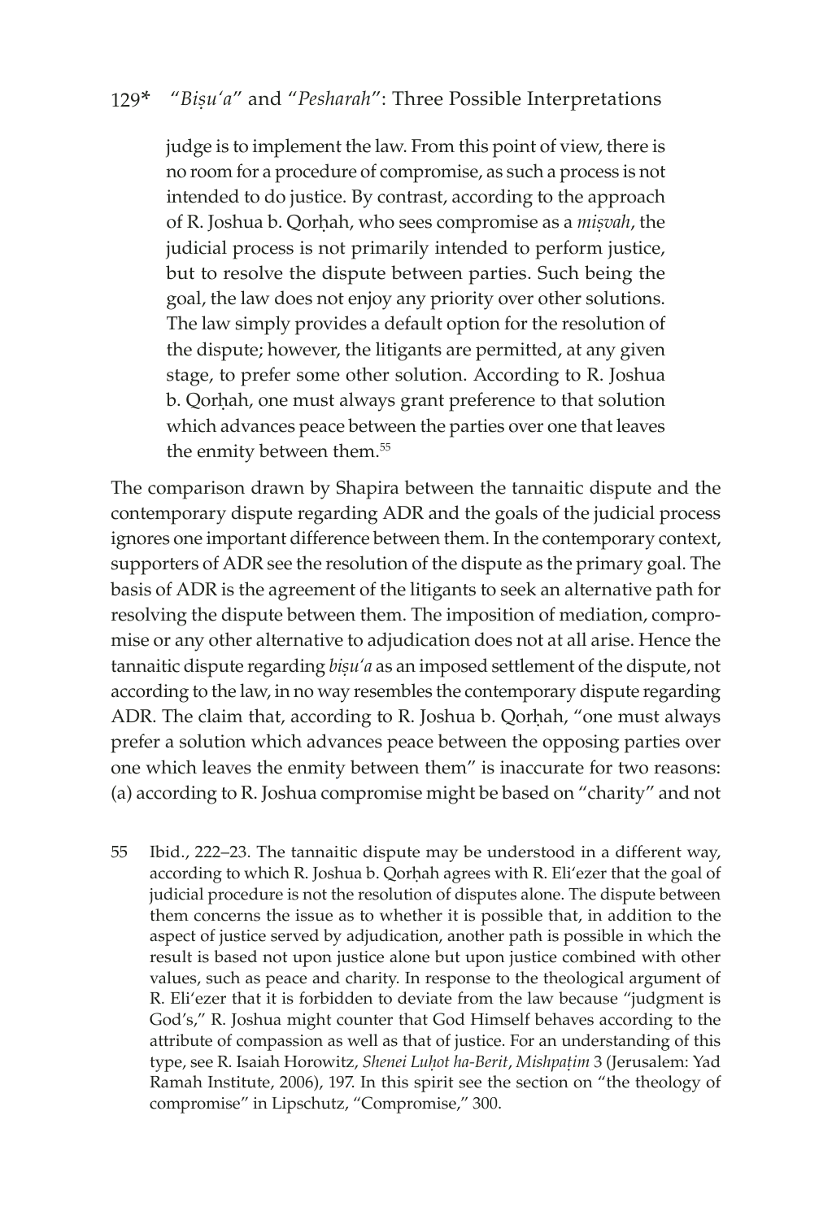judge is to implement the law. From this point of view, there is no room for a procedure of compromise, as such a process is not intended to do justice. By contrast, according to the approach of R. Joshua b. Qorḥah, who sees compromise as a *miṣvah*, the judicial process is not primarily intended to perform justice, but to resolve the dispute between parties. Such being the goal, the law does not enjoy any priority over other solutions. The law simply provides a default option for the resolution of the dispute; however, the litigants are permitted, at any given stage, to prefer some other solution. According to R. Joshua b. Qorḥah, one must always grant preference to that solution which advances peace between the parties over one that leaves the enmity between them.[55]

The comparison drawn by Shapira between the tannaitic dispute and the contemporary dispute regarding ADR and the goals of the judicial process ignores one important difference between them. In the contemporary context, supporters of ADR see the resolution of the dispute as the primary goal. The basis of ADR is the agreement of the litigants to seek an alternative path for resolving the dispute between them. The imposition of mediation, compromise or any other alternative to adjudication does not at all arise. Hence the tannaitic dispute regarding *biṣu'a* as an imposed settlement of the dispute, not according to the law, in no way resembles the contemporary dispute regarding ADR. The claim that, according to R. Joshua b. Qorḥah, "one must always prefer a solution which advances peace between the opposing parties over one which leaves the enmity between them" is inaccurate for two reasons: (a) according to R. Joshua compromise might be based on "charity" and not

55 Ibid., 222–23. The tannaitic dispute may be understood in a different way, according to which R. Joshua b. Qorḥah agrees with R. Eli'ezer that the goal of judicial procedure is not the resolution of disputes alone. The dispute between them concerns the issue as to whether it is possible that, in addition to the aspect of justice served by adjudication, another path is possible in which the result is based not upon justice alone but upon justice combined with other values, such as peace and charity. In response to the theological argument of R. Eli'ezer that it is forbidden to deviate from the law because "judgment is God's," R. Joshua might counter that God Himself behaves according to the attribute of compassion as well as that of justice. For an understanding of this type, see R. Isaiah Horowitz, *Shenei Luḥot ha-Berit*, *Mishpaṭim* 3 (Jerusalem: Yad Ramah Institute, 2006), 197. In this spirit see the section on "the theology of compromise" in Lipschutz, "Compromise," 300.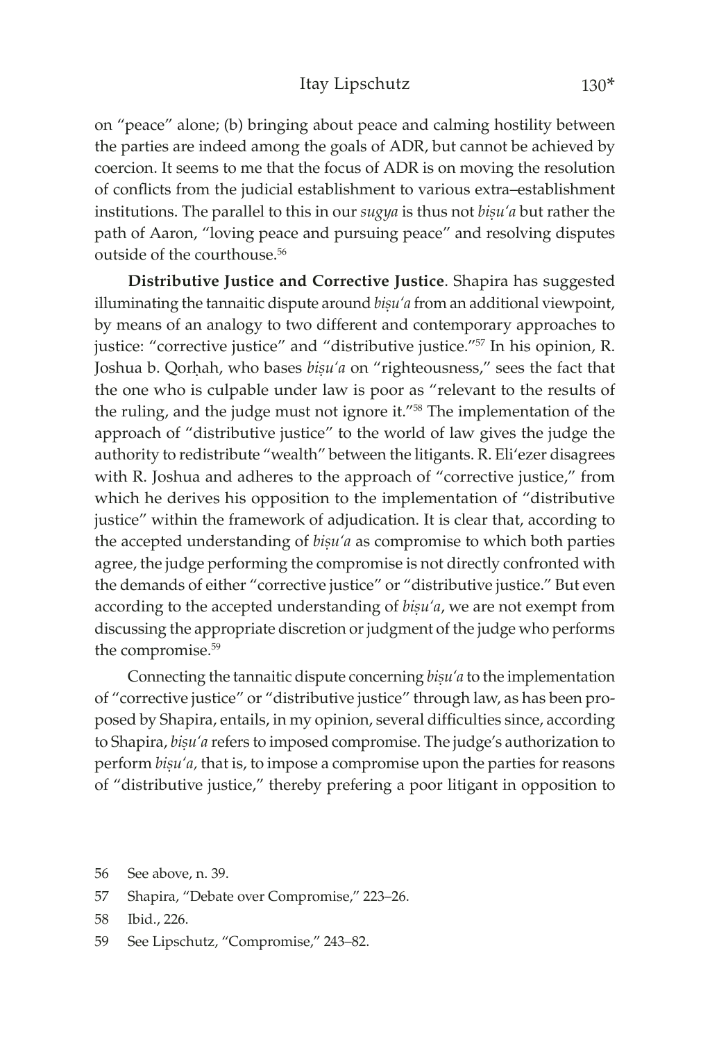on "peace" alone; (b) bringing about peace and calming hostility between the parties are indeed among the goals of ADR, but cannot be achieved by coercion. It seems to me that the focus of ADR is on moving the resolution of conflicts from the judicial establishment to various extra–establishment institutions. The parallel to this in our *sugya* is thus not *biṣu'a* but rather the path of Aaron, "loving peace and pursuing peace" and resolving disputes outside of the courthouse.[56]

**Distributive Justice and Corrective Justice**. Shapira has suggested illuminating the tannaitic dispute around *biṣu'a* from an additional viewpoint, by means of an analogy to two different and contemporary approaches to justice: "corrective justice" and "distributive justice."[57] In his opinion, R. Joshua b. Qorḥah, who bases *biṣu'a* on "righteousness," sees the fact that the one who is culpable under law is poor as "relevant to the results of the ruling, and the judge must not ignore it."[58] The implementation of the approach of "distributive justice" to the world of law gives the judge the authority to redistribute "wealth" between the litigants. R. Eli'ezer disagrees with R. Joshua and adheres to the approach of "corrective justice," from which he derives his opposition to the implementation of "distributive justice" within the framework of adjudication. It is clear that, according to the accepted understanding of *biṣu'a* as compromise to which both parties agree, the judge performing the compromise is not directly confronted with the demands of either "corrective justice" or "distributive justice." But even according to the accepted understanding of *biṣu'a*, we are not exempt from discussing the appropriate discretion or judgment of the judge who performs the compromise.[59]

Connecting the tannaitic dispute concerning *biṣu'a* to the implementation of "corrective justice" or "distributive justice" through law, as has been proposed by Shapira, entails, in my opinion, several difficulties since, according to Shapira, *biṣu'a* refers to imposed compromise. The judge's authorization to perform *biṣu'a,* that is, to impose a compromise upon the parties for reasons of "distributive justice," thereby prefering a poor litigant in opposition to

56 See above, n. 39.

57 Shapira, "Debate over Compromise," 223–26.

58 Ibid., 226.

59 See Lipschutz, "Compromise," 243–82.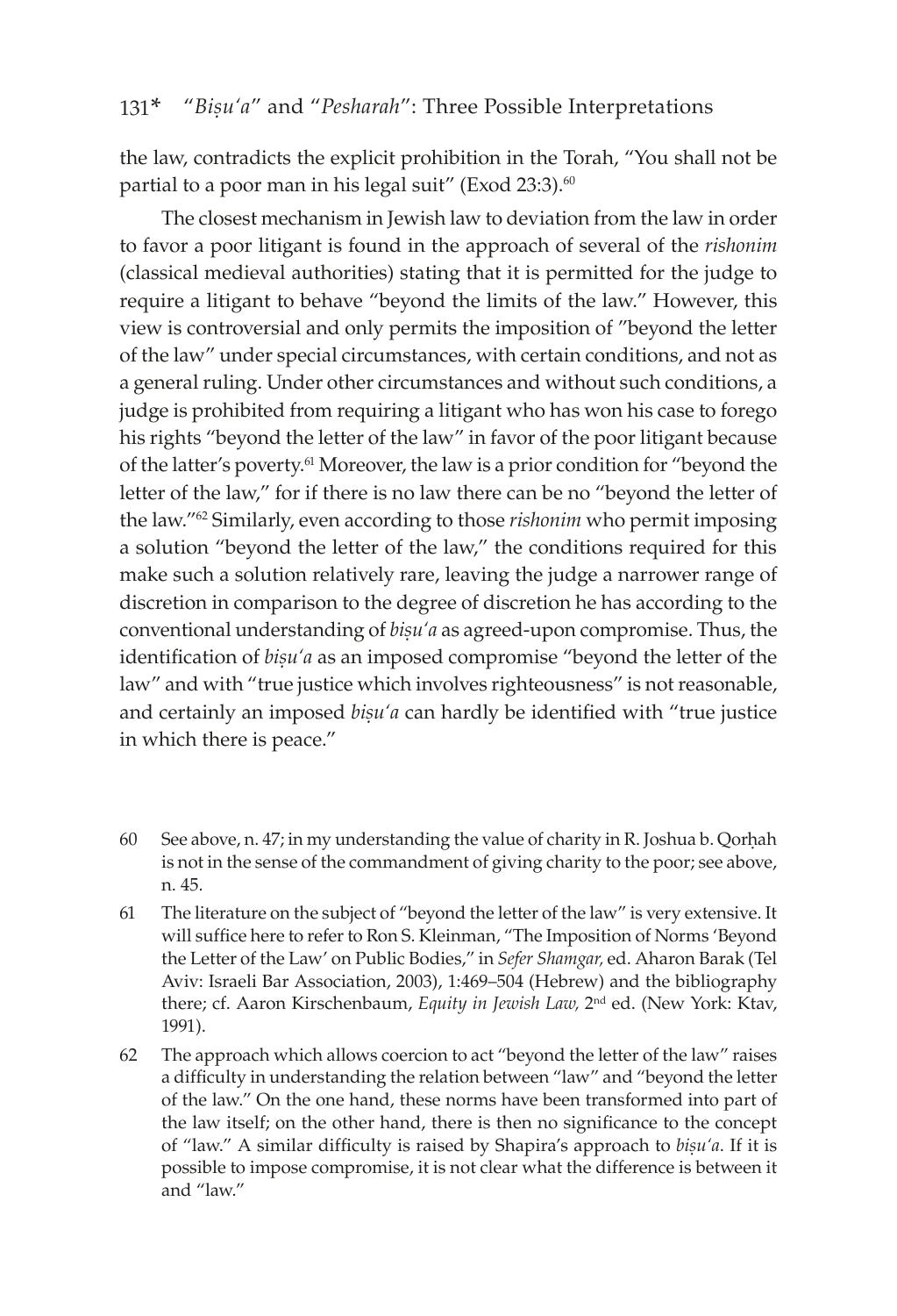the law, contradicts the explicit prohibition in the Torah, "You shall not be partial to a poor man in his legal suit" (Exod 23:3).[60]

The closest mechanism in Jewish law to deviation from the law in order to favor a poor litigant is found in the approach of several of the *rishonim* (classical medieval authorities) stating that it is permitted for the judge to require a litigant to behave "beyond the limits of the law." However, this view is controversial and only permits the imposition of "beyond the letter of the law" under special circumstances, with certain conditions, and not as a general ruling. Under other circumstances and without such conditions, a judge is prohibited from requiring a litigant who has won his case to forego his rights "beyond the letter of the law" in favor of the poor litigant because of the latter's poverty.[61] Moreover, the law is a prior condition for "beyond the letter of the law," for if there is no law there can be no "beyond the letter of the law."[62] Similarly, even according to those *rishonim* who permit imposing a solution "beyond the letter of the law," the conditions required for this make such a solution relatively rare, leaving the judge a narrower range of discretion in comparison to the degree of discretion he has according to the conventional understanding of *biṣu'a* as agreed-upon compromise. Thus, the identification of *biṣu'a* as an imposed compromise "beyond the letter of the law" and with "true justice which involves righteousness" is not reasonable, and certainly an imposed *biṣu'a* can hardly be identified with "true justice in which there is peace."

60 See above, n. 47; in my understanding the value of charity in R. Joshua b. Qorḥah is not in the sense of the commandment of giving charity to the poor; see above, n. 45.

61 The literature on the subject of "beyond the letter of the law" is very extensive. It will suffice here to refer to Ron S. Kleinman, "The Imposition of Norms 'Beyond the Letter of the Law' on Public Bodies," in *Sefer Shamgar,* ed. Aharon Barak (Tel Aviv: Israeli Bar Association, 2003), 1:469–504 (Hebrew) and the bibliography there; cf. Aaron Kirschenbaum, *Equity in Jewish Law,* 2nd ed. (New York: Ktav, 1991).

62 The approach which allows coercion to act "beyond the letter of the law" raises a difficulty in understanding the relation between "law" and "beyond the letter of the law." On the one hand, these norms have been transformed into part of the law itself; on the other hand, there is then no significance to the concept of "law." A similar difficulty is raised by Shapira's approach to *biṣu'a*. If it is possible to impose compromise, it is not clear what the difference is between it and "law."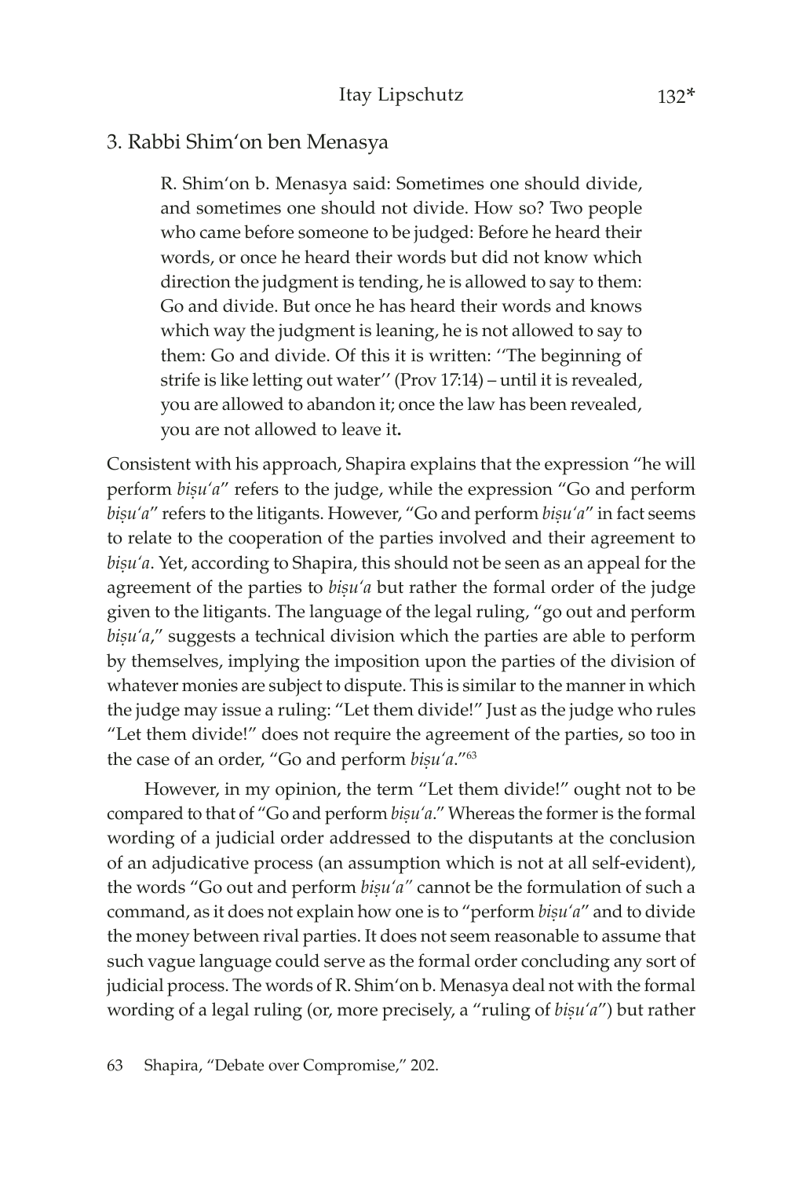## 3. Rabbi Shim'on ben Menasya

> R. Shim'on b. Menasya said: Sometimes one should divide, and sometimes one should not divide. How so? Two people who came before someone to be judged: Before he heard their words, or once he heard their words but did not know which direction the judgment is tending, he is allowed to say to them: Go and divide. But once he has heard their words and knows which way the judgment is leaning, he is not allowed to say to them: Go and divide. Of this it is written: ''The beginning of strife is like letting out water'' (Prov 17:14) – until it is revealed, you are allowed to abandon it; once the law has been revealed, you are not allowed to leave it**.**

Consistent with his approach, Shapira explains that the expression "he will perform *biṣu'a*" refers to the judge, while the expression "Go and perform *biṣu'a*" refers to the litigants. However, "Go and perform *biṣu'a*" in fact seems to relate to the cooperation of the parties involved and their agreement to *biṣu'a*. Yet, according to Shapira, this should not be seen as an appeal for the agreement of the parties to *biṣu'a* but rather the formal order of the judge given to the litigants. The language of the legal ruling, "go out and perform *biṣu'a*," suggests a technical division which the parties are able to perform by themselves, implying the imposition upon the parties of the division of whatever monies are subject to dispute. This is similar to the manner in which the judge may issue a ruling: "Let them divide!" Just as the judge who rules "Let them divide!" does not require the agreement of the parties, so too in the case of an order, "Go and perform *biṣu'a*."[63]

However, in my opinion, the term "Let them divide!" ought not to be compared to that of "Go and perform *biṣu'a*." Whereas the former is the formal wording of a judicial order addressed to the disputants at the conclusion of an adjudicative process (an assumption which is not at all self-evident), the words "Go out and perform *biṣu'a"* cannot be the formulation of such a command, as it does not explain how one is to "perform *biṣu'a*" and to divide the money between rival parties. It does not seem reasonable to assume that such vague language could serve as the formal order concluding any sort of judicial process. The words of R. Shim'on b. Menasya deal not with the formal wording of a legal ruling (or, more precisely, a "ruling of *biṣu'a*") but rather

63 Shapira, "Debate over Compromise," 202.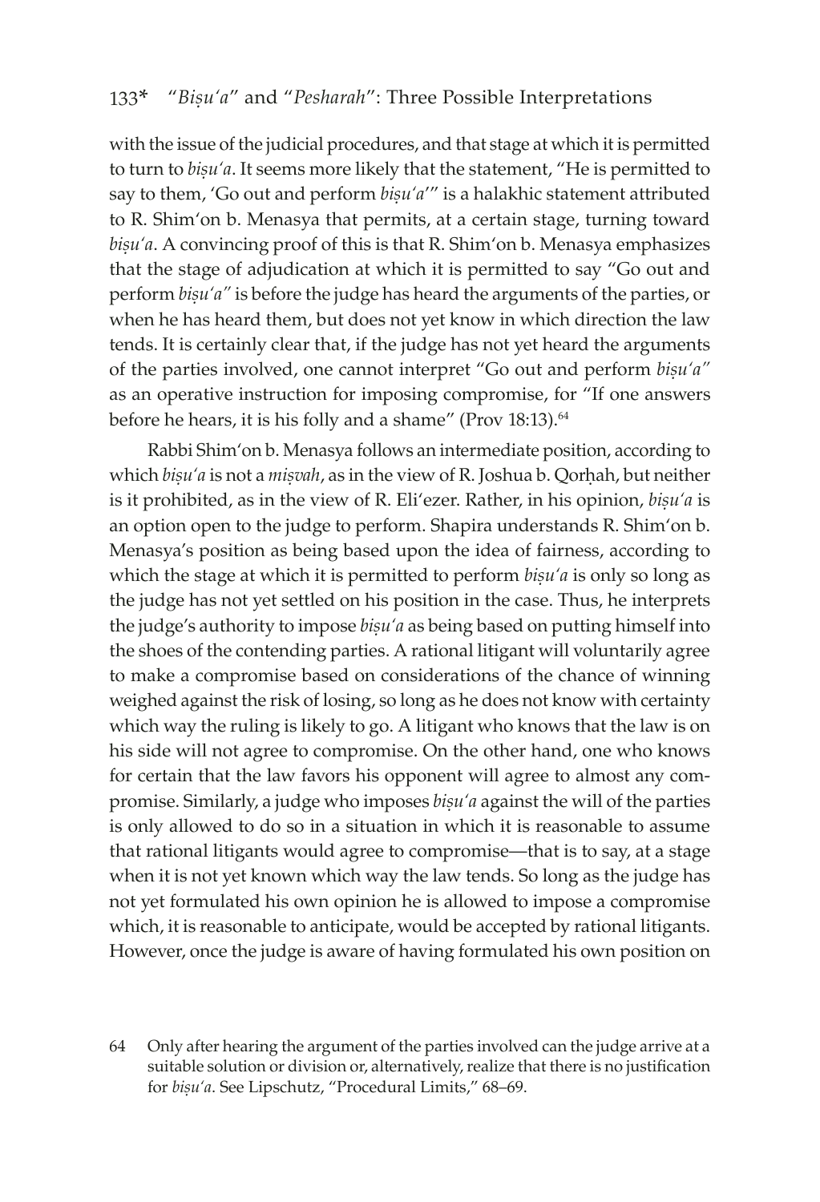with the issue of the judicial procedures, and that stage at which it is permitted to turn to *biṣuʿa*. It seems more likely that the statement, "He is permitted to say to them, 'Go out and perform *biṣuʿa*'" is a halakhic statement attributed to R. Shimʿon b. Menasya that permits, at a certain stage, turning toward *biṣuʿa*. A convincing proof of this is that R. Shimʿon b. Menasya emphasizes that the stage of adjudication at which it is permitted to say "Go out and perform *biṣuʿa"* is before the judge has heard the arguments of the parties, or when he has heard them, but does not yet know in which direction the law tends. It is certainly clear that, if the judge has not yet heard the arguments of the parties involved, one cannot interpret "Go out and perform *biṣuʿa"* as an operative instruction for imposing compromise, for "If one answers before he hears, it is his folly and a shame" (Prov 18:13).[64]

Rabbi Shimʿon b. Menasya follows an intermediate position, according to which *biṣuʿa* is not a *miṣvah*, as in the view of R. Joshua b. Qorḥah, but neither is it prohibited, as in the view of R. Eliʿezer. Rather, in his opinion, *biṣuʿa* is an option open to the judge to perform. Shapira understands R. Shimʿon b. Menasya's position as being based upon the idea of fairness, according to which the stage at which it is permitted to perform *biṣuʿa* is only so long as the judge has not yet settled on his position in the case. Thus, he interprets the judge's authority to impose *biṣuʿa* as being based on putting himself into the shoes of the contending parties. A rational litigant will voluntarily agree to make a compromise based on considerations of the chance of winning weighed against the risk of losing, so long as he does not know with certainty which way the ruling is likely to go. A litigant who knows that the law is on his side will not agree to compromise. On the other hand, one who knows for certain that the law favors his opponent will agree to almost any compromise. Similarly, a judge who imposes *biṣuʿa* against the will of the parties is only allowed to do so in a situation in which it is reasonable to assume that rational litigants would agree to compromise—that is to say, at a stage when it is not yet known which way the law tends. So long as the judge has not yet formulated his own opinion he is allowed to impose a compromise which, it is reasonable to anticipate, would be accepted by rational litigants. However, once the judge is aware of having formulated his own position on

64 Only after hearing the argument of the parties involved can the judge arrive at a suitable solution or division or, alternatively, realize that there is no justification for *biṣuʿa*. See Lipschutz, "Procedural Limits," 68–69.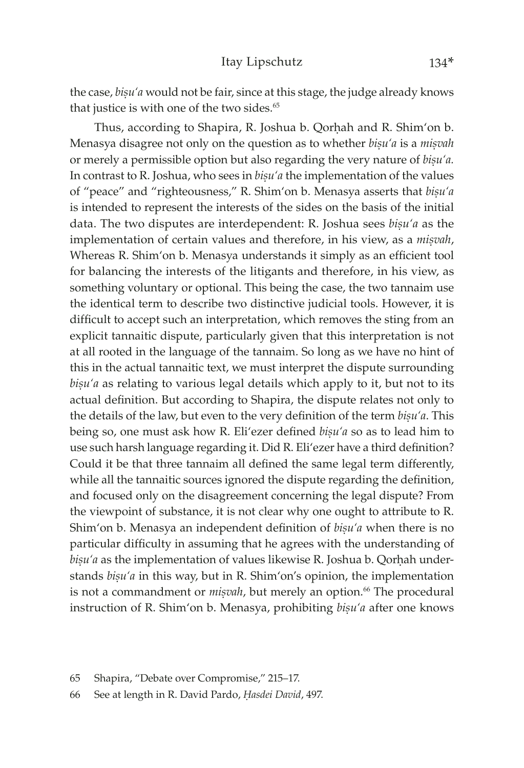the case, *biṣu'a* would not be fair, since at this stage, the judge already knows that justice is with one of the two sides.[65]

Thus, according to Shapira, R. Joshua b. Qorḥah and R. Shim'on b. Menasya disagree not only on the question as to whether *biṣu'a* is a *miṣvah* or merely a permissible option but also regarding the very nature of *biṣu'a.* In contrast to R. Joshua, who sees in *biṣu'a* the implementation of the values of "peace" and "righteousness," R. Shim'on b. Menasya asserts that *biṣu'a* is intended to represent the interests of the sides on the basis of the initial data. The two disputes are interdependent: R. Joshua sees *biṣu'a* as the implementation of certain values and therefore, in his view, as a *miṣvah*, Whereas R. Shim'on b. Menasya understands it simply as an efficient tool for balancing the interests of the litigants and therefore, in his view, as something voluntary or optional. This being the case, the two tannaim use the identical term to describe two distinctive judicial tools. However, it is difficult to accept such an interpretation, which removes the sting from an explicit tannaitic dispute, particularly given that this interpretation is not at all rooted in the language of the tannaim. So long as we have no hint of this in the actual tannaitic text, we must interpret the dispute surrounding *biṣu'a* as relating to various legal details which apply to it, but not to its actual definition. But according to Shapira, the dispute relates not only to the details of the law, but even to the very definition of the term *biṣu'a*. This being so, one must ask how R. Eli'ezer defined *biṣu'a* so as to lead him to use such harsh language regarding it. Did R. Eli'ezer have a third definition? Could it be that three tannaim all defined the same legal term differently, while all the tannaitic sources ignored the dispute regarding the definition, and focused only on the disagreement concerning the legal dispute? From the viewpoint of substance, it is not clear why one ought to attribute to R. Shim'on b. Menasya an independent definition of *biṣu'a* when there is no particular difficulty in assuming that he agrees with the understanding of *biṣu'a* as the implementation of values likewise R. Joshua b. Qorḥah understands *biṣu'a* in this way, but in R. Shim'on's opinion, the implementation is not a commandment or *miṣvah*, but merely an option.[66] The procedural instruction of R. Shim'on b. Menasya, prohibiting *biṣu'a* after one knows

65 Shapira, "Debate over Compromise," 215–17.

66 See at length in R. David Pardo, *Ḥasdei David*, 497.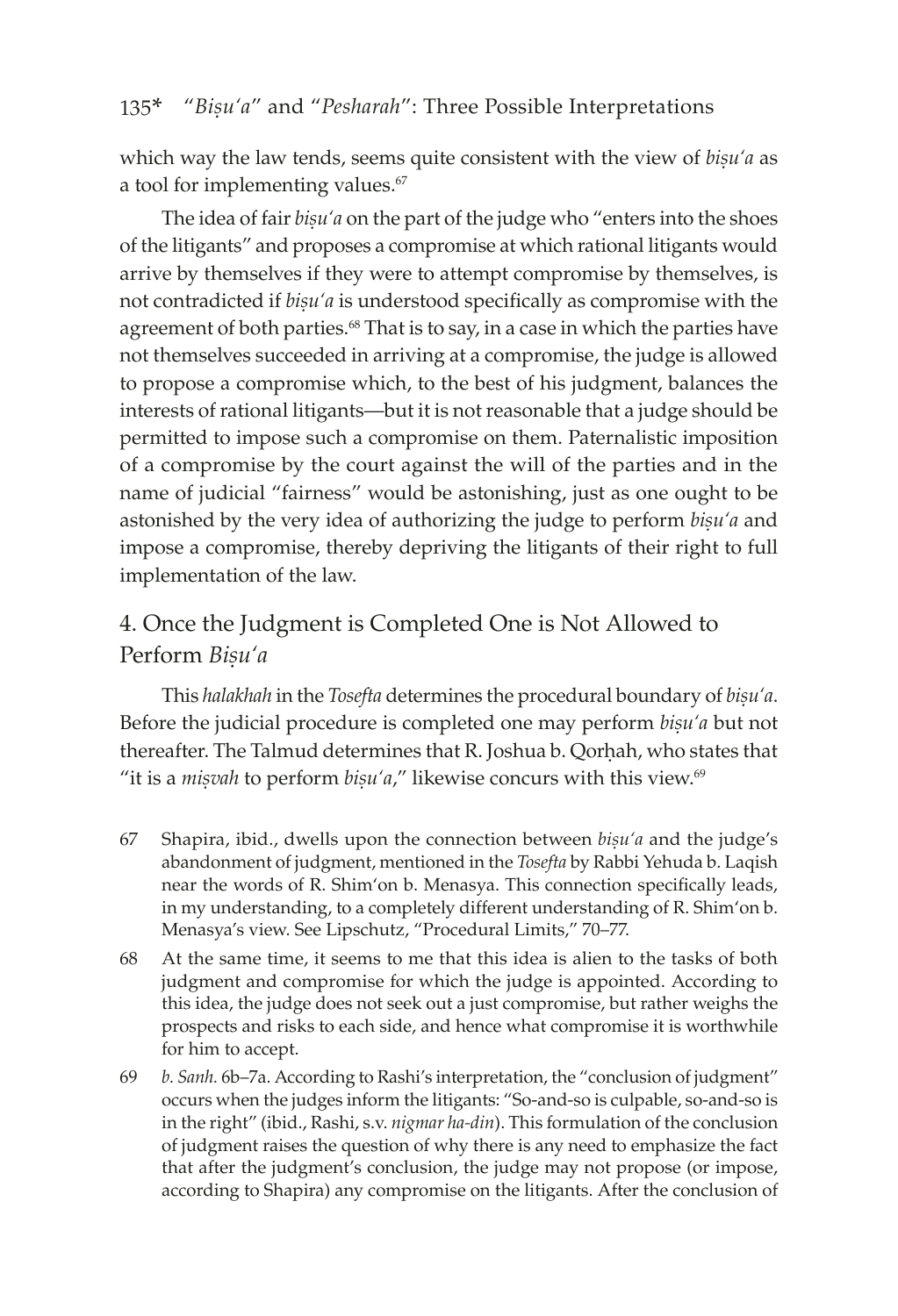which way the law tends, seems quite consistent with the view of *biṣu'a* as a tool for implementing values.[67]

The idea of fair *biṣu'a* on the part of the judge who "enters into the shoes of the litigants" and proposes a compromise at which rational litigants would arrive by themselves if they were to attempt compromise by themselves, is not contradicted if *biṣu'a* is understood specifically as compromise with the agreement of both parties.[68] That is to say, in a case in which the parties have not themselves succeeded in arriving at a compromise, the judge is allowed to propose a compromise which, to the best of his judgment, balances the interests of rational litigants—but it is not reasonable that a judge should be permitted to impose such a compromise on them. Paternalistic imposition of a compromise by the court against the will of the parties and in the name of judicial "fairness" would be astonishing, just as one ought to be astonished by the very idea of authorizing the judge to perform *biṣu'a* and impose a compromise, thereby depriving the litigants of their right to full implementation of the law.

## 4. Once the Judgment is Completed One is Not Allowed to Perform *Biṣu'a*

This *halakhah* in the *Tosefta* determines the procedural boundary of *biṣu'a*. Before the judicial procedure is completed one may perform *biṣu'a* but not thereafter. The Talmud determines that R. Joshua b. Qorḥah, who states that "it is a *miṣvah* to perform *biṣu'a*," likewise concurs with this view.[69]

67 Shapira, ibid., dwells upon the connection between *biṣu'a* and the judge's abandonment of judgment, mentioned in the *Tosefta* by Rabbi Yehuda b. Laqish near the words of R. Shim'on b. Menasya. This connection specifically leads, in my understanding, to a completely different understanding of R. Shim'on b. Menasya's view. See Lipschutz, "Procedural Limits," 70–77.

68 At the same time, it seems to me that this idea is alien to the tasks of both judgment and compromise for which the judge is appointed. According to this idea, the judge does not seek out a just compromise, but rather weighs the prospects and risks to each side, and hence what compromise it is worthwhile for him to accept.

69 *b. Sanh.* 6b–7a. According to Rashi's interpretation, the "conclusion of judgment" occurs when the judges inform the litigants: "So-and-so is culpable, so-and-so is in the right" (ibid., Rashi, s.v. *nigmar ha-din*). This formulation of the conclusion of judgment raises the question of why there is any need to emphasize the fact that after the judgment's conclusion, the judge may not propose (or impose, according to Shapira) any compromise on the litigants. After the conclusion of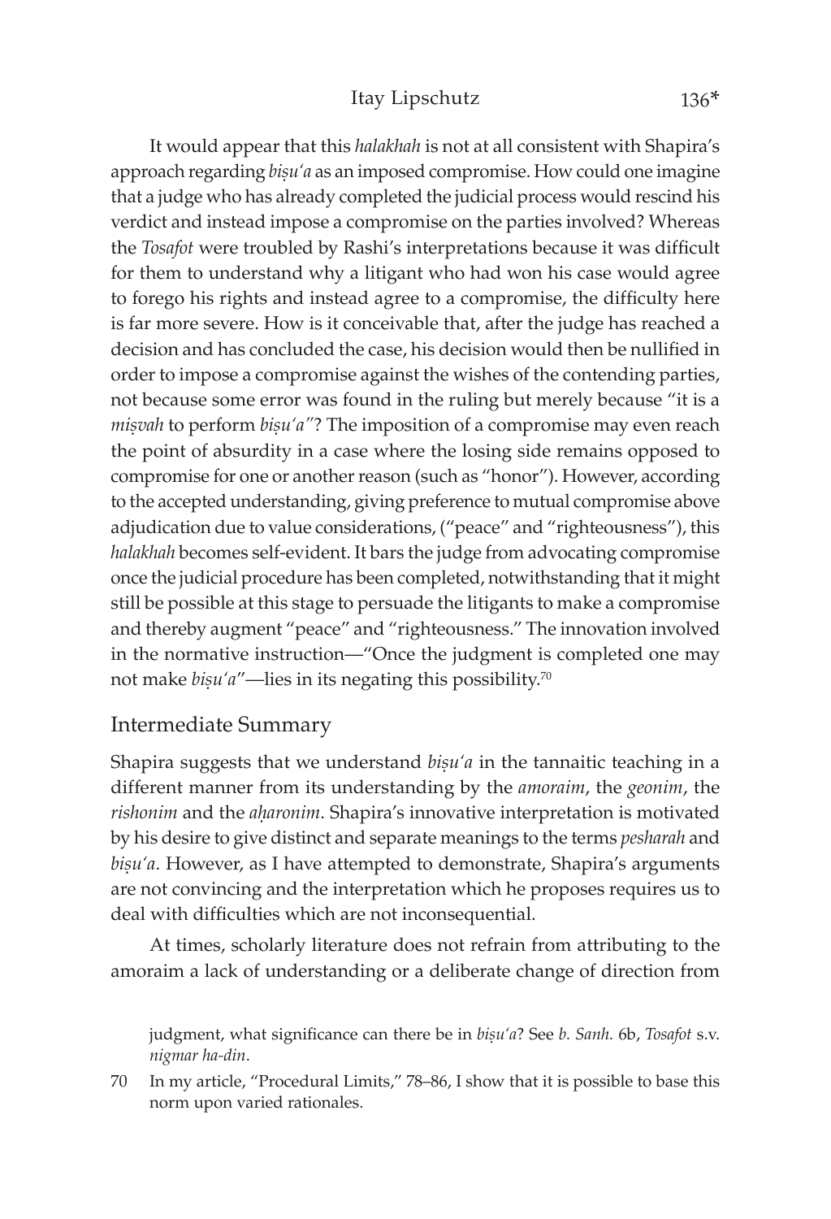It would appear that this *halakhah* is not at all consistent with Shapira's approach regarding *biṣu'a* as an imposed compromise. How could one imagine that a judge who has already completed the judicial process would rescind his verdict and instead impose a compromise on the parties involved? Whereas the *Tosafot* were troubled by Rashi's interpretations because it was difficult for them to understand why a litigant who had won his case would agree to forego his rights and instead agree to a compromise, the difficulty here is far more severe. How is it conceivable that, after the judge has reached a decision and has concluded the case, his decision would then be nullified in order to impose a compromise against the wishes of the contending parties, not because some error was found in the ruling but merely because "it is a *miṣvah* to perform *biṣu'a*"? The imposition of a compromise may even reach the point of absurdity in a case where the losing side remains opposed to compromise for one or another reason (such as "honor"). However, according to the accepted understanding, giving preference to mutual compromise above adjudication due to value considerations, ("peace" and "righteousness"), this *halakhah* becomes self-evident. It bars the judge from advocating compromise once the judicial procedure has been completed, notwithstanding that it might still be possible at this stage to persuade the litigants to make a compromise and thereby augment "peace" and "righteousness." The innovation involved in the normative instruction—"Once the judgment is completed one may not make *biṣu'a*"—lies in its negating this possibility.[70]

## Intermediate Summary

Shapira suggests that we understand *biṣu'a* in the tannaitic teaching in a different manner from its understanding by the *amoraim*, the *geonim*, the *rishonim* and the *aḥaronim*. Shapira's innovative interpretation is motivated by his desire to give distinct and separate meanings to the terms *pesharah* and *biṣu'a*. However, as I have attempted to demonstrate, Shapira's arguments are not convincing and the interpretation which he proposes requires us to deal with difficulties which are not inconsequential.

At times, scholarly literature does not refrain from attributing to the amoraim a lack of understanding or a deliberate change of direction from

judgment, what significance can there be in *biṣu'a*? See *b. Sanh.* 6b, *Tosafot* s.v. *nigmar ha-din*.

70 In my article, "Procedural Limits," 78–86, I show that it is possible to base this norm upon varied rationales.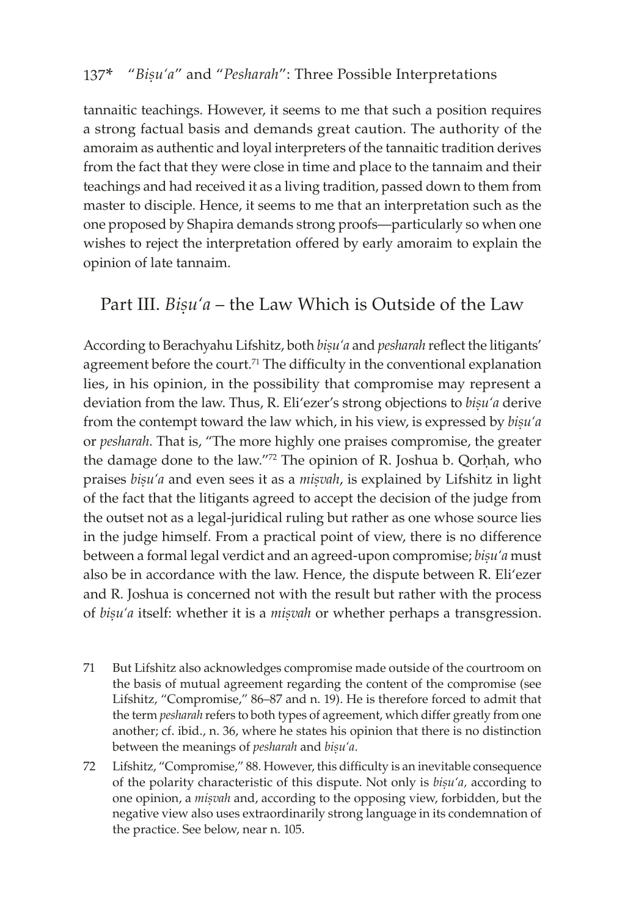tannaitic teachings. However, it seems to me that such a position requires a strong factual basis and demands great caution. The authority of the amoraim as authentic and loyal interpreters of the tannaitic tradition derives from the fact that they were close in time and place to the tannaim and their teachings and had received it as a living tradition, passed down to them from master to disciple. Hence, it seems to me that an interpretation such as the one proposed by Shapira demands strong proofs—particularly so when one wishes to reject the interpretation offered by early amoraim to explain the opinion of late tannaim.

## Part III. *Biṣu'a* – the Law Which is Outside of the Law

According to Berachyahu Lifshitz, both *biṣu'a* and *pesharah* reflect the litigants' agreement before the court.[71] The difficulty in the conventional explanation lies, in his opinion, in the possibility that compromise may represent a deviation from the law. Thus, R. Eli'ezer's strong objections to *biṣu'a* derive from the contempt toward the law which, in his view, is expressed by *biṣu'a* or *pesharah.* That is, "The more highly one praises compromise, the greater the damage done to the law."[72] The opinion of R. Joshua b. Qorḥah, who praises *biṣu'a* and even sees it as a *miṣvah*, is explained by Lifshitz in light of the fact that the litigants agreed to accept the decision of the judge from the outset not as a legal-juridical ruling but rather as one whose source lies in the judge himself. From a practical point of view, there is no difference between a formal legal verdict and an agreed-upon compromise; *biṣu'a* must also be in accordance with the law. Hence, the dispute between R. Eli'ezer and R. Joshua is concerned not with the result but rather with the process of *biṣu'a* itself: whether it is a *miṣvah* or whether perhaps a transgression.

---

71 But Lifshitz also acknowledges compromise made outside of the courtroom on the basis of mutual agreement regarding the content of the compromise (see Lifshitz, "Compromise," 86–87 and n. 19). He is therefore forced to admit that the term *pesharah* refers to both types of agreement, which differ greatly from one another; cf. ibid., n. 36, where he states his opinion that there is no distinction between the meanings of *pesharah* and *biṣu'a*.

72 Lifshitz, "Compromise," 88. However, this difficulty is an inevitable consequence of the polarity characteristic of this dispute. Not only is *biṣu'a,* according to one opinion, a *miṣvah* and, according to the opposing view, forbidden, but the negative view also uses extraordinarily strong language in its condemnation of the practice. See below, near n. 105.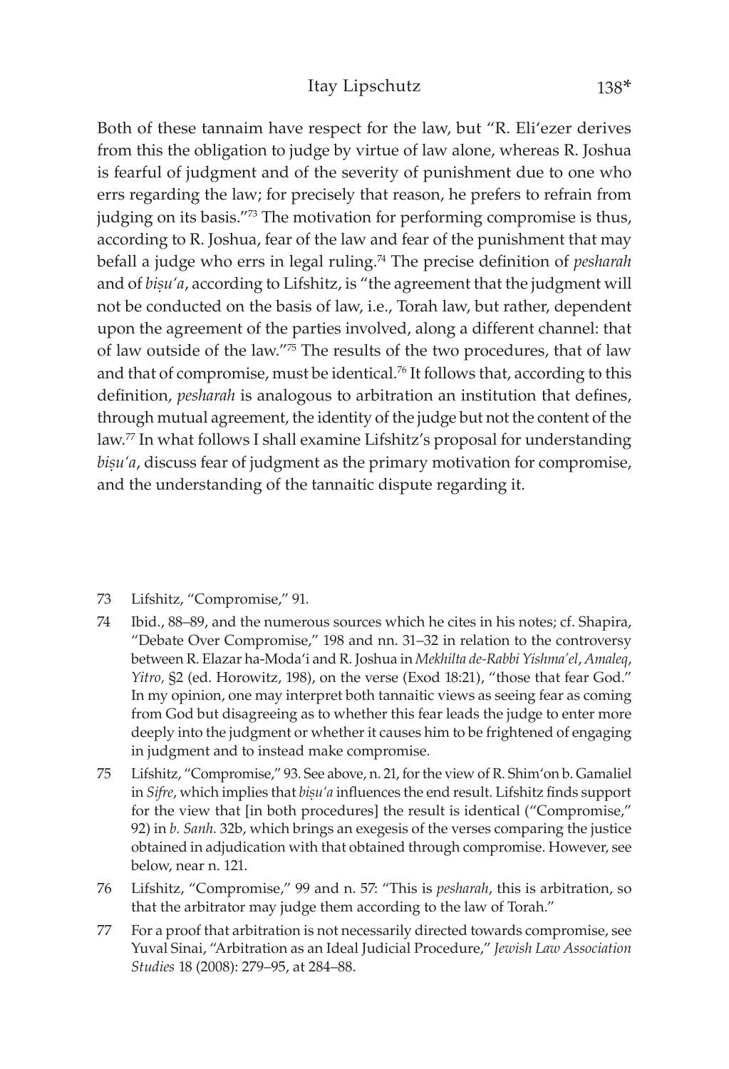Both of these tannaim have respect for the law, but "R. Eli'ezer derives from this the obligation to judge by virtue of law alone, whereas R. Joshua is fearful of judgment and of the severity of punishment due to one who errs regarding the law; for precisely that reason, he prefers to refrain from judging on its basis."[73] The motivation for performing compromise is thus, according to R. Joshua, fear of the law and fear of the punishment that may befall a judge who errs in legal ruling.[74] The precise definition of *pesharah* and of *biṣu'a*, according to Lifshitz, is "the agreement that the judgment will not be conducted on the basis of law, i.e., Torah law, but rather, dependent upon the agreement of the parties involved, along a different channel: that of law outside of the law."[75] The results of the two procedures, that of law and that of compromise, must be identical.[76] It follows that, according to this definition, *pesharah* is analogous to arbitration an institution that defines, through mutual agreement, the identity of the judge but not the content of the law.[77] In what follows I shall examine Lifshitz's proposal for understanding *biṣu'a*, discuss fear of judgment as the primary motivation for compromise, and the understanding of the tannaitic dispute regarding it.

73 Lifshitz, "Compromise," 91.

74 Ibid., 88–89, and the numerous sources which he cites in his notes; cf. Shapira, "Debate Over Compromise," 198 and nn. 31–32 in relation to the controversy between R. Elazar ha-Moda'i and R. Joshua in *Mekhilta de-Rabbi Yishma'el*, *Amaleq*, *Yitro*, §2 (ed. Horowitz, 198), on the verse (Exod 18:21), "those that fear God." In my opinion, one may interpret both tannaitic views as seeing fear as coming from God but disagreeing as to whether this fear leads the judge to enter more deeply into the judgment or whether it causes him to be frightened of engaging in judgment and to instead make compromise.

75 Lifshitz, "Compromise," 93. See above, n. 21, for the view of R. Shim'on b. Gamaliel in *Sifre*, which implies that *biṣu'a* influences the end result. Lifshitz finds support for the view that [in both procedures] the result is identical ("Compromise," 92) in *b. Sanh.* 32b, which brings an exegesis of the verses comparing the justice obtained in adjudication with that obtained through compromise. However, see below, near n. 121.

76 Lifshitz, "Compromise," 99 and n. 57: "This is *pesharah*, this is arbitration, so that the arbitrator may judge them according to the law of Torah."

77 For a proof that arbitration is not necessarily directed towards compromise, see Yuval Sinai, "Arbitration as an Ideal Judicial Procedure," *Jewish Law Association Studies* 18 (2008): 279–95, at 284–88.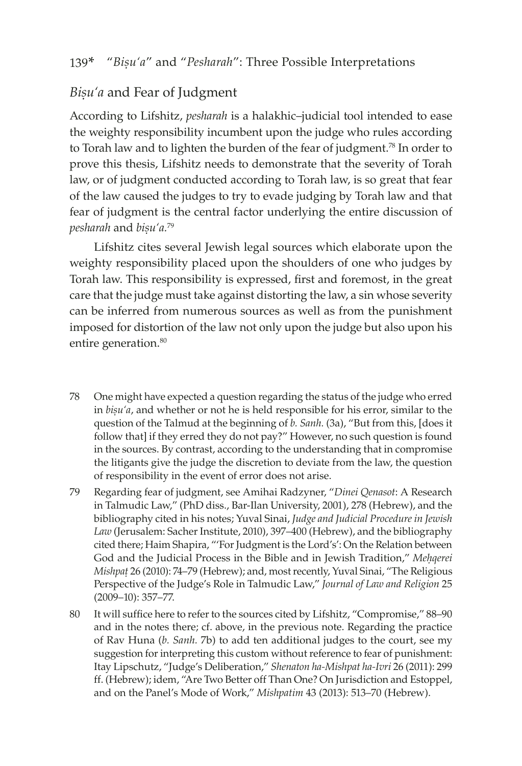## *Biṣuʿa* and Fear of Judgment

According to Lifshitz, *pesharah* is a halakhic–judicial tool intended to ease the weighty responsibility incumbent upon the judge who rules according to Torah law and to lighten the burden of the fear of judgment.[78] In order to prove this thesis, Lifshitz needs to demonstrate that the severity of Torah law, or of judgment conducted according to Torah law, is so great that fear of the law caused the judges to try to evade judging by Torah law and that fear of judgment is the central factor underlying the entire discussion of *pesharah* and *biṣuʿa*.[79]

Lifshitz cites several Jewish legal sources which elaborate upon the weighty responsibility placed upon the shoulders of one who judges by Torah law. This responsibility is expressed, first and foremost, in the great care that the judge must take against distorting the law, a sin whose severity can be inferred from numerous sources as well as from the punishment imposed for distortion of the law not only upon the judge but also upon his entire generation.[80]

78 One might have expected a question regarding the status of the judge who erred in *biṣuʿa*, and whether or not he is held responsible for his error, similar to the question of the Talmud at the beginning of *b. Sanh.* (3a), "But from this, [does it follow that] if they erred they do not pay?" However, no such question is found in the sources. By contrast, according to the understanding that in compromise the litigants give the judge the discretion to deviate from the law, the question of responsibility in the event of error does not arise.

79 Regarding fear of judgment, see Amihai Radzyner, "*Dinei Qenasot*: A Research in Talmudic Law," (PhD diss., Bar-Ilan University, 2001), 278 (Hebrew), and the bibliography cited in his notes; Yuval Sinai, *Judge and Judicial Procedure in Jewish Law* (Jerusalem: Sacher Institute, 2010), 397–400 (Hebrew), and the bibliography cited there; Haim Shapira, "'For Judgment is the Lord's': On the Relation between God and the Judicial Process in the Bible and in Jewish Tradition," *Meḥqerei Mishpaṭ* 26 (2010): 74–79 (Hebrew); and, most recently, Yuval Sinai, "The Religious Perspective of the Judge's Role in Talmudic Law," *Journal of Law and Religion* 25 (2009–10): 357–77.

80 It will suffice here to refer to the sources cited by Lifshitz, "Compromise," 88–90 and in the notes there; cf. above, in the previous note. Regarding the practice of Rav Huna (*b. Sanh.* 7b) to add ten additional judges to the court, see my suggestion for interpreting this custom without reference to fear of punishment: Itay Lipschutz, "Judge's Deliberation," *Shenaton ha-Mishpat ha-Ivri* 26 (2011): 299 ff. (Hebrew); idem, "Are Two Better off Than One? On Jurisdiction and Estoppel, and on the Panel's Mode of Work," *Mishpatim* 43 (2013): 513–70 (Hebrew).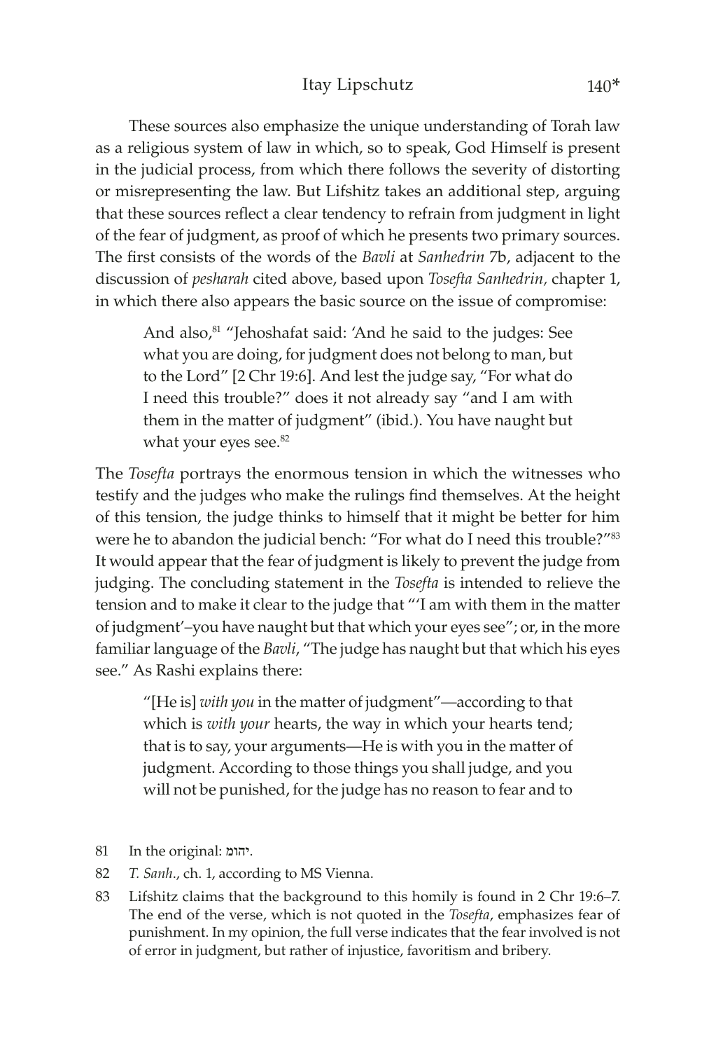These sources also emphasize the unique understanding of Torah law as a religious system of law in which, so to speak, God Himself is present in the judicial process, from which there follows the severity of distorting or misrepresenting the law. But Lifshitz takes an additional step, arguing that these sources reflect a clear tendency to refrain from judgment in light of the fear of judgment, as proof of which he presents two primary sources. The first consists of the words of the *Bavli* at *Sanhedrin* 7b, adjacent to the discussion of *pesharah* cited above, based upon *Tosefta Sanhedrin,* chapter 1, in which there also appears the basic source on the issue of compromise:

> And also,[81] "Jehoshafat said: 'And he said to the judges: See what you are doing, for judgment does not belong to man, but to the Lord" [2 Chr 19:6]. And lest the judge say, "For what do I need this trouble?" does it not already say "and I am with them in the matter of judgment" (ibid.). You have naught but what your eyes see.[82]

The *Tosefta* portrays the enormous tension in which the witnesses who testify and the judges who make the rulings find themselves. At the height of this tension, the judge thinks to himself that it might be better for him were he to abandon the judicial bench: "For what do I need this trouble?"[83] It would appear that the fear of judgment is likely to prevent the judge from judging. The concluding statement in the *Tosefta* is intended to relieve the tension and to make it clear to the judge that "'I am with them in the matter of judgment'–you have naught but that which your eyes see"; or, in the more familiar language of the *Bavli*, "The judge has naught but that which his eyes see." As Rashi explains there:

> "[He is] *with you* in the matter of judgment"—according to that which is *with your* hearts, the way in which your hearts tend; that is to say, your arguments—He is with you in the matter of judgment. According to those things you shall judge, and you will not be punished, for the judge has no reason to fear and to

81 In the original: יהומ.

82 *T. Sanh*., ch. 1, according to MS Vienna.

83 Lifshitz claims that the background to this homily is found in 2 Chr 19:6–7. The end of the verse, which is not quoted in the *Tosefta*, emphasizes fear of punishment. In my opinion, the full verse indicates that the fear involved is not of error in judgment, but rather of injustice, favoritism and bribery.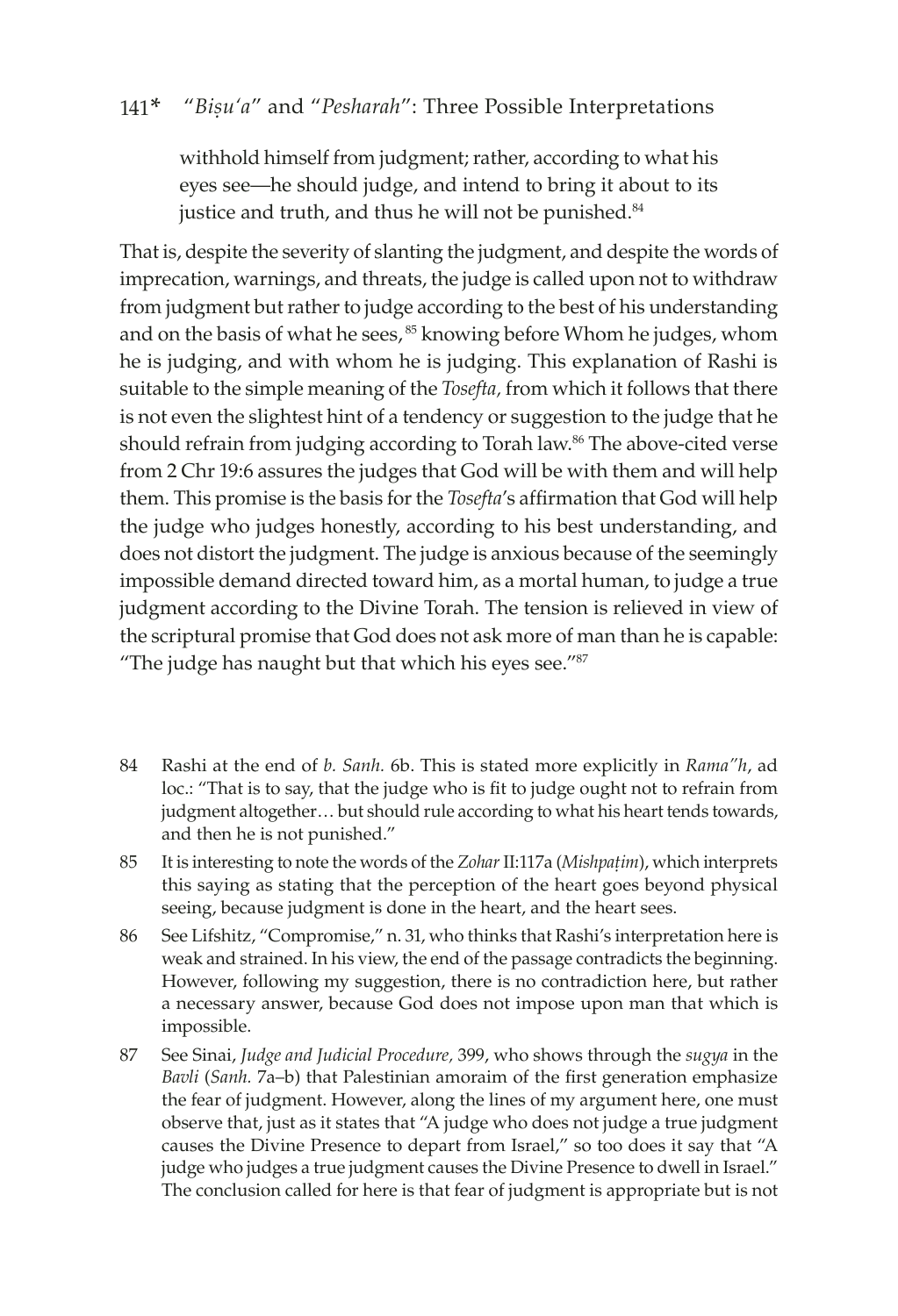> withhold himself from judgment; rather, according to what his eyes see—he should judge, and intend to bring it about to its justice and truth, and thus he will not be punished.[84]

That is, despite the severity of slanting the judgment, and despite the words of imprecation, warnings, and threats, the judge is called upon not to withdraw from judgment but rather to judge according to the best of his understanding and on the basis of what he sees,[85] knowing before Whom he judges, whom he is judging, and with whom he is judging. This explanation of Rashi is suitable to the simple meaning of the *Tosefta*, from which it follows that there is not even the slightest hint of a tendency or suggestion to the judge that he should refrain from judging according to Torah law.[86] The above-cited verse from 2 Chr 19:6 assures the judges that God will be with them and will help them. This promise is the basis for the *Tosefta*'s affirmation that God will help the judge who judges honestly, according to his best understanding, and does not distort the judgment. The judge is anxious because of the seemingly impossible demand directed toward him, as a mortal human, to judge a true judgment according to the Divine Torah. The tension is relieved in view of the scriptural promise that God does not ask more of man than he is capable: "The judge has naught but that which his eyes see."[87]

---

84 Rashi at the end of *b. Sanh.* 6b. This is stated more explicitly in *Rama"h*, ad loc.: "That is to say, that the judge who is fit to judge ought not to refrain from judgment altogether… but should rule according to what his heart tends towards, and then he is not punished."

85 It is interesting to note the words of the *Zohar* II:117a (*Mishpaṭim*), which interprets this saying as stating that the perception of the heart goes beyond physical seeing, because judgment is done in the heart, and the heart sees.

86 See Lifshitz, "Compromise," n. 31, who thinks that Rashi's interpretation here is weak and strained. In his view, the end of the passage contradicts the beginning. However, following my suggestion, there is no contradiction here, but rather a necessary answer, because God does not impose upon man that which is impossible.

87 See Sinai, *Judge and Judicial Procedure,* 399, who shows through the *sugya* in the *Bavli* (*Sanh.* 7a–b) that Palestinian amoraim of the first generation emphasize the fear of judgment. However, along the lines of my argument here, one must observe that, just as it states that "A judge who does not judge a true judgment causes the Divine Presence to depart from Israel," so too does it say that "A judge who judges a true judgment causes the Divine Presence to dwell in Israel." The conclusion called for here is that fear of judgment is appropriate but is not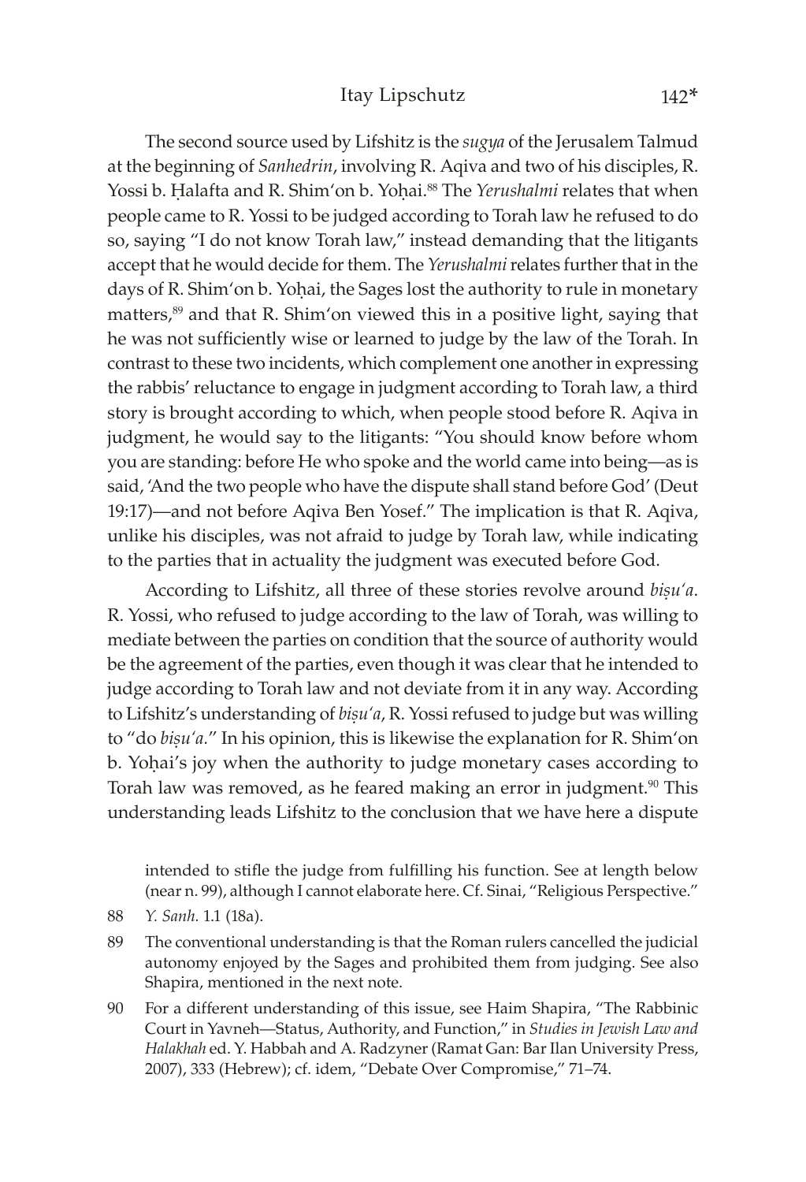The second source used by Lifshitz is the *sugya* of the Jerusalem Talmud at the beginning of *Sanhedrin*, involving R. Aqiva and two of his disciples, R. Yossi b. Ḥalafta and R. Shim'on b. Yoḥai.[88] The *Yerushalmi* relates that when people came to R. Yossi to be judged according to Torah law he refused to do so, saying "I do not know Torah law," instead demanding that the litigants accept that he would decide for them. The *Yerushalmi* relates further that in the days of R. Shim'on b. Yoḥai, the Sages lost the authority to rule in monetary matters,[89] and that R. Shim'on viewed this in a positive light, saying that he was not sufficiently wise or learned to judge by the law of the Torah. In contrast to these two incidents, which complement one another in expressing the rabbis' reluctance to engage in judgment according to Torah law, a third story is brought according to which, when people stood before R. Aqiva in judgment, he would say to the litigants: "You should know before whom you are standing: before He who spoke and the world came into being—as is said, 'And the two people who have the dispute shall stand before God' (Deut 19:17)—and not before Aqiva Ben Yosef." The implication is that R. Aqiva, unlike his disciples, was not afraid to judge by Torah law, while indicating to the parties that in actuality the judgment was executed before God.

According to Lifshitz, all three of these stories revolve around *biṣu'a*. R. Yossi, who refused to judge according to the law of Torah, was willing to mediate between the parties on condition that the source of authority would be the agreement of the parties, even though it was clear that he intended to judge according to Torah law and not deviate from it in any way. According to Lifshitz's understanding of *biṣu'a*, R. Yossi refused to judge but was willing to "do *biṣu'a*." In his opinion, this is likewise the explanation for R. Shim'on b. Yoḥai's joy when the authority to judge monetary cases according to Torah law was removed, as he feared making an error in judgment.[90] This understanding leads Lifshitz to the conclusion that we have here a dispute

intended to stifle the judge from fulfilling his function. See at length below (near n. 99), although I cannot elaborate here. Cf. Sinai, "Religious Perspective."

88 *Y. Sanh.* 1.1 (18a).

89 The conventional understanding is that the Roman rulers cancelled the judicial autonomy enjoyed by the Sages and prohibited them from judging. See also Shapira, mentioned in the next note.

90 For a different understanding of this issue, see Haim Shapira, "The Rabbinic Court in Yavneh—Status, Authority, and Function," in *Studies in Jewish Law and Halakhah* ed. Y. Habbah and A. Radzyner (Ramat Gan: Bar Ilan University Press, 2007), 333 (Hebrew); cf. idem, "Debate Over Compromise," 71–74.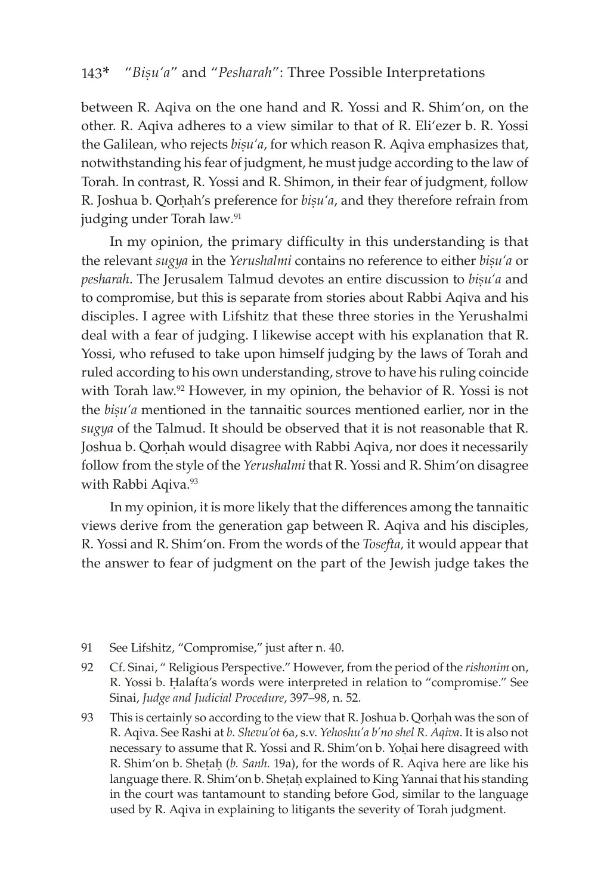between R. Aqiva on the one hand and R. Yossi and R. Shim'on, on the other. R. Aqiva adheres to a view similar to that of R. Eli'ezer b. R. Yossi the Galilean, who rejects *biṣu'a*, for which reason R. Aqiva emphasizes that, notwithstanding his fear of judgment, he must judge according to the law of Torah. In contrast, R. Yossi and R. Shimon, in their fear of judgment, follow R. Joshua b. Qorḥah's preference for *biṣu'a*, and they therefore refrain from judging under Torah law.[91]

In my opinion, the primary difficulty in this understanding is that the relevant *sugya* in the *Yerushalmi* contains no reference to either *biṣu'a* or *pesharah*. The Jerusalem Talmud devotes an entire discussion to *biṣu'a* and to compromise, but this is separate from stories about Rabbi Aqiva and his disciples. I agree with Lifshitz that these three stories in the Yerushalmi deal with a fear of judging. I likewise accept with his explanation that R. Yossi, who refused to take upon himself judging by the laws of Torah and ruled according to his own understanding, strove to have his ruling coincide with Torah law.[92] However, in my opinion, the behavior of R. Yossi is not the *biṣu'a* mentioned in the tannaitic sources mentioned earlier, nor in the *sugya* of the Talmud. It should be observed that it is not reasonable that R. Joshua b. Qorḥah would disagree with Rabbi Aqiva, nor does it necessarily follow from the style of the *Yerushalmi* that R. Yossi and R. Shim'on disagree with Rabbi Aqiva.[93]

In my opinion, it is more likely that the differences among the tannaitic views derive from the generation gap between R. Aqiva and his disciples, R. Yossi and R. Shim'on. From the words of the *Tosefta*, it would appear that the answer to fear of judgment on the part of the Jewish judge takes the

---

91 See Lifshitz, "Compromise," just after n. 40.

92 Cf. Sinai, " Religious Perspective." However, from the period of the *rishonim* on, R. Yossi b. Ḥalafta's words were interpreted in relation to "compromise." See Sinai, *Judge and Judicial Procedure*, 397–98, n. 52.

93 This is certainly so according to the view that R. Joshua b. Qorḥah was the son of R. Aqiva. See Rashi at *b. Shevu'ot* 6a, s.v. *Yehoshu'a b'no shel R. Aqiva*. It is also not necessary to assume that R. Yossi and R. Shim'on b. Yoḥai here disagreed with R. Shim'on b. Sheṭaḥ (*b. Sanh.* 19a), for the words of R. Aqiva here are like his language there. R. Shim'on b. Sheṭaḥ explained to King Yannai that his standing in the court was tantamount to standing before God, similar to the language used by R. Aqiva in explaining to litigants the severity of Torah judgment.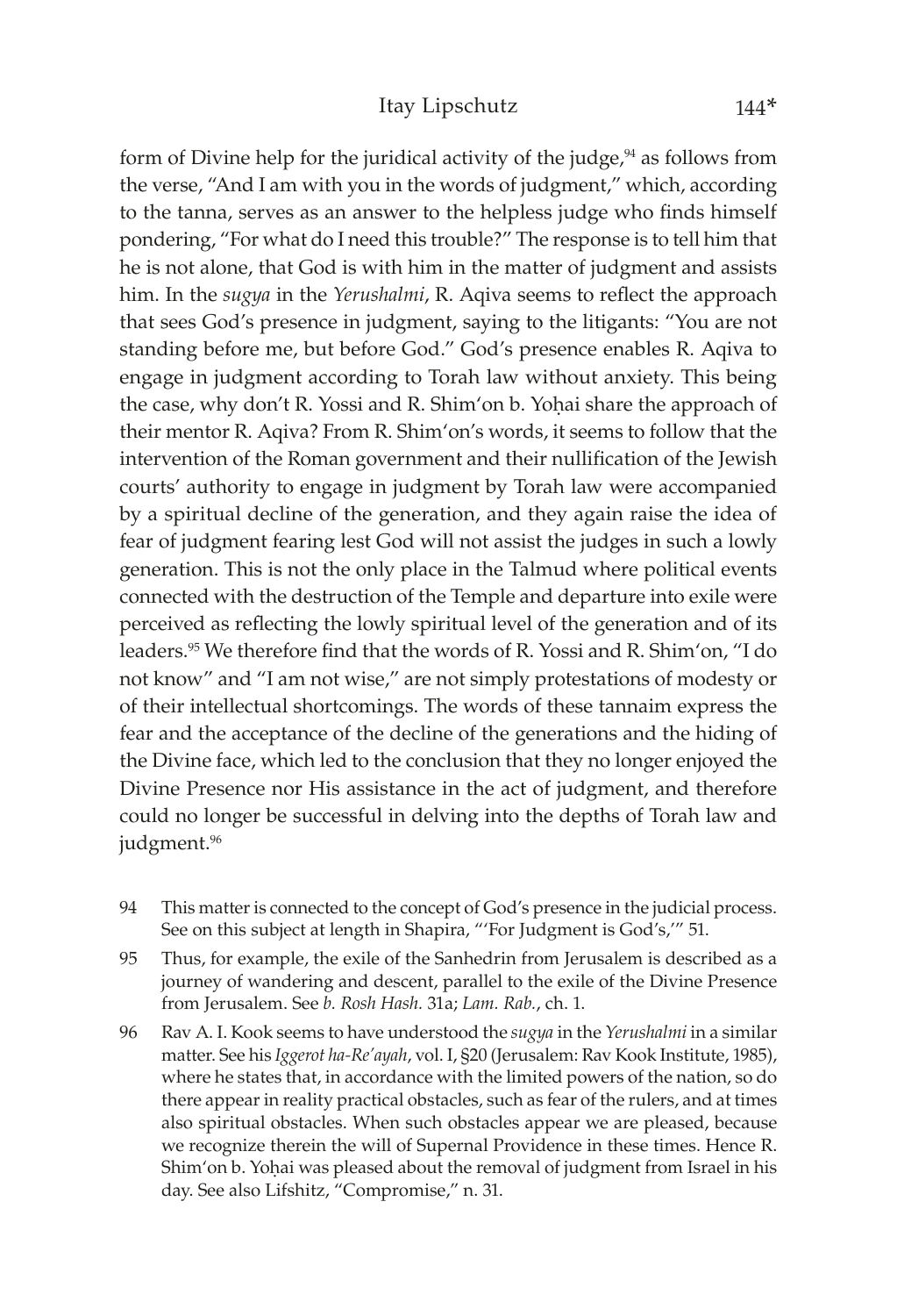form of Divine help for the juridical activity of the judge,[94] as follows from the verse, "And I am with you in the words of judgment," which, according to the tanna, serves as an answer to the helpless judge who finds himself pondering, "For what do I need this trouble?" The response is to tell him that he is not alone, that God is with him in the matter of judgment and assists him. In the *sugya* in the *Yerushalmi*, R. Aqiva seems to reflect the approach that sees God's presence in judgment, saying to the litigants: "You are not standing before me, but before God." God's presence enables R. Aqiva to engage in judgment according to Torah law without anxiety. This being the case, why don't R. Yossi and R. Shim'on b. Yoḥai share the approach of their mentor R. Aqiva? From R. Shim'on's words, it seems to follow that the intervention of the Roman government and their nullification of the Jewish courts' authority to engage in judgment by Torah law were accompanied by a spiritual decline of the generation, and they again raise the idea of fear of judgment fearing lest God will not assist the judges in such a lowly generation. This is not the only place in the Talmud where political events connected with the destruction of the Temple and departure into exile were perceived as reflecting the lowly spiritual level of the generation and of its leaders.[95] We therefore find that the words of R. Yossi and R. Shim'on, "I do not know" and "I am not wise," are not simply protestations of modesty or of their intellectual shortcomings. The words of these tannaim express the fear and the acceptance of the decline of the generations and the hiding of the Divine face, which led to the conclusion that they no longer enjoyed the Divine Presence nor His assistance in the act of judgment, and therefore could no longer be successful in delving into the depths of Torah law and judgment.[96]

94 This matter is connected to the concept of God's presence in the judicial process. See on this subject at length in Shapira, "'For Judgment is God's,'" 51.

95 Thus, for example, the exile of the Sanhedrin from Jerusalem is described as a journey of wandering and descent, parallel to the exile of the Divine Presence from Jerusalem. See *b. Rosh Hash.* 31a; *Lam. Rab.*, ch. 1.

96 Rav A. I. Kook seems to have understood the *sugya* in the *Yerushalmi* in a similar matter. See his *Iggerot ha-Re'ayah*, vol. I, §20 (Jerusalem: Rav Kook Institute, 1985), where he states that, in accordance with the limited powers of the nation, so do there appear in reality practical obstacles, such as fear of the rulers, and at times also spiritual obstacles. When such obstacles appear we are pleased, because we recognize therein the will of Supernal Providence in these times. Hence R. Shim'on b. Yoḥai was pleased about the removal of judgment from Israel in his day. See also Lifshitz, "Compromise," n. 31.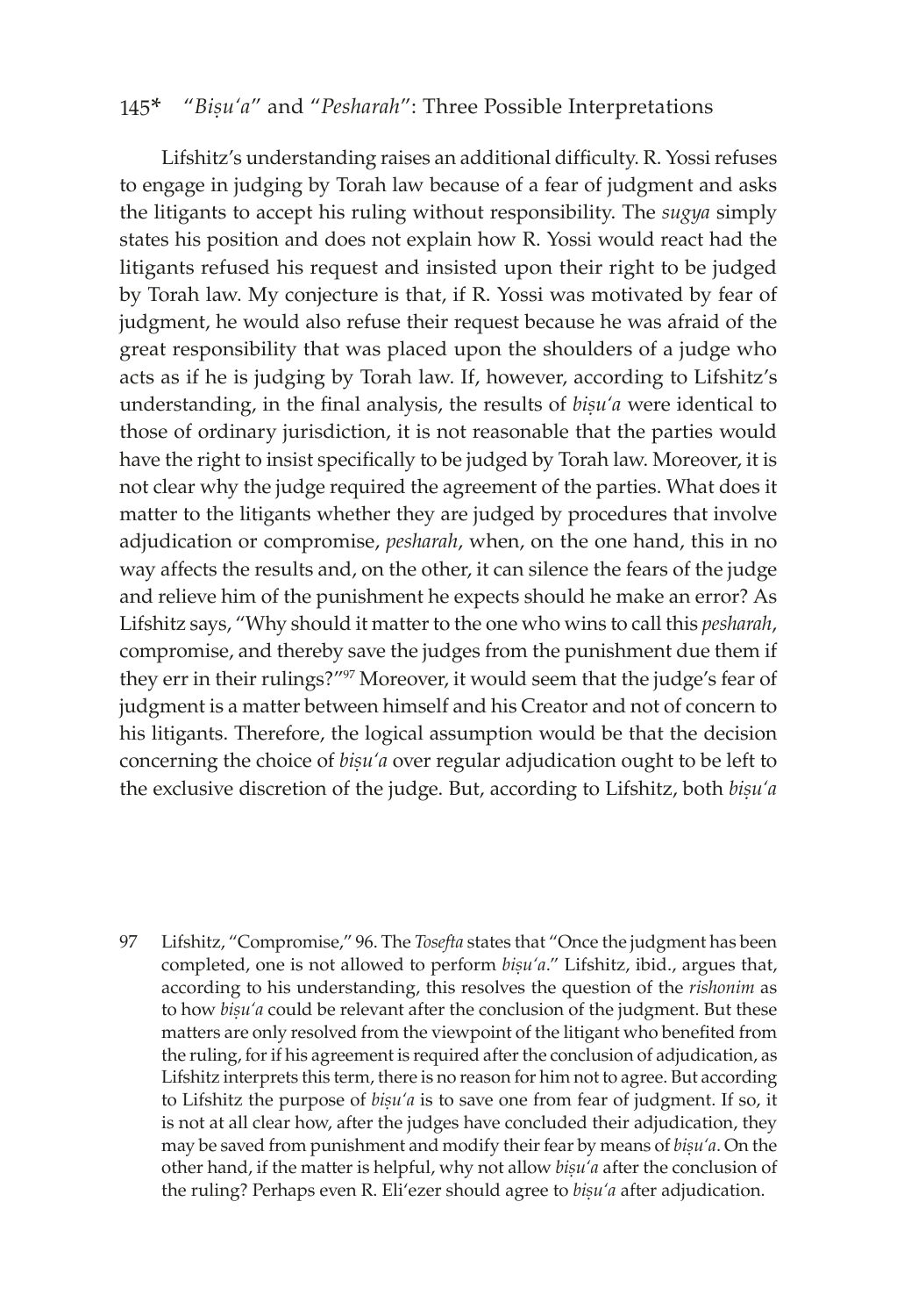Lifshitz's understanding raises an additional difficulty. R. Yossi refuses to engage in judging by Torah law because of a fear of judgment and asks the litigants to accept his ruling without responsibility. The *sugya* simply states his position and does not explain how R. Yossi would react had the litigants refused his request and insisted upon their right to be judged by Torah law. My conjecture is that, if R. Yossi was motivated by fear of judgment, he would also refuse their request because he was afraid of the great responsibility that was placed upon the shoulders of a judge who acts as if he is judging by Torah law. If, however, according to Lifshitz's understanding, in the final analysis, the results of *biṣu'a* were identical to those of ordinary jurisdiction, it is not reasonable that the parties would have the right to insist specifically to be judged by Torah law. Moreover, it is not clear why the judge required the agreement of the parties. What does it matter to the litigants whether they are judged by procedures that involve adjudication or compromise, *pesharah*, when, on the one hand, this in no way affects the results and, on the other, it can silence the fears of the judge and relieve him of the punishment he expects should he make an error? As Lifshitz says, "Why should it matter to the one who wins to call this *pesharah*, compromise, and thereby save the judges from the punishment due them if they err in their rulings?"[97] Moreover, it would seem that the judge's fear of judgment is a matter between himself and his Creator and not of concern to his litigants. Therefore, the logical assumption would be that the decision concerning the choice of *biṣu'a* over regular adjudication ought to be left to the exclusive discretion of the judge. But, according to Lifshitz, both *biṣu'a*

97 Lifshitz, "Compromise," 96. The *Tosefta* states that "Once the judgment has been completed, one is not allowed to perform *biṣu'a*." Lifshitz, ibid., argues that, according to his understanding, this resolves the question of the *rishonim* as to how *biṣu'a* could be relevant after the conclusion of the judgment. But these matters are only resolved from the viewpoint of the litigant who benefited from the ruling, for if his agreement is required after the conclusion of adjudication, as Lifshitz interprets this term, there is no reason for him not to agree. But according to Lifshitz the purpose of *biṣu'a* is to save one from fear of judgment. If so, it is not at all clear how, after the judges have concluded their adjudication, they may be saved from punishment and modify their fear by means of *biṣu'a*. On the other hand, if the matter is helpful, why not allow *biṣu'a* after the conclusion of the ruling? Perhaps even R. Eli'ezer should agree to *biṣu'a* after adjudication.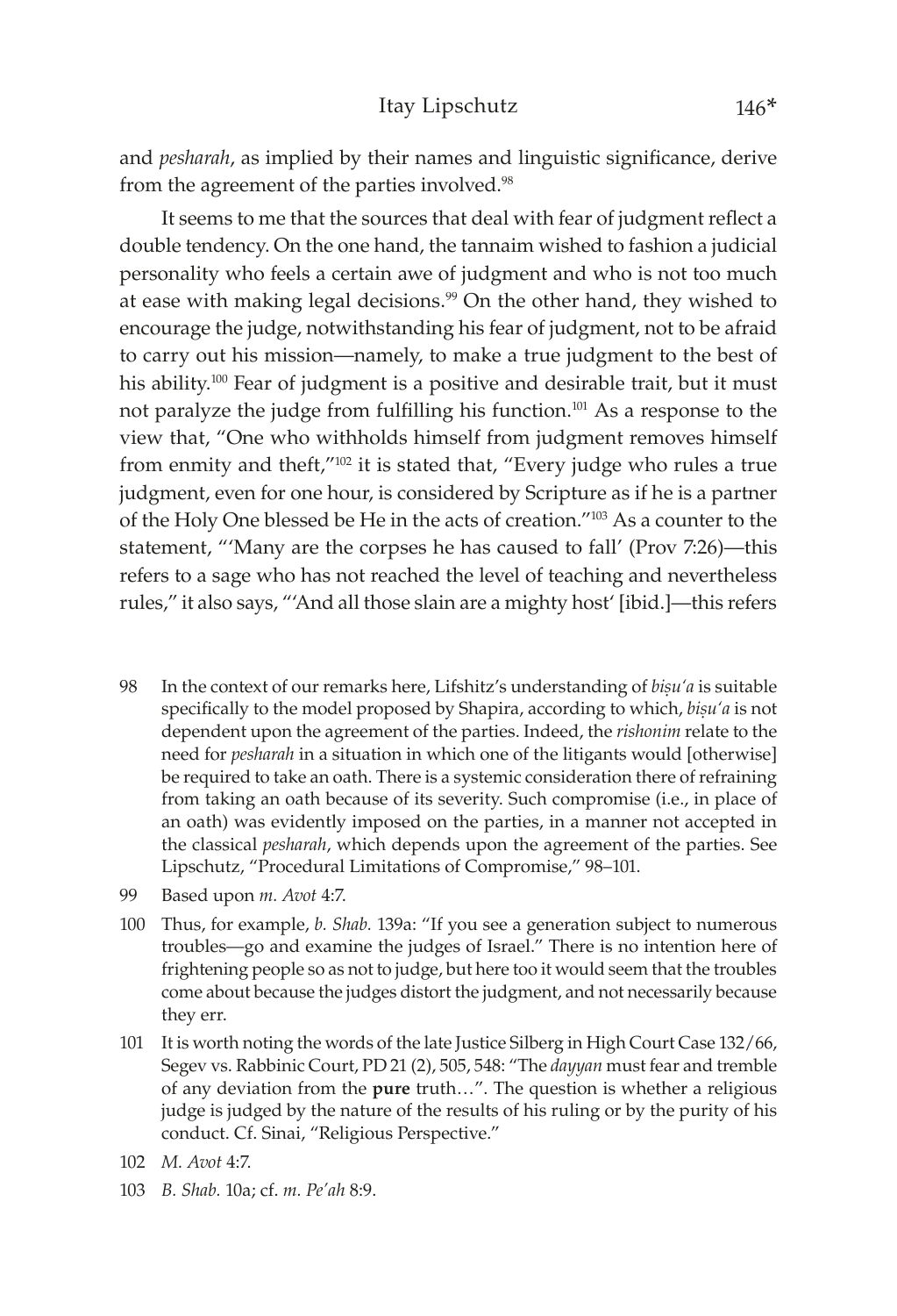and *pesharah*, as implied by their names and linguistic significance, derive from the agreement of the parties involved.[98]

It seems to me that the sources that deal with fear of judgment reflect a double tendency. On the one hand, the tannaim wished to fashion a judicial personality who feels a certain awe of judgment and who is not too much at ease with making legal decisions.[99] On the other hand, they wished to encourage the judge, notwithstanding his fear of judgment, not to be afraid to carry out his mission—namely, to make a true judgment to the best of his ability.[100] Fear of judgment is a positive and desirable trait, but it must not paralyze the judge from fulfilling his function.[101] As a response to the view that, "One who withholds himself from judgment removes himself from enmity and theft,"[102] it is stated that, "Every judge who rules a true judgment, even for one hour, is considered by Scripture as if he is a partner of the Holy One blessed be He in the acts of creation."[103] As a counter to the statement, "'Many are the corpses he has caused to fall' (Prov 7:26)—this refers to a sage who has not reached the level of teaching and nevertheless rules," it also says, "'And all those slain are a mighty host' [ibid.]—this refers

98 In the context of our remarks here, Lifshitz's understanding of *biṣuʿa* is suitable specifically to the model proposed by Shapira, according to which, *biṣuʿa* is not dependent upon the agreement of the parties. Indeed, the *rishonim* relate to the need for *pesharah* in a situation in which one of the litigants would [otherwise] be required to take an oath. There is a systemic consideration there of refraining from taking an oath because of its severity. Such compromise (i.e., in place of an oath) was evidently imposed on the parties, in a manner not accepted in the classical *pesharah*, which depends upon the agreement of the parties. See Lipschutz, "Procedural Limitations of Compromise," 98–101.

99 Based upon *m. Avot* 4:7.

100 Thus, for example, *b. Shab.* 139a: "If you see a generation subject to numerous troubles—go and examine the judges of Israel." There is no intention here of frightening people so as not to judge, but here too it would seem that the troubles come about because the judges distort the judgment, and not necessarily because they err.

101 It is worth noting the words of the late Justice Silberg in High Court Case 132/66, Segev vs. Rabbinic Court, PD 21 (2), 505, 548: "The *dayyan* must fear and tremble of any deviation from the **pure** truth…". The question is whether a religious judge is judged by the nature of the results of his ruling or by the purity of his conduct. Cf. Sinai, "Religious Perspective."

102 *M. Avot* 4:7.

103 *B. Shab.* 10a; cf. *m. Pe'ah* 8:9.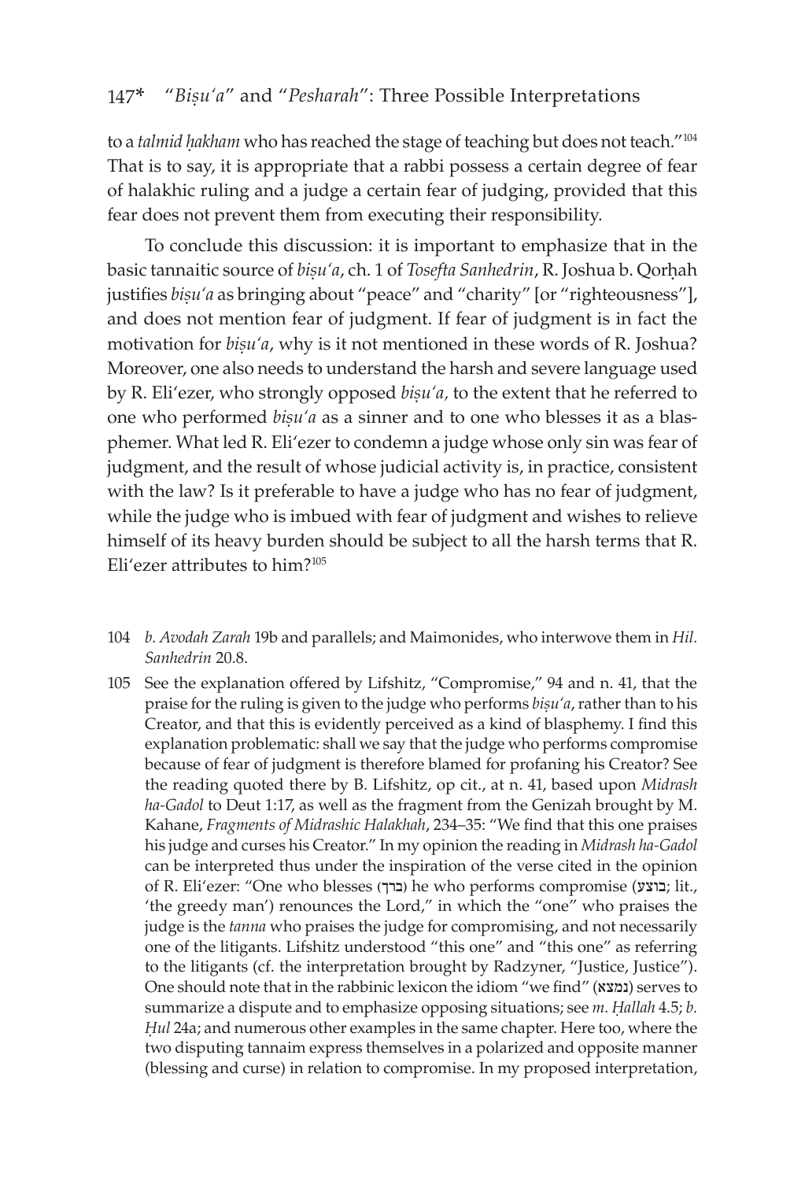to a *talmid ḥakham* who has reached the stage of teaching but does not teach."[104] That is to say, it is appropriate that a rabbi possess a certain degree of fear of halakhic ruling and a judge a certain fear of judging, provided that this fear does not prevent them from executing their responsibility.

To conclude this discussion: it is important to emphasize that in the basic tannaitic source of *biṣu'a*, ch. 1 of *Tosefta Sanhedrin*, R. Joshua b. Qorḥah justifies *biṣu'a* as bringing about "peace" and "charity" [or "righteousness"], and does not mention fear of judgment. If fear of judgment is in fact the motivation for *biṣu'a*, why is it not mentioned in these words of R. Joshua? Moreover, one also needs to understand the harsh and severe language used by R. Eli'ezer, who strongly opposed *biṣu'a,* to the extent that he referred to one who performed *biṣu'a* as a sinner and to one who blesses it as a blasphemer. What led R. Eli'ezer to condemn a judge whose only sin was fear of judgment, and the result of whose judicial activity is, in practice, consistent with the law? Is it preferable to have a judge who has no fear of judgment, while the judge who is imbued with fear of judgment and wishes to relieve himself of its heavy burden should be subject to all the harsh terms that R. Eli'ezer attributes to him?[105]

---

104 *b. Avodah Zarah* 19b and parallels; and Maimonides, who interwove them in *Hil. Sanhedrin* 20.8.

105 See the explanation offered by Lifshitz, "Compromise," 94 and n. 41, that the praise for the ruling is given to the judge who performs *biṣu'a*, rather than to his Creator, and that this is evidently perceived as a kind of blasphemy. I find this explanation problematic: shall we say that the judge who performs compromise because of fear of judgment is therefore blamed for profaning his Creator? See the reading quoted there by B. Lifshitz, op cit., at n. 41, based upon *Midrash ha-Gadol* to Deut 1:17, as well as the fragment from the Genizah brought by M. Kahane, *Fragments of Midrashic Halakhah*, 234–35: "We find that this one praises his judge and curses his Creator." In my opinion the reading in *Midrash ha-Gadol* can be interpreted thus under the inspiration of the verse cited in the opinion of R. Eli'ezer: "One who blesses (ברך) he who performs compromise (בוצע; lit., 'the greedy man') renounces the Lord," in which the "one" who praises the judge is the *tanna* who praises the judge for compromising, and not necessarily one of the litigants. Lifshitz understood "this one" and "this one" as referring to the litigants (cf. the interpretation brought by Radzyner, "Justice, Justice"). One should note that in the rabbinic lexicon the idiom "we find" (נמצא) serves to summarize a dispute and to emphasize opposing situations; see *m. Ḥallah* 4.5; *b. Ḥul* 24a; and numerous other examples in the same chapter. Here too, where the two disputing tannaim express themselves in a polarized and opposite manner (blessing and curse) in relation to compromise. In my proposed interpretation,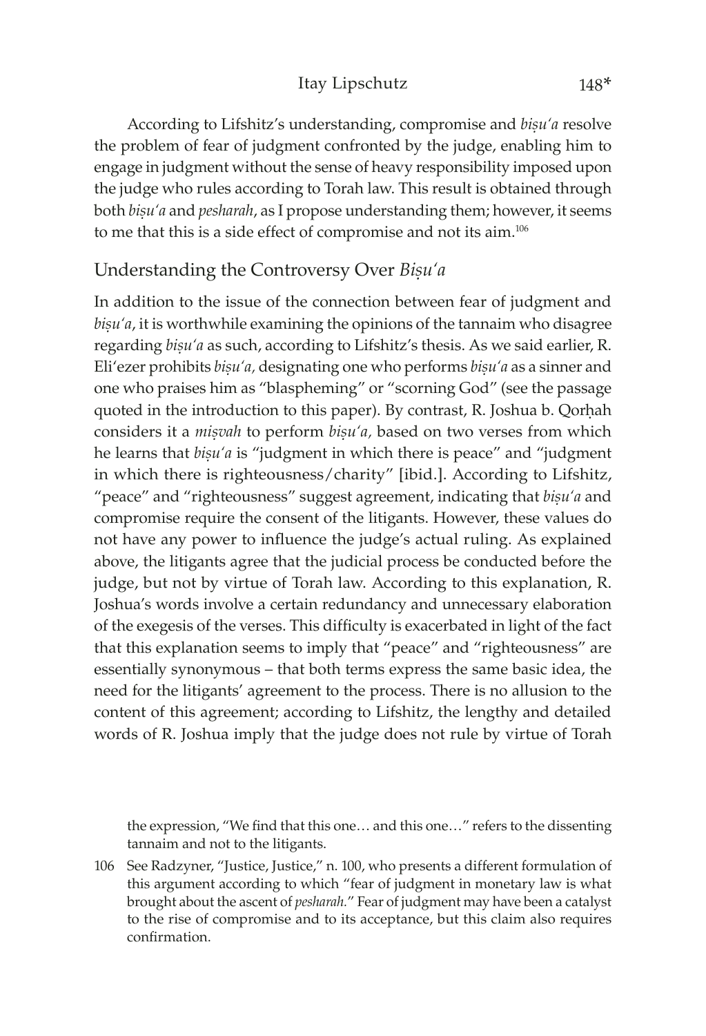According to Lifshitz's understanding, compromise and *biṣu'a* resolve the problem of fear of judgment confronted by the judge, enabling him to engage in judgment without the sense of heavy responsibility imposed upon the judge who rules according to Torah law. This result is obtained through both *biṣu'a* and *pesharah*, as I propose understanding them; however, it seems to me that this is a side effect of compromise and not its aim.[106]

## Understanding the Controversy Over *Biṣu'a*

In addition to the issue of the connection between fear of judgment and *biṣu'a*, it is worthwhile examining the opinions of the tannaim who disagree regarding *biṣu'a* as such, according to Lifshitz's thesis. As we said earlier, R. Eli'ezer prohibits *biṣu'a*, designating one who performs *biṣu'a* as a sinner and one who praises him as "blaspheming" or "scorning God" (see the passage quoted in the introduction to this paper). By contrast, R. Joshua b. Qorḥah considers it a *miṣvah* to perform *biṣu'a*, based on two verses from which he learns that *biṣu'a* is "judgment in which there is peace" and "judgment in which there is righteousness/charity" [ibid.]. According to Lifshitz, "peace" and "righteousness" suggest agreement, indicating that *biṣu'a* and compromise require the consent of the litigants. However, these values do not have any power to influence the judge's actual ruling. As explained above, the litigants agree that the judicial process be conducted before the judge, but not by virtue of Torah law. According to this explanation, R. Joshua's words involve a certain redundancy and unnecessary elaboration of the exegesis of the verses. This difficulty is exacerbated in light of the fact that this explanation seems to imply that "peace" and "righteousness" are essentially synonymous – that both terms express the same basic idea, the need for the litigants' agreement to the process. There is no allusion to the content of this agreement; according to Lifshitz, the lengthy and detailed words of R. Joshua imply that the judge does not rule by virtue of Torah

the expression, "We find that this one… and this one…" refers to the dissenting tannaim and not to the litigants.

106 See Radzyner, "Justice, Justice," n. 100, who presents a different formulation of this argument according to which "fear of judgment in monetary law is what brought about the ascent of *pesharah*." Fear of judgment may have been a catalyst to the rise of compromise and to its acceptance, but this claim also requires confirmation.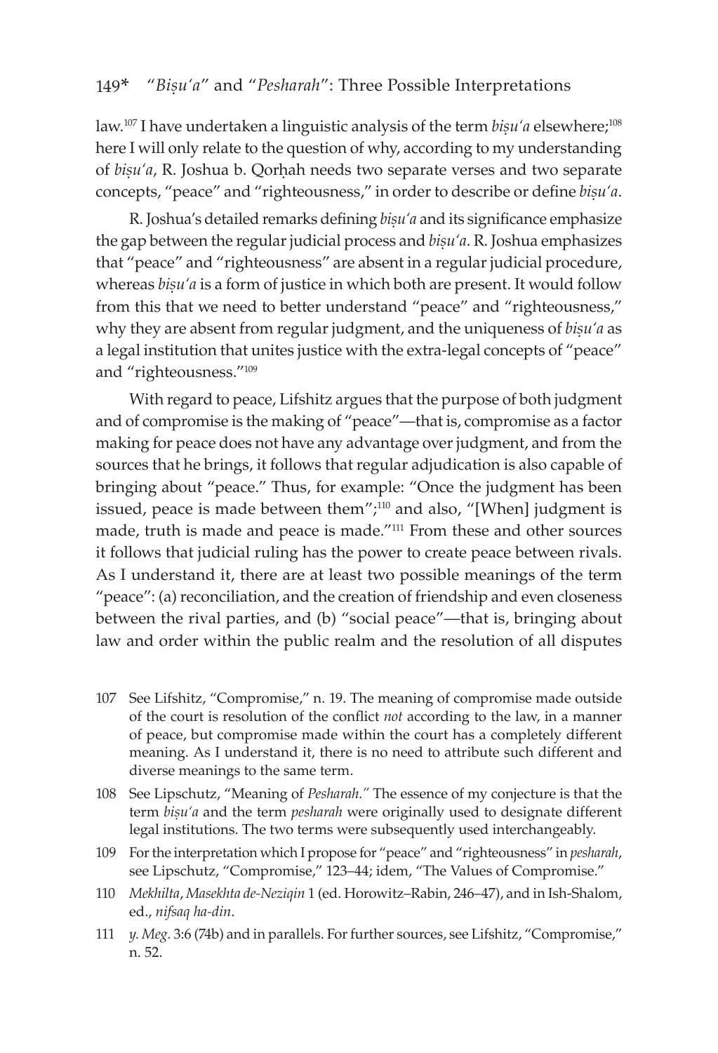law.[107] I have undertaken a linguistic analysis of the term *biṣuʿa* elsewhere;[108] here I will only relate to the question of why, according to my understanding of *biṣuʿa*, R. Joshua b. Qorḥah needs two separate verses and two separate concepts, "peace" and "righteousness," in order to describe or define *biṣuʿa*.

R. Joshua's detailed remarks defining *biṣuʿa* and its significance emphasize the gap between the regular judicial process and *biṣuʿa*. R. Joshua emphasizes that "peace" and "righteousness" are absent in a regular judicial procedure, whereas *biṣuʿa* is a form of justice in which both are present. It would follow from this that we need to better understand "peace" and "righteousness," why they are absent from regular judgment, and the uniqueness of *biṣuʿa* as a legal institution that unites justice with the extra-legal concepts of "peace" and "righteousness."[109]

With regard to peace, Lifshitz argues that the purpose of both judgment and of compromise is the making of "peace"—that is, compromise as a factor making for peace does not have any advantage over judgment, and from the sources that he brings, it follows that regular adjudication is also capable of bringing about "peace." Thus, for example: "Once the judgment has been issued, peace is made between them";[110] and also, "[When] judgment is made, truth is made and peace is made."[111] From these and other sources it follows that judicial ruling has the power to create peace between rivals. As I understand it, there are at least two possible meanings of the term "peace": (a) reconciliation, and the creation of friendship and even closeness between the rival parties, and (b) "social peace"—that is, bringing about law and order within the public realm and the resolution of all disputes

107 See Lifshitz, "Compromise," n. 19. The meaning of compromise made outside of the court is resolution of the conflict *not* according to the law, in a manner of peace, but compromise made within the court has a completely different meaning. As I understand it, there is no need to attribute such different and diverse meanings to the same term.

108 See Lipschutz, "Meaning of *Pesharah.*" The essence of my conjecture is that the term *biṣuʿa* and the term *pesharah* were originally used to designate different legal institutions. The two terms were subsequently used interchangeably.

109 For the interpretation which I propose for "peace" and "righteousness" in *pesharah*, see Lipschutz, "Compromise," 123–44; idem, "The Values of Compromise."

110 *Mekhilta*, *Masekhta de-Neziqin* 1 (ed. Horowitz–Rabin, 246–47), and in Ish-Shalom, ed., *nifsaq ha-din*.

111 *y. Meg.* 3:6 (74b) and in parallels. For further sources, see Lifshitz, "Compromise," n. 52.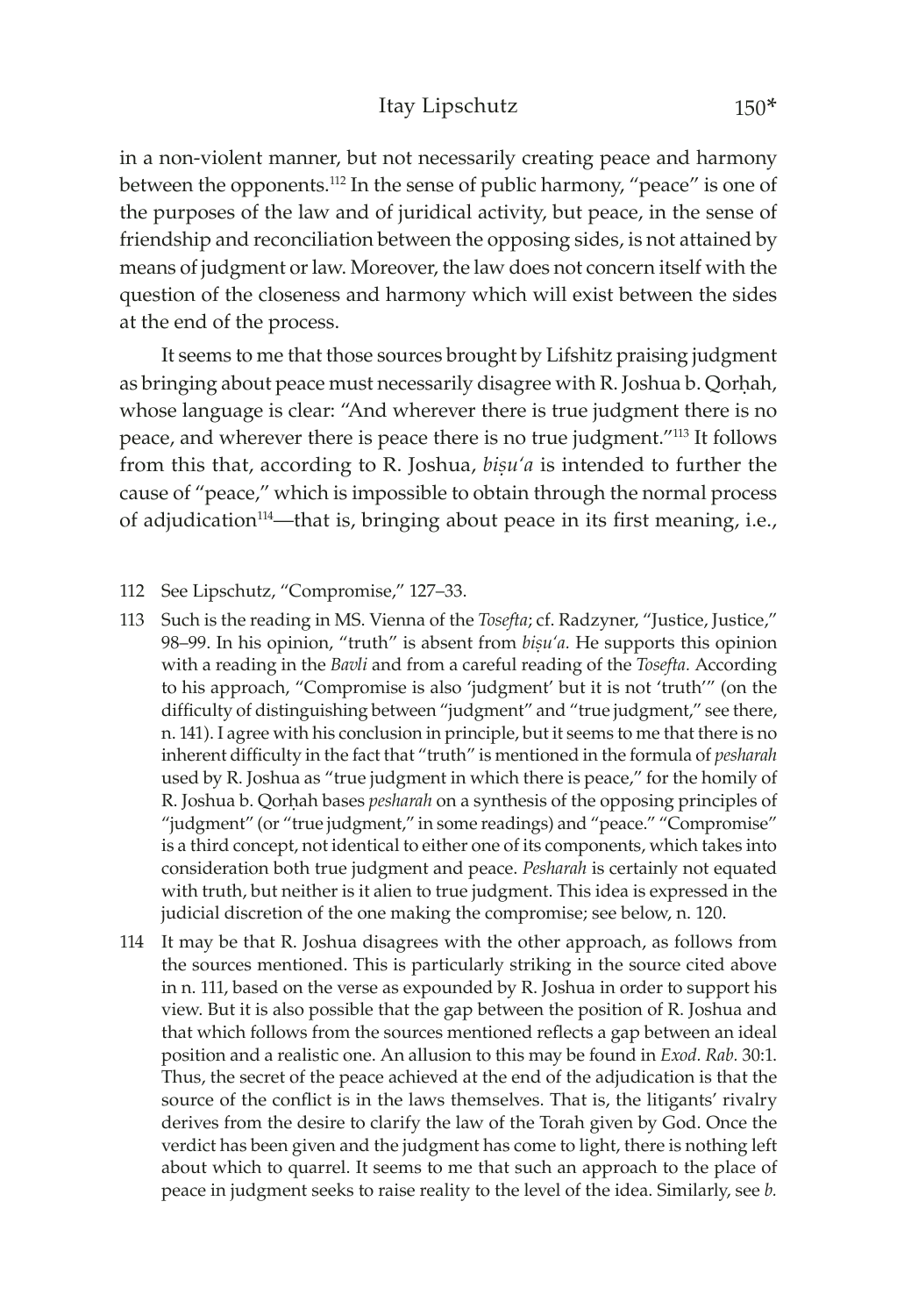in a non-violent manner, but not necessarily creating peace and harmony between the opponents.[112] In the sense of public harmony, "peace" is one of the purposes of the law and of juridical activity, but peace, in the sense of friendship and reconciliation between the opposing sides, is not attained by means of judgment or law. Moreover, the law does not concern itself with the question of the closeness and harmony which will exist between the sides at the end of the process.

It seems to me that those sources brought by Lifshitz praising judgment as bringing about peace must necessarily disagree with R. Joshua b. Qorḥah, whose language is clear: "And wherever there is true judgment there is no peace, and wherever there is peace there is no true judgment."[113] It follows from this that, according to R. Joshua, *biṣuʿa* is intended to further the cause of "peace," which is impossible to obtain through the normal process of adjudication[114]—that is, bringing about peace in its first meaning, i.e.,

112 See Lipschutz, "Compromise," 127–33.

113 Such is the reading in MS. Vienna of the *Tosefta*; cf. Radzyner, "Justice, Justice," 98–99. In his opinion, "truth" is absent from *biṣuʿa*. He supports this opinion with a reading in the *Bavli* and from a careful reading of the *Tosefta*. According to his approach, "Compromise is also 'judgment' but it is not 'truth'" (on the difficulty of distinguishing between "judgment" and "true judgment," see there, n. 141). I agree with his conclusion in principle, but it seems to me that there is no inherent difficulty in the fact that "truth" is mentioned in the formula of *pesharah* used by R. Joshua as "true judgment in which there is peace," for the homily of R. Joshua b. Qorḥah bases *pesharah* on a synthesis of the opposing principles of "judgment" (or "true judgment," in some readings) and "peace." "Compromise" is a third concept, not identical to either one of its components, which takes into consideration both true judgment and peace. *Pesharah* is certainly not equated with truth, but neither is it alien to true judgment. This idea is expressed in the judicial discretion of the one making the compromise; see below, n. 120.

114 It may be that R. Joshua disagrees with the other approach, as follows from the sources mentioned. This is particularly striking in the source cited above in n. 111, based on the verse as expounded by R. Joshua in order to support his view. But it is also possible that the gap between the position of R. Joshua and that which follows from the sources mentioned reflects a gap between an ideal position and a realistic one. An allusion to this may be found in *Exod. Rab.* 30:1. Thus, the secret of the peace achieved at the end of the adjudication is that the source of the conflict is in the laws themselves. That is, the litigants' rivalry derives from the desire to clarify the law of the Torah given by God. Once the verdict has been given and the judgment has come to light, there is nothing left about which to quarrel. It seems to me that such an approach to the place of peace in judgment seeks to raise reality to the level of the idea. Similarly, see *b.*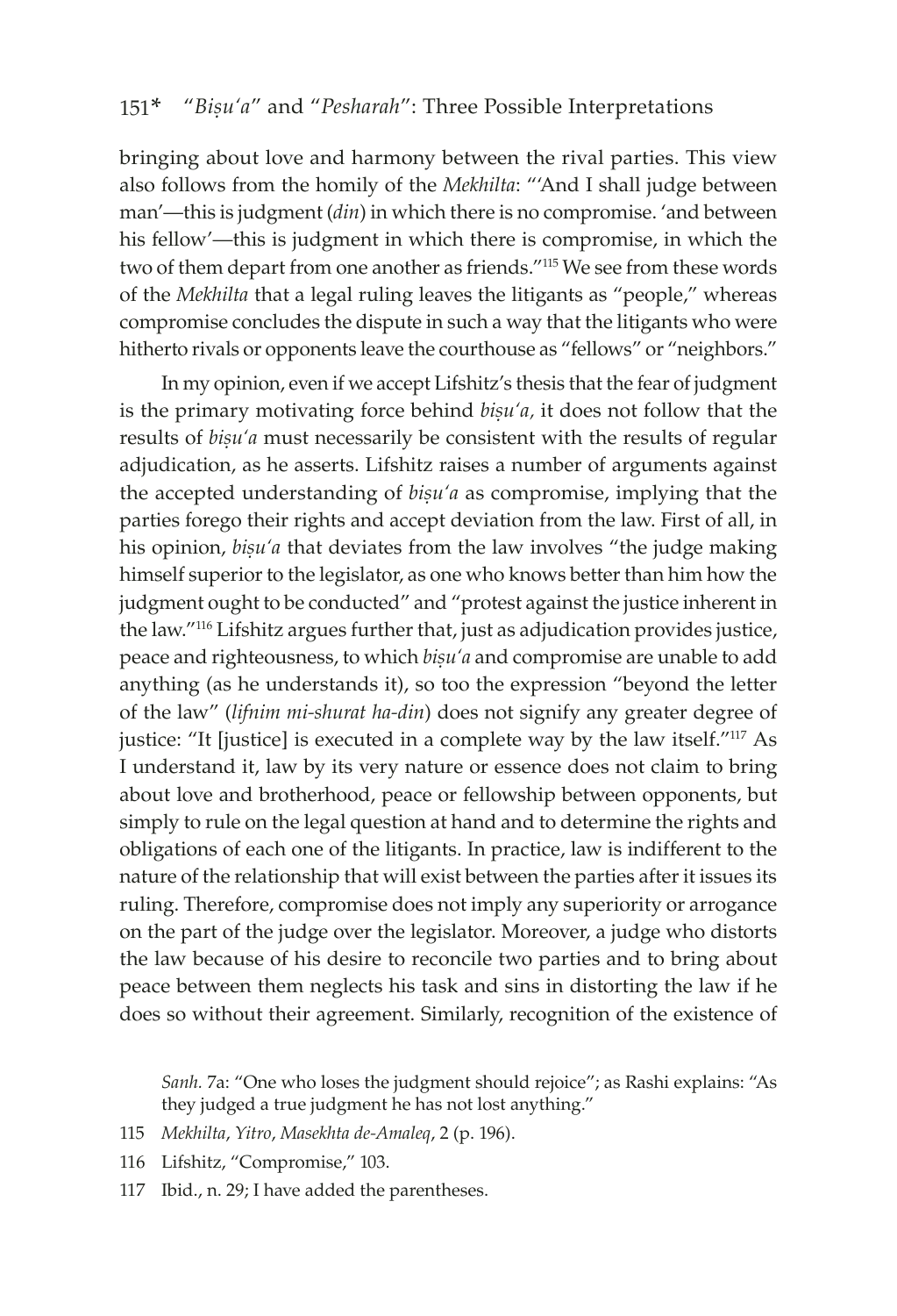bringing about love and harmony between the rival parties. This view also follows from the homily of the *Mekhilta*: "'And I shall judge between man'—this is judgment (*din*) in which there is no compromise. 'and between his fellow'—this is judgment in which there is compromise, in which the two of them depart from one another as friends."[115] We see from these words of the *Mekhilta* that a legal ruling leaves the litigants as "people," whereas compromise concludes the dispute in such a way that the litigants who were hitherto rivals or opponents leave the courthouse as "fellows" or "neighbors."

In my opinion, even if we accept Lifshitz's thesis that the fear of judgment is the primary motivating force behind *biṣu'a,* it does not follow that the results of *biṣu'a* must necessarily be consistent with the results of regular adjudication, as he asserts. Lifshitz raises a number of arguments against the accepted understanding of *biṣu'a* as compromise, implying that the parties forego their rights and accept deviation from the law. First of all, in his opinion, *biṣu'a* that deviates from the law involves "the judge making himself superior to the legislator, as one who knows better than him how the judgment ought to be conducted" and "protest against the justice inherent in the law."[116] Lifshitz argues further that, just as adjudication provides justice, peace and righteousness, to which *biṣu'a* and compromise are unable to add anything (as he understands it), so too the expression "beyond the letter of the law" (*lifnim mi-shurat ha-din*) does not signify any greater degree of justice: "It [justice] is executed in a complete way by the law itself."[117] As I understand it, law by its very nature or essence does not claim to bring about love and brotherhood, peace or fellowship between opponents, but simply to rule on the legal question at hand and to determine the rights and obligations of each one of the litigants. In practice, law is indifferent to the nature of the relationship that will exist between the parties after it issues its ruling. Therefore, compromise does not imply any superiority or arrogance on the part of the judge over the legislator. Moreover, a judge who distorts the law because of his desire to reconcile two parties and to bring about peace between them neglects his task and sins in distorting the law if he does so without their agreement. Similarly, recognition of the existence of

*Sanh.* 7a: "One who loses the judgment should rejoice"; as Rashi explains: "As they judged a true judgment he has not lost anything."

115 *Mekhilta*, *Yitro*, *Masekhta de-Amaleq*, 2 (p. 196).

116 Lifshitz, "Compromise," 103.

117 Ibid., n. 29; I have added the parentheses.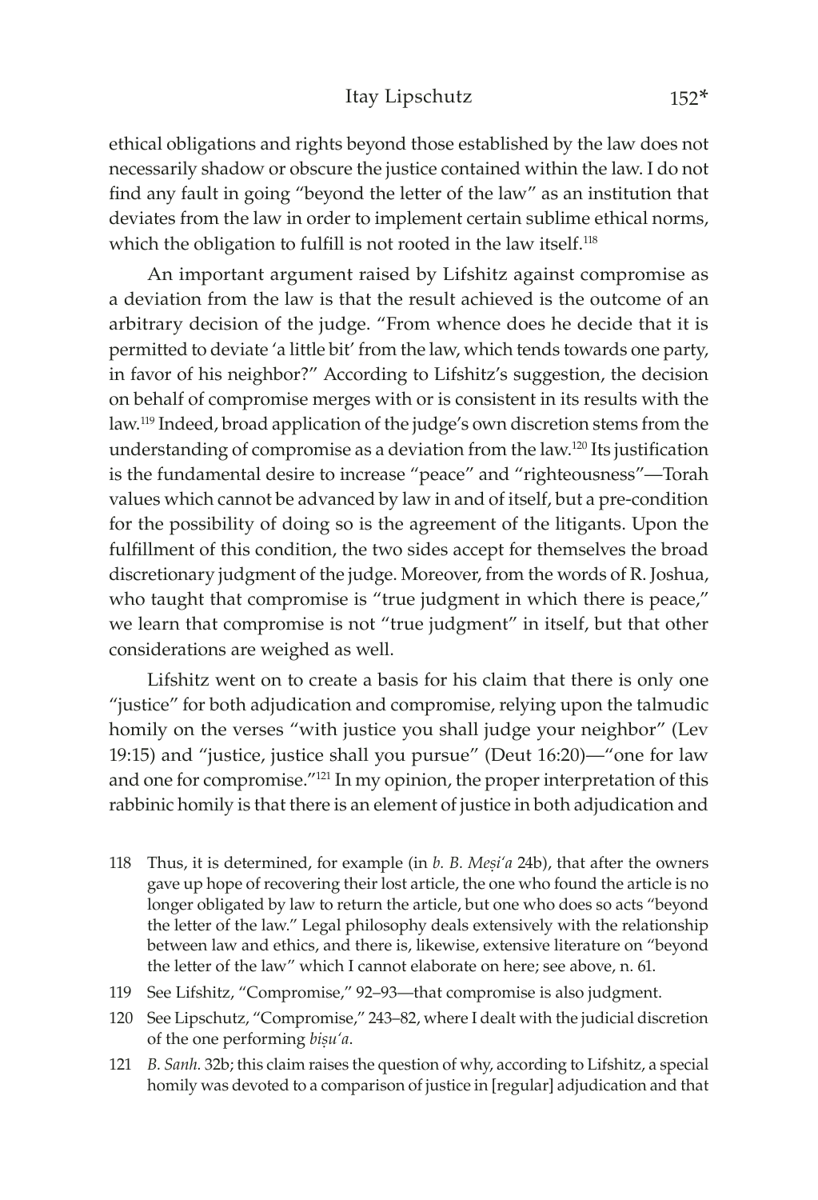ethical obligations and rights beyond those established by the law does not necessarily shadow or obscure the justice contained within the law. I do not find any fault in going "beyond the letter of the law" as an institution that deviates from the law in order to implement certain sublime ethical norms, which the obligation to fulfill is not rooted in the law itself.[118]

An important argument raised by Lifshitz against compromise as a deviation from the law is that the result achieved is the outcome of an arbitrary decision of the judge. "From whence does he decide that it is permitted to deviate 'a little bit' from the law, which tends towards one party, in favor of his neighbor?" According to Lifshitz's suggestion, the decision on behalf of compromise merges with or is consistent in its results with the law.[119] Indeed, broad application of the judge's own discretion stems from the understanding of compromise as a deviation from the law.[120] Its justification is the fundamental desire to increase "peace" and "righteousness"—Torah values which cannot be advanced by law in and of itself, but a pre-condition for the possibility of doing so is the agreement of the litigants. Upon the fulfillment of this condition, the two sides accept for themselves the broad discretionary judgment of the judge. Moreover, from the words of R. Joshua, who taught that compromise is "true judgment in which there is peace," we learn that compromise is not "true judgment" in itself, but that other considerations are weighed as well.

Lifshitz went on to create a basis for his claim that there is only one "justice" for both adjudication and compromise, relying upon the talmudic homily on the verses "with justice you shall judge your neighbor" (Lev 19:15) and "justice, justice shall you pursue" (Deut 16:20)—"one for law and one for compromise."[121] In my opinion, the proper interpretation of this rabbinic homily is that there is an element of justice in both adjudication and

118 Thus, it is determined, for example (in *b. B. Meṣi'a* 24b), that after the owners gave up hope of recovering their lost article, the one who found the article is no longer obligated by law to return the article, but one who does so acts "beyond the letter of the law." Legal philosophy deals extensively with the relationship between law and ethics, and there is, likewise, extensive literature on "beyond the letter of the law" which I cannot elaborate on here; see above, n. 61.

119 See Lifshitz, "Compromise," 92–93—that compromise is also judgment.

120 See Lipschutz, "Compromise," 243–82, where I dealt with the judicial discretion of the one performing *biṣu'a*.

121 *B. Sanh.* 32b; this claim raises the question of why, according to Lifshitz, a special homily was devoted to a comparison of justice in [regular] adjudication and that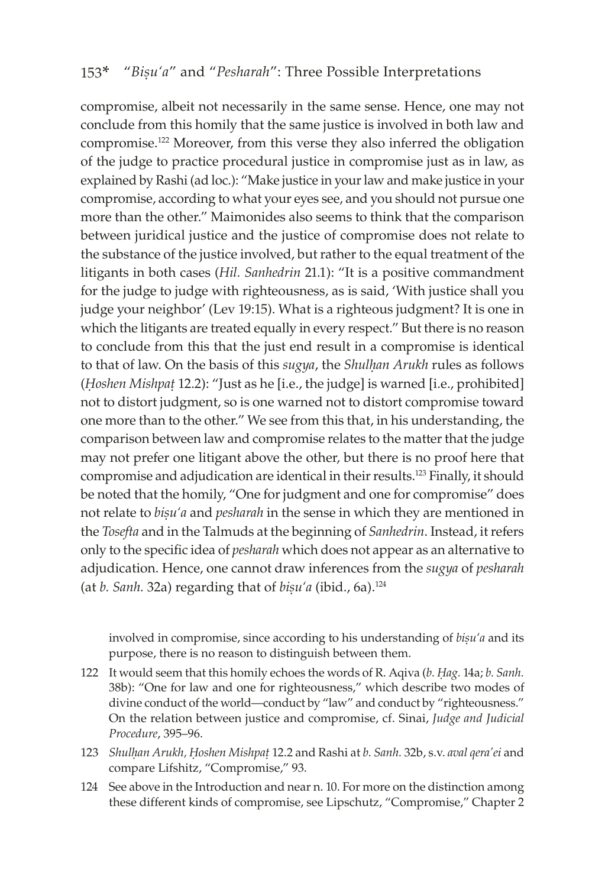compromise, albeit not necessarily in the same sense. Hence, one may not conclude from this homily that the same justice is involved in both law and compromise.[122] Moreover, from this verse they also inferred the obligation of the judge to practice procedural justice in compromise just as in law, as explained by Rashi (ad loc.): "Make justice in your law and make justice in your compromise, according to what your eyes see, and you should not pursue one more than the other." Maimonides also seems to think that the comparison between juridical justice and the justice of compromise does not relate to the substance of the justice involved, but rather to the equal treatment of the litigants in both cases (*Hil. Sanhedrin* 21.1): "It is a positive commandment for the judge to judge with righteousness, as is said, 'With justice shall you judge your neighbor' (Lev 19:15). What is a righteous judgment? It is one in which the litigants are treated equally in every respect." But there is no reason to conclude from this that the just end result in a compromise is identical to that of law. On the basis of this *sugya*, the *Shulḥan Arukh* rules as follows (*Ḥoshen Mishpaṭ* 12.2): "Just as he [i.e., the judge] is warned [i.e., prohibited] not to distort judgment, so is one warned not to distort compromise toward one more than to the other." We see from this that, in his understanding, the comparison between law and compromise relates to the matter that the judge may not prefer one litigant above the other, but there is no proof here that compromise and adjudication are identical in their results.[123] Finally, it should be noted that the homily, "One for judgment and one for compromise" does not relate to *biṣu'a* and *pesharah* in the sense in which they are mentioned in the *Tosefta* and in the Talmuds at the beginning of *Sanhedrin*. Instead, it refers only to the specific idea of *pesharah* which does not appear as an alternative to adjudication. Hence, one cannot draw inferences from the *sugya* of *pesharah* (at *b. Sanh.* 32a) regarding that of *biṣu'a* (ibid., 6a).[124]

involved in compromise, since according to his understanding of *biṣu'a* and its purpose, there is no reason to distinguish between them.

122 It would seem that this homily echoes the words of R. Aqiva (*b. Ḥag.* 14a; *b. Sanh.* 38b): "One for law and one for righteousness," which describe two modes of divine conduct of the world—conduct by "law" and conduct by "righteousness." On the relation between justice and compromise, cf. Sinai, *Judge and Judicial Procedure*, 395–96.

123 *Shulḥan Arukh, Ḥoshen Mishpaṭ* 12.2 and Rashi at *b. Sanh.* 32b, s.v. *aval qera'ei* and compare Lifshitz, "Compromise," 93.

124 See above in the Introduction and near n. 10. For more on the distinction among these different kinds of compromise, see Lipschutz, "Compromise," Chapter 2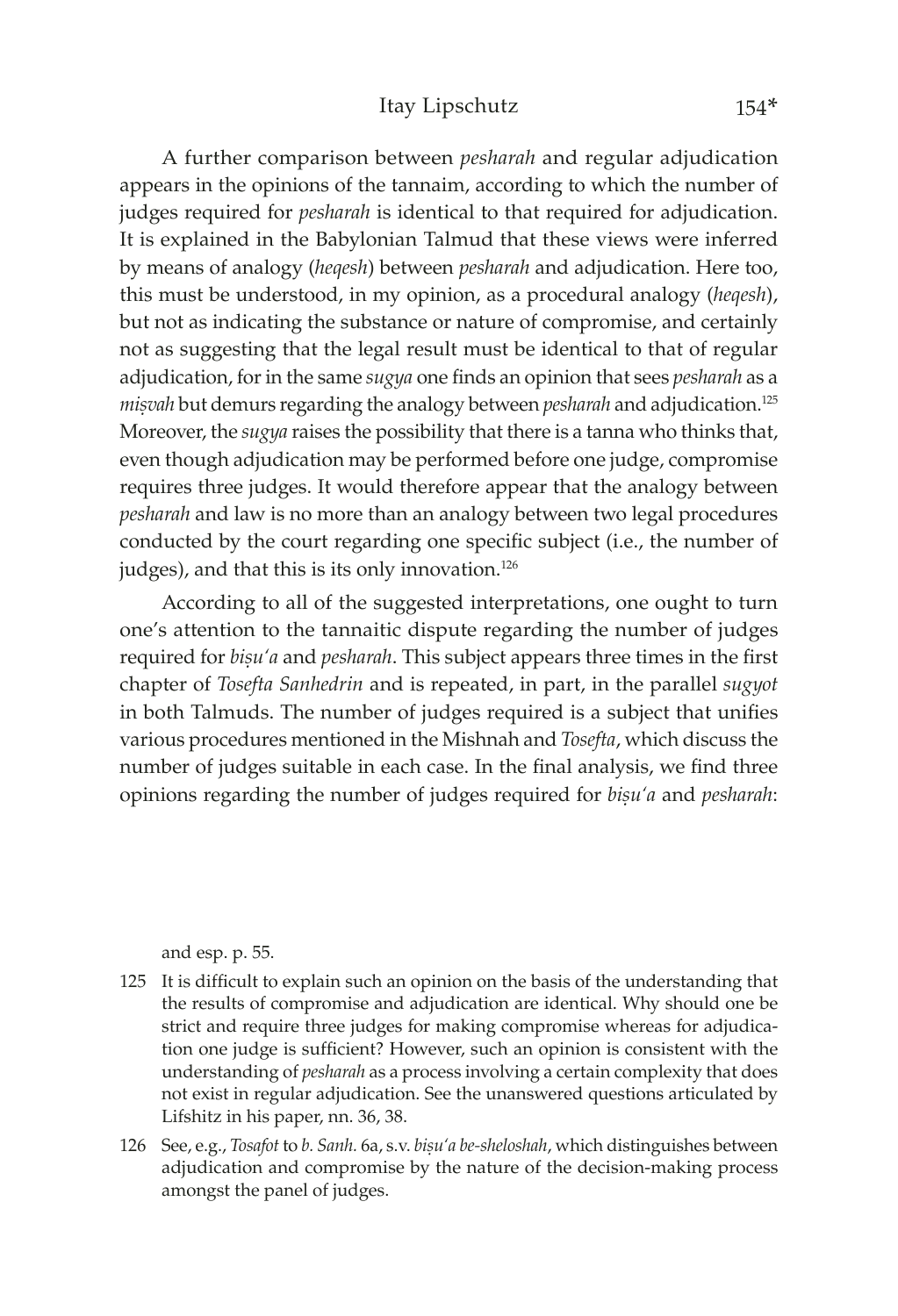A further comparison between *pesharah* and regular adjudication appears in the opinions of the tannaim, according to which the number of judges required for *pesharah* is identical to that required for adjudication. It is explained in the Babylonian Talmud that these views were inferred by means of analogy (*heqesh*) between *pesharah* and adjudication. Here too, this must be understood, in my opinion, as a procedural analogy (*heqesh*), but not as indicating the substance or nature of compromise, and certainly not as suggesting that the legal result must be identical to that of regular adjudication, for in the same *sugya* one finds an opinion that sees *pesharah* as a *miṣvah* but demurs regarding the analogy between *pesharah* and adjudication.[125] Moreover, the *sugya* raises the possibility that there is a tanna who thinks that, even though adjudication may be performed before one judge, compromise requires three judges. It would therefore appear that the analogy between *pesharah* and law is no more than an analogy between two legal procedures conducted by the court regarding one specific subject (i.e., the number of judges), and that this is its only innovation.[126]

According to all of the suggested interpretations, one ought to turn one's attention to the tannaitic dispute regarding the number of judges required for *biṣu'a* and *pesharah*. This subject appears three times in the first chapter of *Tosefta Sanhedrin* and is repeated, in part, in the parallel *sugyot* in both Talmuds. The number of judges required is a subject that unifies various procedures mentioned in the Mishnah and *Tosefta*, which discuss the number of judges suitable in each case. In the final analysis, we find three opinions regarding the number of judges required for *biṣu'a* and *pesharah*:

and esp. p. 55.

125 It is difficult to explain such an opinion on the basis of the understanding that the results of compromise and adjudication are identical. Why should one be strict and require three judges for making compromise whereas for adjudication one judge is sufficient? However, such an opinion is consistent with the understanding of *pesharah* as a process involving a certain complexity that does not exist in regular adjudication. See the unanswered questions articulated by Lifshitz in his paper, nn. 36, 38.

126 See, e.g., *Tosafot* to *b. Sanh.* 6a, s.v. *biṣu'a be-sheloshah*, which distinguishes between adjudication and compromise by the nature of the decision-making process amongst the panel of judges.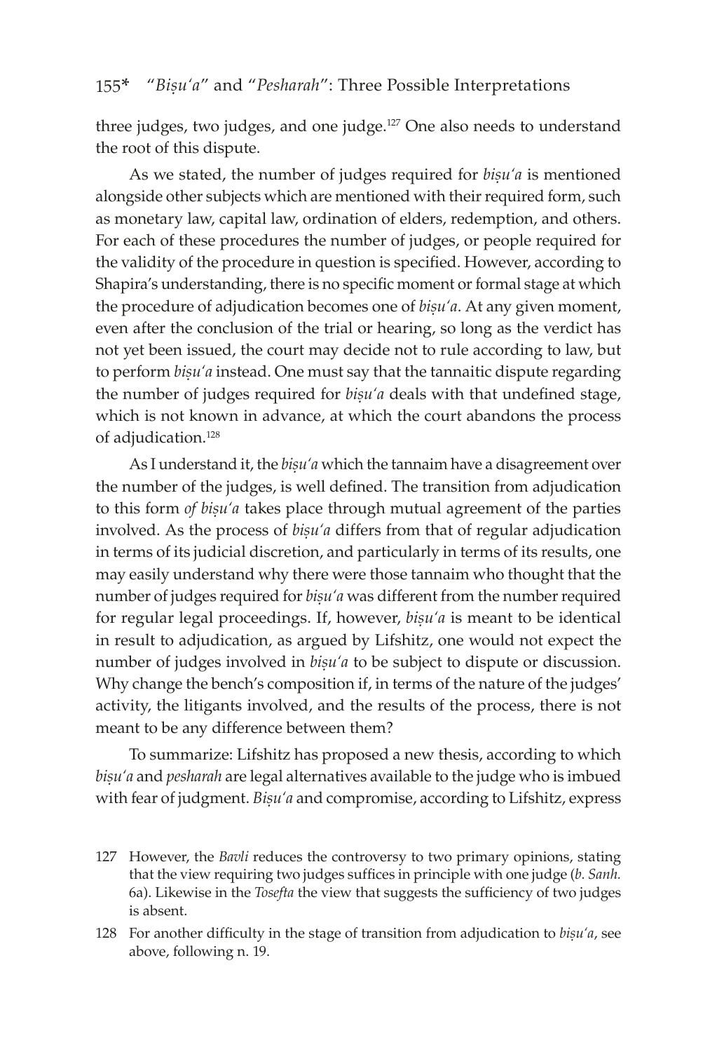three judges, two judges, and one judge.[127] One also needs to understand the root of this dispute.

As we stated, the number of judges required for *biṣu'a* is mentioned alongside other subjects which are mentioned with their required form, such as monetary law, capital law, ordination of elders, redemption, and others. For each of these procedures the number of judges, or people required for the validity of the procedure in question is specified. However, according to Shapira's understanding, there is no specific moment or formal stage at which the procedure of adjudication becomes one of *biṣu'a*. At any given moment, even after the conclusion of the trial or hearing, so long as the verdict has not yet been issued, the court may decide not to rule according to law, but to perform *biṣu'a* instead. One must say that the tannaitic dispute regarding the number of judges required for *biṣu'a* deals with that undefined stage, which is not known in advance, at which the court abandons the process of adjudication.[128]

As I understand it, the *biṣu'a* which the tannaim have a disagreement over the number of the judges, is well defined. The transition from adjudication to this form *of biṣu'a* takes place through mutual agreement of the parties involved. As the process of *biṣu'a* differs from that of regular adjudication in terms of its judicial discretion, and particularly in terms of its results, one may easily understand why there were those tannaim who thought that the number of judges required for *biṣu'a* was different from the number required for regular legal proceedings. If, however, *biṣu'a* is meant to be identical in result to adjudication, as argued by Lifshitz, one would not expect the number of judges involved in *biṣu'a* to be subject to dispute or discussion. Why change the bench's composition if, in terms of the nature of the judges' activity, the litigants involved, and the results of the process, there is not meant to be any difference between them?

To summarize: Lifshitz has proposed a new thesis, according to which *biṣu'a* and *pesharah* are legal alternatives available to the judge who is imbued with fear of judgment. *Biṣu'a* and compromise, according to Lifshitz, express

127 However, the *Bavli* reduces the controversy to two primary opinions, stating that the view requiring two judges suffices in principle with one judge (*b. Sanh.* 6a). Likewise in the *Tosefta* the view that suggests the sufficiency of two judges is absent.

128 For another difficulty in the stage of transition from adjudication to *biṣu'a*, see above, following n. 19.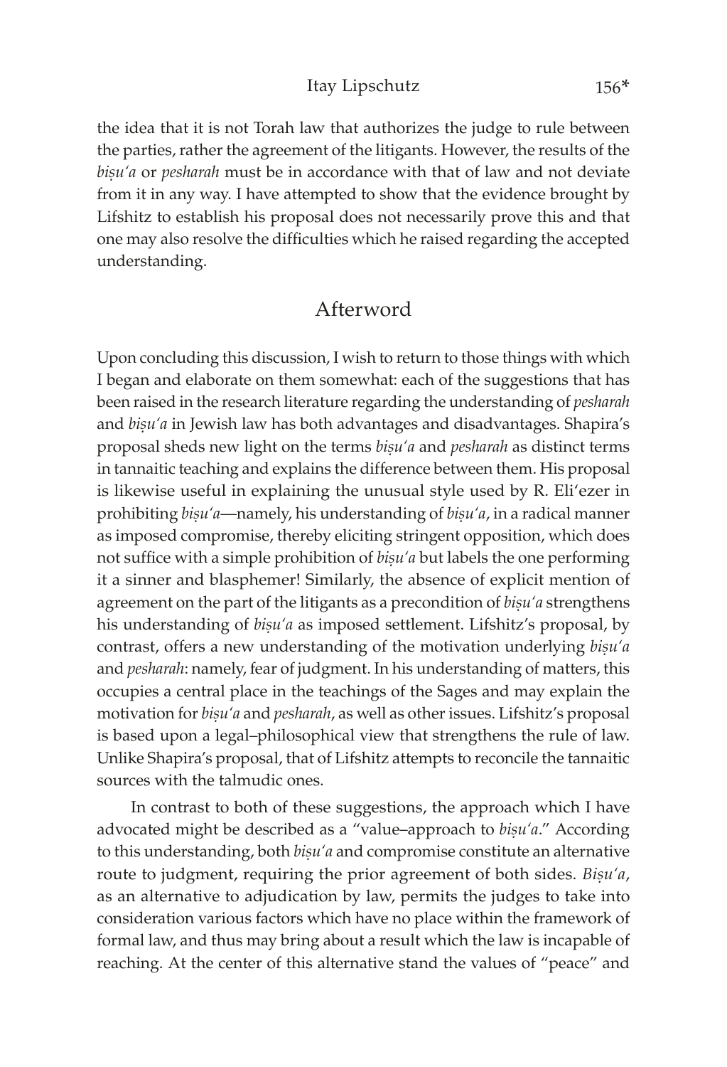the idea that it is not Torah law that authorizes the judge to rule between the parties, rather the agreement of the litigants. However, the results of the *biṣu'a* or *pesharah* must be in accordance with that of law and not deviate from it in any way. I have attempted to show that the evidence brought by Lifshitz to establish his proposal does not necessarily prove this and that one may also resolve the difficulties which he raised regarding the accepted understanding.

## Afterword

Upon concluding this discussion, I wish to return to those things with which I began and elaborate on them somewhat: each of the suggestions that has been raised in the research literature regarding the understanding of *pesharah* and *biṣu'a* in Jewish law has both advantages and disadvantages. Shapira's proposal sheds new light on the terms *biṣu'a* and *pesharah* as distinct terms in tannaitic teaching and explains the difference between them. His proposal is likewise useful in explaining the unusual style used by R. Eli'ezer in prohibiting *biṣu'a*—namely, his understanding of *biṣu'a*, in a radical manner as imposed compromise, thereby eliciting stringent opposition, which does not suffice with a simple prohibition of *biṣu'a* but labels the one performing it a sinner and blasphemer! Similarly, the absence of explicit mention of agreement on the part of the litigants as a precondition of *biṣu'a* strengthens his understanding of *biṣu'a* as imposed settlement. Lifshitz's proposal, by contrast, offers a new understanding of the motivation underlying *biṣu'a* and *pesharah*: namely, fear of judgment. In his understanding of matters, this occupies a central place in the teachings of the Sages and may explain the motivation for *biṣu'a* and *pesharah*, as well as other issues. Lifshitz's proposal is based upon a legal–philosophical view that strengthens the rule of law. Unlike Shapira's proposal, that of Lifshitz attempts to reconcile the tannaitic sources with the talmudic ones.

In contrast to both of these suggestions, the approach which I have advocated might be described as a "value–approach to *biṣu'a*." According to this understanding, both *biṣu'a* and compromise constitute an alternative route to judgment, requiring the prior agreement of both sides. *Biṣu'a*, as an alternative to adjudication by law, permits the judges to take into consideration various factors which have no place within the framework of formal law, and thus may bring about a result which the law is incapable of reaching. At the center of this alternative stand the values of "peace" and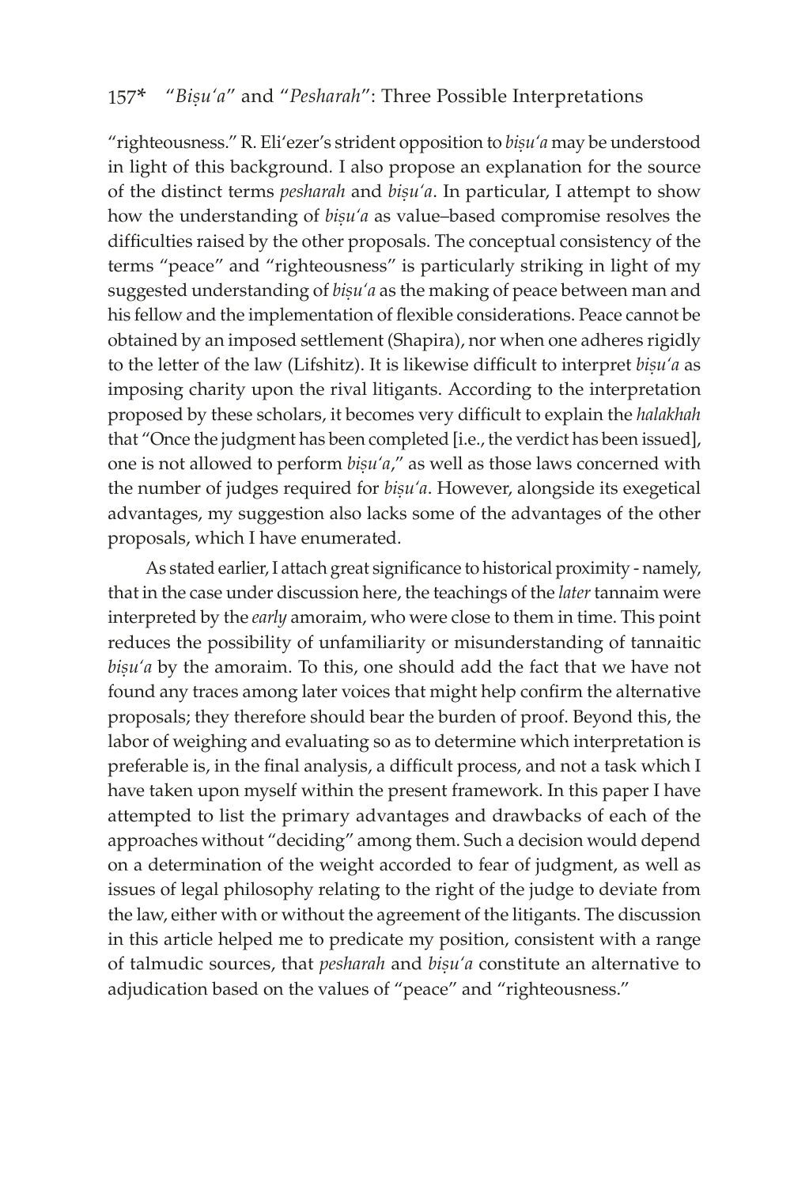"righteousness." R. Eli'ezer's strident opposition to *biṣu'a* may be understood in light of this background. I also propose an explanation for the source of the distinct terms *pesharah* and *biṣu'a*. In particular, I attempt to show how the understanding of *biṣu'a* as value–based compromise resolves the difficulties raised by the other proposals. The conceptual consistency of the terms "peace" and "righteousness" is particularly striking in light of my suggested understanding of *biṣu'a* as the making of peace between man and his fellow and the implementation of flexible considerations. Peace cannot be obtained by an imposed settlement (Shapira), nor when one adheres rigidly to the letter of the law (Lifshitz). It is likewise difficult to interpret *biṣu'a* as imposing charity upon the rival litigants. According to the interpretation proposed by these scholars, it becomes very difficult to explain the *halakhah* that "Once the judgment has been completed [i.e., the verdict has been issued], one is not allowed to perform *biṣu'a*," as well as those laws concerned with the number of judges required for *biṣu'a*. However, alongside its exegetical advantages, my suggestion also lacks some of the advantages of the other proposals, which I have enumerated.

As stated earlier, I attach great significance to historical proximity - namely, that in the case under discussion here, the teachings of the *later* tannaim were interpreted by the *early* amoraim, who were close to them in time. This point reduces the possibility of unfamiliarity or misunderstanding of tannaitic *biṣu'a* by the amoraim. To this, one should add the fact that we have not found any traces among later voices that might help confirm the alternative proposals; they therefore should bear the burden of proof. Beyond this, the labor of weighing and evaluating so as to determine which interpretation is preferable is, in the final analysis, a difficult process, and not a task which I have taken upon myself within the present framework. In this paper I have attempted to list the primary advantages and drawbacks of each of the approaches without "deciding" among them. Such a decision would depend on a determination of the weight accorded to fear of judgment, as well as issues of legal philosophy relating to the right of the judge to deviate from the law, either with or without the agreement of the litigants. The discussion in this article helped me to predicate my position, consistent with a range of talmudic sources, that *pesharah* and *biṣu'a* constitute an alternative to adjudication based on the values of "peace" and "righteousness."